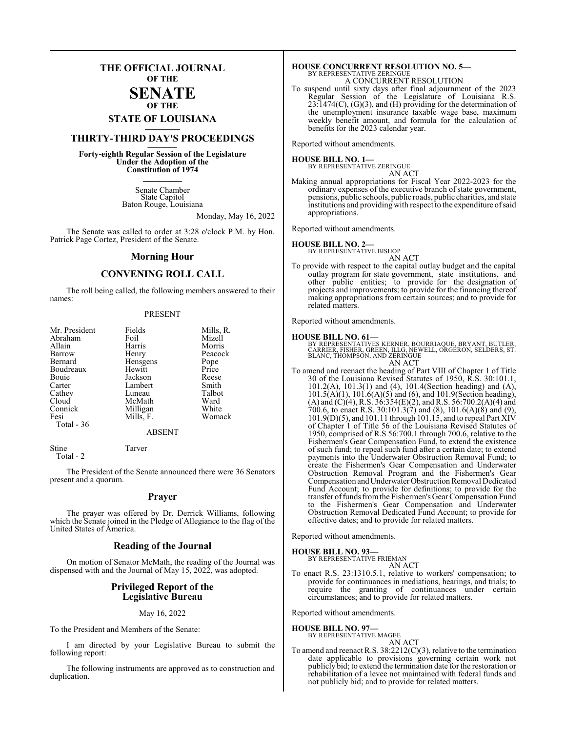# THE OFFICIAL JOURNAL OF THE SENATE OF THE STATE OF LOUISIANA

## THIRTY-THIRD DAY'S PROCEEDINGS

**Forty-eighth Regular Session of the Legislature Under the Adoption of the Constitution of 1974**

Senate Chamber
State Capitol
Baton Rouge, Louisiana

Monday, May 16, 2022

The Senate was called to order at 3:28 o'clock P.M. by Hon. Patrick Page Cortez, President of the Senate.

## Morning Hour

## CONVENING ROLL CALL

The roll being called, the following members answered to their names:

PRESENT

| | | |
|---|---|---|
| Mr. President | Fields | Mills, R. |
| Abraham | Foil | Mizell |
| Allain | Harris | Morris |
| Barrow | Henry | Peacock |
| Bernard | Hensgens | Pope |
| Boudreaux | Hewitt | Price |
| Bouie | Jackson | Reese |
| Carter | Lambert | Smith |
| Cathey | Luneau | Talbot |
| Cloud | McMath | Ward |
| Connick | Milligan | White |
| Fesi | Mills, F. | Womack |
| Total - 36 | | |

ABSENT

| | |
|---|---|
| Stine | Tarver |
| Total - 2 | |

The President of the Senate announced there were 36 Senators present and a quorum.

## Prayer

The prayer was offered by Dr. Derrick Williams, following which the Senate joined in the Pledge of Allegiance to the flag of the United States of America.

## Reading of the Journal

On motion of Senator McMath, the reading of the Journal was dispensed with and the Journal of May 15, 2022, was adopted.

## Privileged Report of the Legislative Bureau

May 16, 2022

To the President and Members of the Senate:

I am directed by your Legislative Bureau to submit the following report:

The following instruments are approved as to construction and duplication.

**HOUSE CONCURRENT RESOLUTION NO. 5—**
BY REPRESENTATIVE ZERINGUE
A CONCURRENT RESOLUTION
To suspend until sixty days after final adjournment of the 2023 Regular Session of the Legislature of Louisiana R.S. 23:1474(C), (G)(3), and (H) providing for the determination of the unemployment insurance taxable wage base, maximum weekly benefit amount, and formula for the calculation of benefits for the 2023 calendar year.

Reported without amendments.

**HOUSE BILL NO. 1—**
BY REPRESENTATIVE ZERINGUE
AN ACT
Making annual appropriations for Fiscal Year 2022-2023 for the ordinary expenses of the executive branch of state government, pensions, public schools, public roads, public charities, and state institutions and providing with respect to the expenditure of said appropriations.

Reported without amendments.

**HOUSE BILL NO. 2—**
BY REPRESENTATIVE BISHOP
AN ACT
To provide with respect to the capital outlay budget and the capital outlay program for state government, state institutions, and other public entities; to provide for the designation of projects and improvements; to provide for the financing thereof making appropriations from certain sources; and to provide for related matters.

Reported without amendments.

**HOUSE BILL NO. 61—**
BY REPRESENTATIVES KERNER, BOURRIAQUE, BRYANT, BUTLER, CARRIER, FISHER, GREEN, ILLG, NEWELL, ORGERON, SELDERS, ST. BLANC, THOMPSON, AND ZERINGUE
AN ACT
To amend and reenact the heading of Part VIII of Chapter 1 of Title 30 of the Louisiana Revised Statutes of 1950, R.S. 30:101.1, 101.2(A), 101.3(1) and (4), 101.4(Section heading) and (A), 101.5(A)(1), 101.6(A)(5) and (6), and 101.9(Section heading), (A) and (C)(4), R.S. 36:354(E)(2), and R.S. 56:700.2(A)(4) and 700.6, to enact R.S. 30:101.3(7) and (8), 101.6(A)(8) and (9), 101.9(D)(5), and 101.11 through 101.15, and to repeal Part XIV of Chapter 1 of Title 56 of the Louisiana Revised Statutes of 1950, comprised of R.S 56:700.1 through 700.6, relative to the Fishermen's Gear Compensation Fund, to extend the existence of such fund; to repeal such fund after a certain date; to extend payments into the Underwater Obstruction Removal Fund; to create the Fishermen's Gear Compensation and Underwater Obstruction Removal Program and the Fishermen's Gear Compensation and Underwater Obstruction Removal Dedicated Fund Account; to provide for definitions; to provide for the transfer of funds from the Fishermen's Gear Compensation Fund to the Fishermen's Gear Compensation and Underwater Obstruction Removal Dedicated Fund Account; to provide for effective dates; and to provide for related matters.

Reported without amendments.

**HOUSE BILL NO. 93—**
BY REPRESENTATIVE FRIEMAN
AN ACT
To enact R.S. 23:1310.5.1, relative to workers' compensation; to provide for continuances in mediations, hearings, and trials; to require the granting of continuances under certain circumstances; and to provide for related matters.

Reported without amendments.

**HOUSE BILL NO. 97—**
BY REPRESENTATIVE MAGEE
AN ACT
To amend and reenact R.S. 38:2212(C)(3), relative to the termination date applicable to provisions governing certain work not publicly bid; to extend the termination date for the restoration or rehabilitation of a levee not maintained with federal funds and not publicly bid; and to provide for related matters.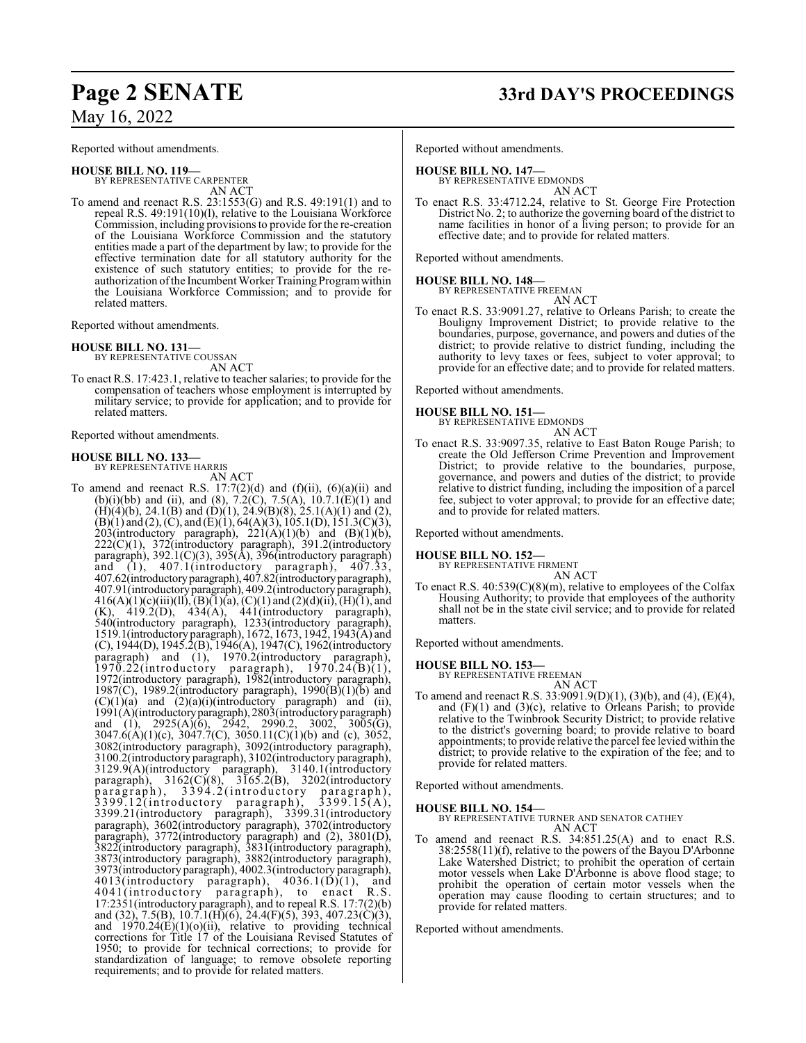Reported without amendments.

**HOUSE BILL NO. 119—**
BY REPRESENTATIVE CARPENTER
AN ACT

To amend and reenact R.S. 23:1553(G) and R.S. 49:191(1) and to repeal R.S. 49:191(10)(l), relative to the Louisiana Workforce Commission, including provisions to provide for the re-creation of the Louisiana Workforce Commission and the statutory entities made a part of the department by law; to provide for the effective termination date for all statutory authority for the existence of such statutory entities; to provide for the re-authorization of the Incumbent Worker Training Program within the Louisiana Workforce Commission; and to provide for related matters.

Reported without amendments.

**HOUSE BILL NO. 131—**
BY REPRESENTATIVE COUSSAN
AN ACT

To enact R.S. 17:423.1, relative to teacher salaries; to provide for the compensation of teachers whose employment is interrupted by military service; to provide for application; and to provide for related matters.

Reported without amendments.

**HOUSE BILL NO. 133—**
BY REPRESENTATIVE HARRIS
AN ACT

To amend and reenact R.S. 17:7(2)(d) and (f)(ii), (6)(a)(ii) and (b)(i)(bb) and (ii), and (8), 7.2(C), 7.5(A), 10.7.1(E)(1) and (H)(4)(b), 24.1(B) and (D)(1), 24.9(B)(8), 25.1(A)(1) and (2), (B)(1) and (2), (C), and (E)(1), 64(A)(3), 105.1(D), 151.3(C)(3), 203(introductory paragraph), 221(A)(1)(b) and (B)(1)(b), 222(C)(1), 372(introductory paragraph), 391.2(introductory paragraph), 392.1(C)(3), 395(A), 396(introductory paragraph) and (1), 407.1(introductory paragraph), 407.33, 407.62(introductory paragraph), 407.82(introductory paragraph), 407.91(introductory paragraph), 409.2(introductory paragraph), 416(A)(1)(c)(iii)(ll), (B)(1)(a), (C)(1) and (2)(d)(ii), (H)(1), and (K), 419.2(D), 434(A), 441(introductory paragraph), 540(introductory paragraph), 1233(introductory paragraph), 1519.1(introductory paragraph), 1672, 1673, 1942, 1943(A) and (C), 1944(D), 1945.2(B), 1946(A), 1947(C), 1962(introductory paragraph) and (1), 1970.2(introductory paragraph), 1970.22(introductory paragraph), 1970.24(B)(1), 1972(introductory paragraph), 1982(introductory paragraph), 1987(C), 1989.2(introductory paragraph), 1990(B)(1)(b) and (C)(1)(a) and (2)(a)(i)(introductory paragraph) and (ii), 1991(A)(introductory paragraph), 2803(introductory paragraph) and (1), 2925(A)(6), 2942, 2990.2, 3002, 3005(G), 3047.6(A)(1)(c), 3047.7(C), 3050.11(C)(1)(b) and (c), 3052, 3082(introductory paragraph), 3092(introductory paragraph), 3100.2(introductory paragraph), 3102(introductory paragraph), 3129.9(A)(introductory paragraph), 3140.1(introductory paragraph), 3162(C)(8), 3165.2(B), 3202(introductory paragraph), 3394.2(introductory paragraph), 3399.12(introductory paragraph), 3399.15(A), 3399.21(introductory paragraph), 3399.31(introductory paragraph), 3602(introductory paragraph), 3702(introductory paragraph), 3772(introductory paragraph) and (2), 3801(D), 3822(introductory paragraph), 3831(introductory paragraph), 3873(introductory paragraph), 3882(introductory paragraph), 3973(introductory paragraph), 4002.3(introductory paragraph), 4013(introductory paragraph), 4036.1(D)(1), and 4041(introductory paragraph), to enact R.S. 17:2351(introductory paragraph), and to repeal R.S. 17:7(2)(b) and (32), 7.5(B), 10.7.1(H)(6), 24.4(F)(5), 393, 407.23(C)(3), and 1970.24(E)(1)(o)(ii), relative to providing technical corrections for Title 17 of the Louisiana Revised Statutes of 1950; to provide for technical corrections; to provide for standardization of language; to remove obsolete reporting requirements; and to provide for related matters.

Reported without amendments.

**HOUSE BILL NO. 147—**
BY REPRESENTATIVE EDMONDS
AN ACT

To enact R.S. 33:4712.24, relative to St. George Fire Protection District No. 2; to authorize the governing board of the district to name facilities in honor of a living person; to provide for an effective date; and to provide for related matters.

Reported without amendments.

**HOUSE BILL NO. 148—**
BY REPRESENTATIVE FREEMAN
AN ACT

To enact R.S. 33:9091.27, relative to Orleans Parish; to create the Bouligny Improvement District; to provide relative to the boundaries, purpose, governance, and powers and duties of the district; to provide relative to district funding, including the authority to levy taxes or fees, subject to voter approval; to provide for an effective date; and to provide for related matters.

Reported without amendments.

**HOUSE BILL NO. 151—**
BY REPRESENTATIVE EDMONDS
AN ACT

To enact R.S. 33:9097.35, relative to East Baton Rouge Parish; to create the Old Jefferson Crime Prevention and Improvement District; to provide relative to the boundaries, purpose, governance, and powers and duties of the district; to provide relative to district funding, including the imposition of a parcel fee, subject to voter approval; to provide for an effective date; and to provide for related matters.

Reported without amendments.

**HOUSE BILL NO. 152—**
BY REPRESENTATIVE FIRMENT
AN ACT

To enact R.S. 40:539(C)(8)(m), relative to employees of the Colfax Housing Authority; to provide that employees of the authority shall not be in the state civil service; and to provide for related matters.

Reported without amendments.

**HOUSE BILL NO. 153—**
BY REPRESENTATIVE FREEMAN
AN ACT

To amend and reenact R.S. 33:9091.9(D)(1), (3)(b), and (4), (E)(4), and (F)(1) and (3)(c), relative to Orleans Parish; to provide relative to the Twinbrook Security District; to provide relative to the district's governing board; to provide relative to board appointments; to provide relative the parcel fee levied within the district; to provide relative to the expiration of the fee; and to provide for related matters.

Reported without amendments.

**HOUSE BILL NO. 154—**
BY REPRESENTATIVE TURNER AND SENATOR CATHEY
AN ACT

To amend and reenact R.S. 34:851.25(A) and to enact R.S. 38:2558(11)(f), relative to the powers of the Bayou D'Arbonne Lake Watershed District; to prohibit the operation of certain motor vessels when Lake D'Arbonne is above flood stage; to prohibit the operation of certain motor vessels when the operation may cause flooding to certain structures; and to provide for related matters.

Reported without amendments.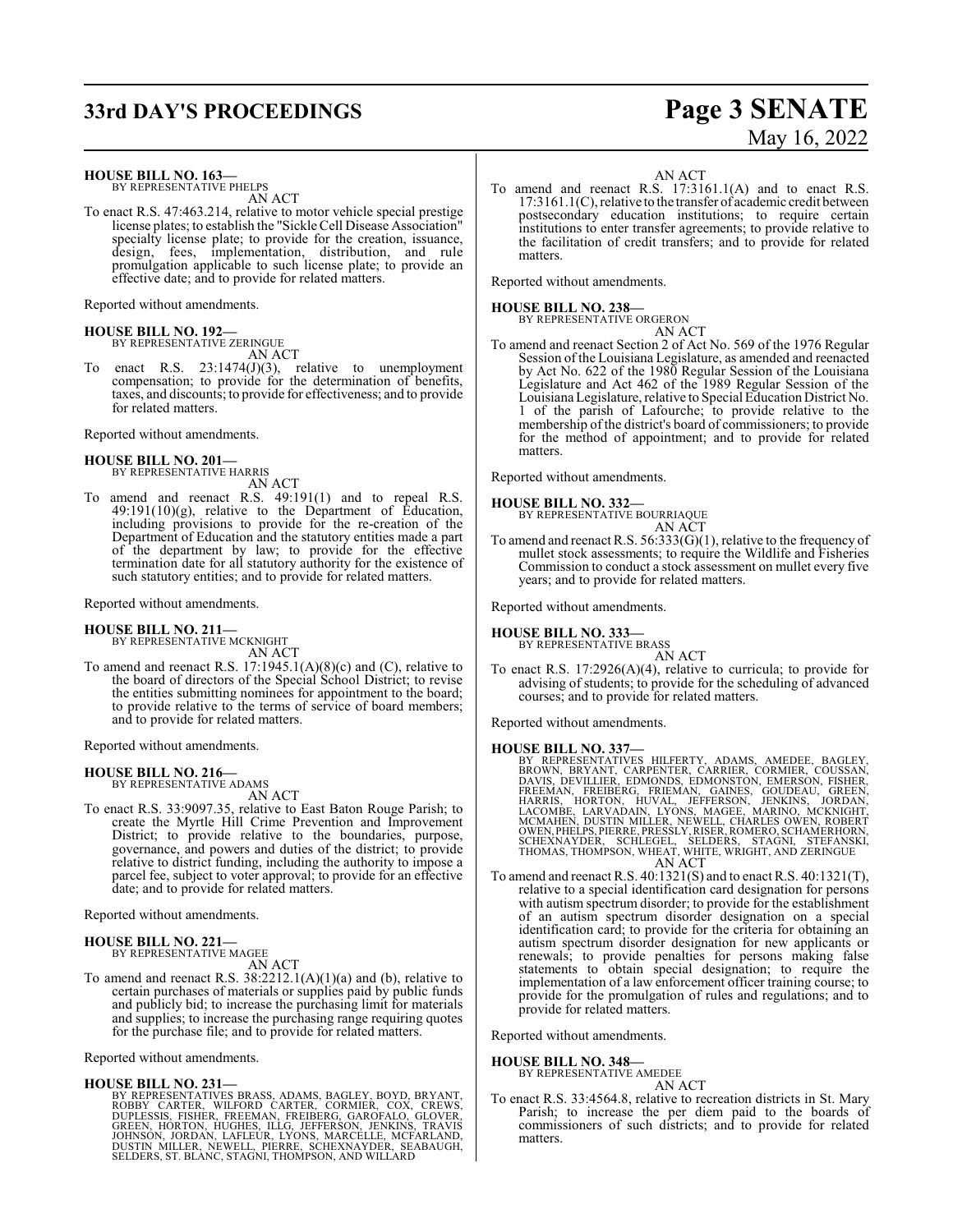**HOUSE BILL NO. 163—**
BY REPRESENTATIVE PHELPS

AN ACT

To enact R.S. 47:463.214, relative to motor vehicle special prestige license plates; to establish the "Sickle Cell Disease Association" specialty license plate; to provide for the creation, issuance, design, fees, implementation, distribution, and rule promulgation applicable to such license plate; to provide an effective date; and to provide for related matters.

Reported without amendments.

**HOUSE BILL NO. 192—**
BY REPRESENTATIVE ZERINGUE

AN ACT

To enact R.S. 23:1474(J)(3), relative to unemployment compensation; to provide for the determination of benefits, taxes, and discounts; to provide for effectiveness; and to provide for related matters.

Reported without amendments.

**HOUSE BILL NO. 201—**
BY REPRESENTATIVE HARRIS

AN ACT

To amend and reenact R.S. 49:191(1) and to repeal R.S. 49:191(10)(g), relative to the Department of Education, including provisions to provide for the re-creation of the Department of Education and the statutory entities made a part of the department by law; to provide for the effective termination date for all statutory authority for the existence of such statutory entities; and to provide for related matters.

Reported without amendments.

**HOUSE BILL NO. 211—**
BY REPRESENTATIVE MCKNIGHT

AN ACT

To amend and reenact R.S. 17:1945.1(A)(8)(c) and (C), relative to the board of directors of the Special School District; to revise the entities submitting nominees for appointment to the board; to provide relative to the terms of service of board members; and to provide for related matters.

Reported without amendments.

**HOUSE BILL NO. 216—**
BY REPRESENTATIVE ADAMS

AN ACT

To enact R.S. 33:9097.35, relative to East Baton Rouge Parish; to create the Myrtle Hill Crime Prevention and Improvement District; to provide relative to the boundaries, purpose, governance, and powers and duties of the district; to provide relative to district funding, including the authority to impose a parcel fee, subject to voter approval; to provide for an effective date; and to provide for related matters.

Reported without amendments.

**HOUSE BILL NO. 221—**
BY REPRESENTATIVE MAGEE

AN ACT

To amend and reenact R.S. 38:2212.1(A)(1)(a) and (b), relative to certain purchases of materials or supplies paid by public funds and publicly bid; to increase the purchasing limit for materials and supplies; to increase the purchasing range requiring quotes for the purchase file; and to provide for related matters.

Reported without amendments.

**HOUSE BILL NO. 231—**
BY REPRESENTATIVES BRASS, ADAMS, BAGLEY, BOYD, BRYANT, ROBBY CARTER, WILFORD CARTER, CORMIER, COX, CREWS, DUPLESSIS, FISHER, FREEMAN, FREIBERG, GAROFALO, GLOVER, GREEN, HORTON, HUGHES, ILLG, JEFFERSON, JENKINS, TRAVIS JOHNSON, JORDAN, LAFLEUR, LYONS, MARCELLE, MCFARLAND, DUSTIN MILLER, NEWELL, PIERRE, SCHEXNAYDER, SEABAUGH, SELDERS, ST. BLANC, STAGNI, THOMPSON, AND WILLARD

AN ACT

To amend and reenact R.S. 17:3161.1(A) and to enact R.S. 17:3161.1(C), relative to the transfer of academic credit between postsecondary education institutions; to require certain institutions to enter transfer agreements; to provide relative to the facilitation of credit transfers; and to provide for related matters.

Reported without amendments.

**HOUSE BILL NO. 238—**
BY REPRESENTATIVE ORGERON

AN ACT

To amend and reenact Section 2 of Act No. 569 of the 1976 Regular Session of the Louisiana Legislature, as amended and reenacted by Act No. 622 of the 1980 Regular Session of the Louisiana Legislature and Act 462 of the 1989 Regular Session of the Louisiana Legislature, relative to Special Education District No. 1 of the parish of Lafourche; to provide relative to the membership of the district's board of commissioners; to provide for the method of appointment; and to provide for related matters.

Reported without amendments.

**HOUSE BILL NO. 332—**
BY REPRESENTATIVE BOURRIAQUE

AN ACT

To amend and reenact R.S. 56:333(G)(1), relative to the frequency of mullet stock assessments; to require the Wildlife and Fisheries Commission to conduct a stock assessment on mullet every five years; and to provide for related matters.

Reported without amendments.

**HOUSE BILL NO. 333—**
BY REPRESENTATIVE BRASS

AN ACT

To enact R.S. 17:2926(A)(4), relative to curricula; to provide for advising of students; to provide for the scheduling of advanced courses; and to provide for related matters.

Reported without amendments.

**HOUSE BILL NO. 337—**
BY REPRESENTATIVES HILFERTY, ADAMS, AMEDEE, BAGLEY, BROWN, BRYANT, CARPENTER, CARRIER, CORMIER, COUSSAN, DAVIS, DEVILLIER, EDMONDS, EDMONSTON, EMERSON, FISHER, FREEMAN, FREIBERG, FRIEMAN, GAINES, GOUDEAU, GREEN, HARRIS, HORTON, HUVAL, JEFFERSON, JENKINS, JORDAN, LACOMBE, LARVADAIN, LYONS, MAGEE, MARINO, MCKNIGHT, MCMAHEN, DUSTIN MILLER, NEWELL, CHARLES OWEN, ROBERT OWEN, PHELPS, PIERRE, PRESSLY, RISER, ROMERO, SCHAMERHORN, SCHEXNAYDER, SCHLEGEL, SELDERS, STAGNI, STEFANSKI, THOMAS, THOMPSON, WHEAT, WHITE, WRIGHT, AND ZERINGUE

AN ACT

To amend and reenact R.S. 40:1321(S) and to enact R.S. 40:1321(T), relative to a special identification card designation for persons with autism spectrum disorder; to provide for the establishment of an autism spectrum disorder designation on a special identification card; to provide for the criteria for obtaining an autism spectrum disorder designation for new applicants or renewals; to provide penalties for persons making false statements to obtain special designation; to require the implementation of a law enforcement officer training course; to provide for the promulgation of rules and regulations; and to provide for related matters.

Reported without amendments.

**HOUSE BILL NO. 348—**
BY REPRESENTATIVE AMEDEE

AN ACT

To enact R.S. 33:4564.8, relative to recreation districts in St. Mary Parish; to increase the per diem paid to the boards of commissioners of such districts; and to provide for related matters.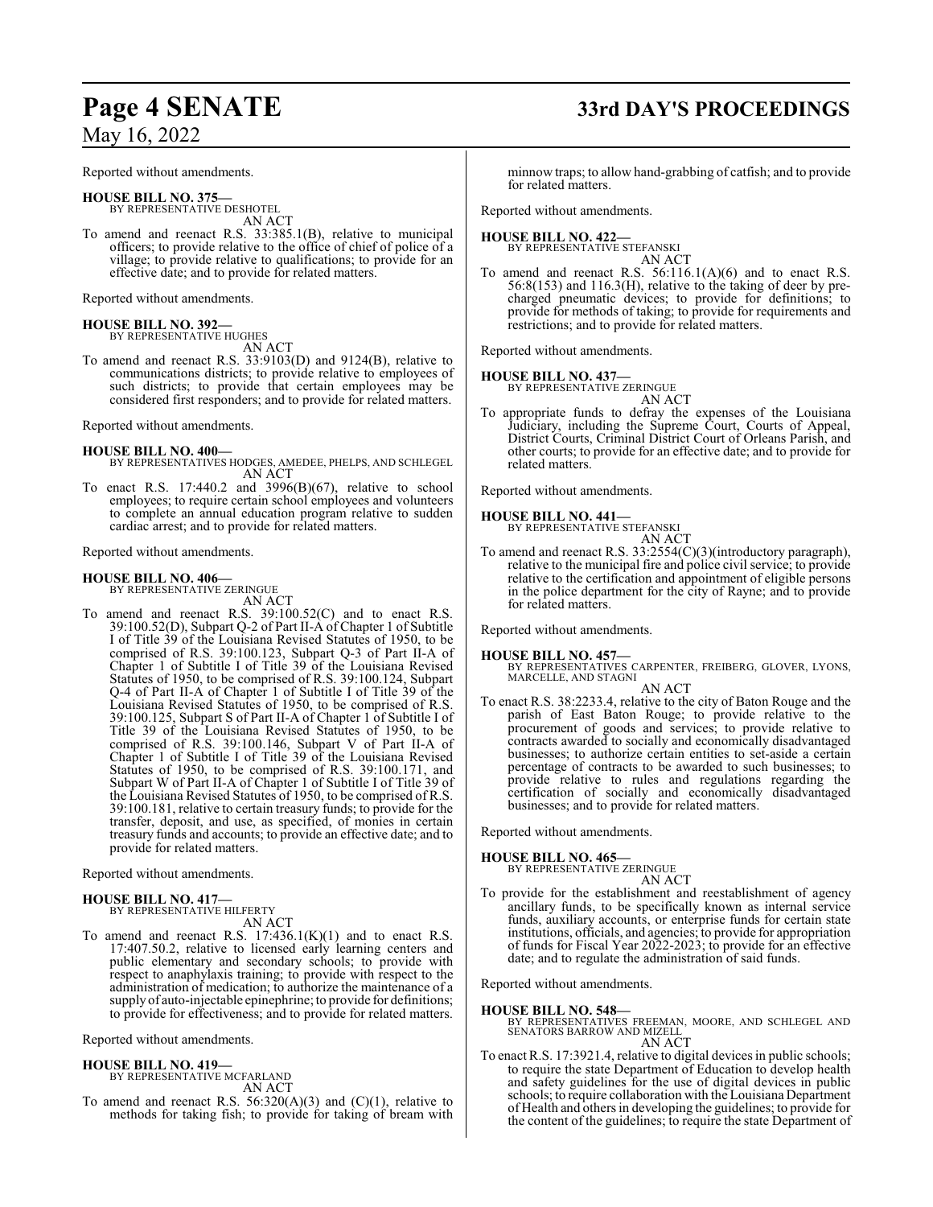Reported without amendments.

**HOUSE BILL NO. 375—**
BY REPRESENTATIVE DESHOTEL
AN ACT

To amend and reenact R.S. 33:385.1(B), relative to municipal officers; to provide relative to the office of chief of police of a village; to provide relative to qualifications; to provide for an effective date; and to provide for related matters.

Reported without amendments.

**HOUSE BILL NO. 392—**
BY REPRESENTATIVE HUGHES
AN ACT

To amend and reenact R.S. 33:9103(D) and 9124(B), relative to communications districts; to provide relative to employees of such districts; to provide that certain employees may be considered first responders; and to provide for related matters.

Reported without amendments.

**HOUSE BILL NO. 400—**
BY REPRESENTATIVES HODGES, AMEDEE, PHELPS, AND SCHLEGEL
AN ACT

To enact R.S. 17:440.2 and 3996(B)(67), relative to school employees; to require certain school employees and volunteers to complete an annual education program relative to sudden cardiac arrest; and to provide for related matters.

Reported without amendments.

**HOUSE BILL NO. 406—**
BY REPRESENTATIVE ZERINGUE
AN ACT

To amend and reenact R.S. 39:100.52(C) and to enact R.S. 39:100.52(D), Subpart Q-2 of Part II-A of Chapter 1 of Subtitle I of Title 39 of the Louisiana Revised Statutes of 1950, to be comprised of R.S. 39:100.123, Subpart Q-3 of Part II-A of Chapter 1 of Subtitle I of Title 39 of the Louisiana Revised Statutes of 1950, to be comprised of R.S. 39:100.124, Subpart Q-4 of Part II-A of Chapter 1 of Subtitle I of Title 39 of the Louisiana Revised Statutes of 1950, to be comprised of R.S. 39:100.125, Subpart S of Part II-A of Chapter 1 of Subtitle I of Title 39 of the Louisiana Revised Statutes of 1950, to be comprised of R.S. 39:100.146, Subpart V of Part II-A of Chapter 1 of Subtitle I of Title 39 of the Louisiana Revised Statutes of 1950, to be comprised of R.S. 39:100.171, and Subpart W of Part II-A of Chapter 1 of Subtitle I of Title 39 of the Louisiana Revised Statutes of 1950, to be comprised of R.S. 39:100.181, relative to certain treasury funds; to provide for the transfer, deposit, and use, as specified, of monies in certain treasury funds and accounts; to provide an effective date; and to provide for related matters.

Reported without amendments.

**HOUSE BILL NO. 417—**
BY REPRESENTATIVE HILFERTY
AN ACT

To amend and reenact R.S. 17:436.1(K)(1) and to enact R.S. 17:407.50.2, relative to licensed early learning centers and public elementary and secondary schools; to provide with respect to anaphylaxis training; to provide with respect to the administration of medication; to authorize the maintenance of a supply of auto-injectable epinephrine; to provide for definitions; to provide for effectiveness; and to provide for related matters.

Reported without amendments.

**HOUSE BILL NO. 419—**
BY REPRESENTATIVE MCFARLAND
AN ACT

To amend and reenact R.S. 56:320(A)(3) and (C)(1), relative to methods for taking fish; to provide for taking of bream with minnow traps; to allow hand-grabbing of catfish; and to provide for related matters.

Reported without amendments.

**HOUSE BILL NO. 422—**
BY REPRESENTATIVE STEFANSKI
AN ACT

To amend and reenact R.S. 56:116.1(A)(6) and to enact R.S. 56:8(153) and 116.3(H), relative to the taking of deer by pre-charged pneumatic devices; to provide for definitions; to provide for methods of taking; to provide for requirements and restrictions; and to provide for related matters.

Reported without amendments.

**HOUSE BILL NO. 437—**
BY REPRESENTATIVE ZERINGUE
AN ACT

To appropriate funds to defray the expenses of the Louisiana Judiciary, including the Supreme Court, Courts of Appeal, District Courts, Criminal District Court of Orleans Parish, and other courts; to provide for an effective date; and to provide for related matters.

Reported without amendments.

**HOUSE BILL NO. 441—**
BY REPRESENTATIVE STEFANSKI
AN ACT

To amend and reenact R.S. 33:2554(C)(3)(introductory paragraph), relative to the municipal fire and police civil service; to provide relative to the certification and appointment of eligible persons in the police department for the city of Rayne; and to provide for related matters.

Reported without amendments.

**HOUSE BILL NO. 457—**
BY REPRESENTATIVES CARPENTER, FREIBERG, GLOVER, LYONS, MARCELLE, AND STAGNI
AN ACT

To enact R.S. 38:2233.4, relative to the city of Baton Rouge and the parish of East Baton Rouge; to provide relative to the procurement of goods and services; to provide relative to contracts awarded to socially and economically disadvantaged businesses; to authorize certain entities to set-aside a certain percentage of contracts to be awarded to such businesses; to provide relative to rules and regulations regarding the certification of socially and economically disadvantaged businesses; and to provide for related matters.

Reported without amendments.

**HOUSE BILL NO. 465—**
BY REPRESENTATIVE ZERINGUE
AN ACT

To provide for the establishment and reestablishment of agency ancillary funds, to be specifically known as internal service funds, auxiliary accounts, or enterprise funds for certain state institutions, officials, and agencies; to provide for appropriation of funds for Fiscal Year 2022-2023; to provide for an effective date; and to regulate the administration of said funds.

Reported without amendments.

**HOUSE BILL NO. 548—**
BY REPRESENTATIVES FREEMAN, MOORE, AND SCHLEGEL AND SENATORS BARROW AND MIZELL
AN ACT

To enact R.S. 17:3921.4, relative to digital devices in public schools; to require the state Department of Education to develop health and safety guidelines for the use of digital devices in public schools; to require collaboration with the Louisiana Department of Health and others in developing the guidelines; to provide for the content of the guidelines; to require the state Department of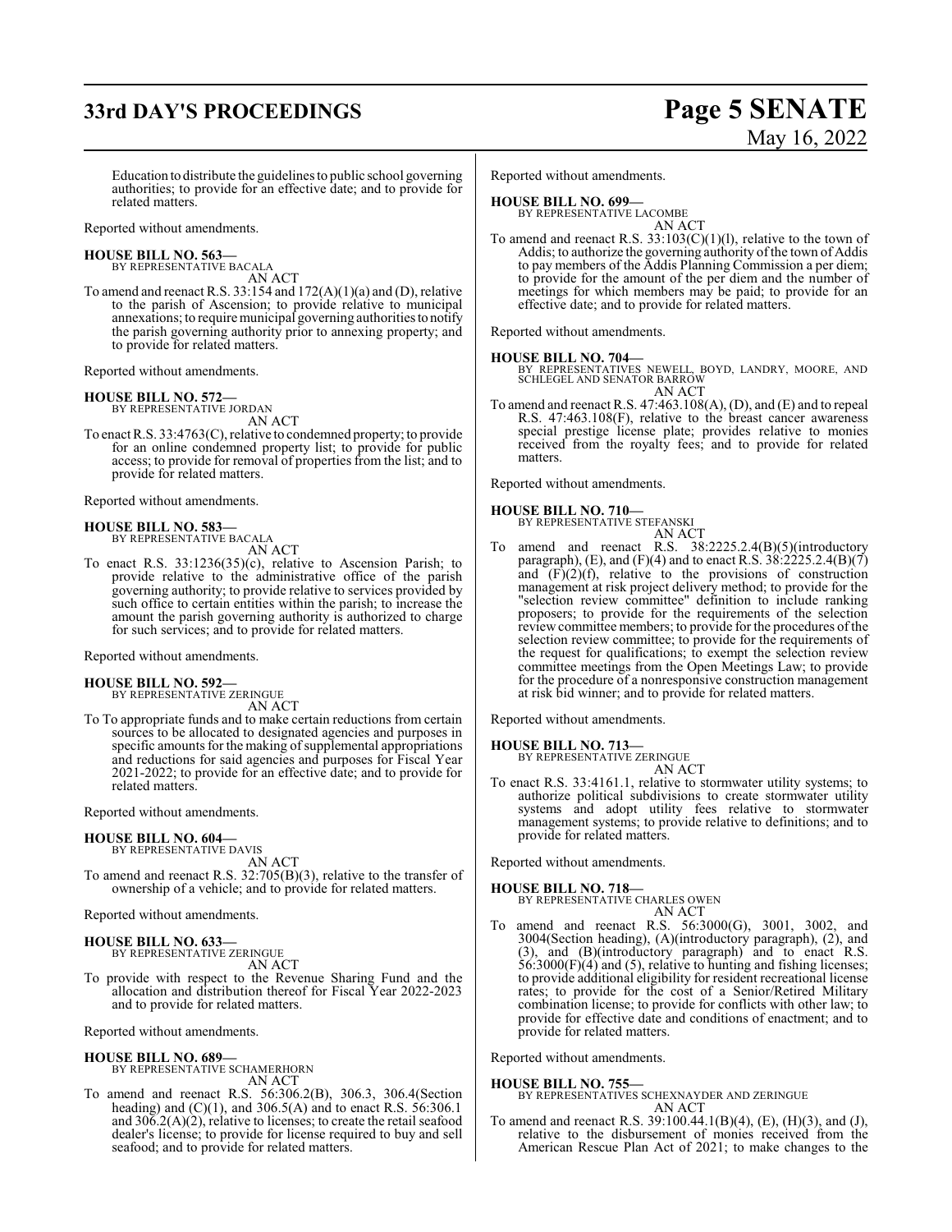Education to distribute the guidelines to public school governing authorities; to provide for an effective date; and to provide for related matters.

Reported without amendments.

**HOUSE BILL NO. 563—**
BY REPRESENTATIVE BACALA
AN ACT

To amend and reenact R.S. 33:154 and 172(A)(1)(a) and (D), relative to the parish of Ascension; to provide relative to municipal annexations; to require municipal governing authorities to notify the parish governing authority prior to annexing property; and to provide for related matters.

Reported without amendments.

**HOUSE BILL NO. 572—**
BY REPRESENTATIVE JORDAN
AN ACT

To enact R.S. 33:4763(C), relative to condemned property; to provide for an online condemned property list; to provide for public access; to provide for removal of properties from the list; and to provide for related matters.

Reported without amendments.

**HOUSE BILL NO. 583—**
BY REPRESENTATIVE BACALA
AN ACT

To enact R.S. 33:1236(35)(c), relative to Ascension Parish; to provide relative to the administrative office of the parish governing authority; to provide relative to services provided by such office to certain entities within the parish; to increase the amount the parish governing authority is authorized to charge for such services; and to provide for related matters.

Reported without amendments.

**HOUSE BILL NO. 592—**
BY REPRESENTATIVE ZERINGUE
AN ACT

To To appropriate funds and to make certain reductions from certain sources to be allocated to designated agencies and purposes in specific amounts for the making of supplemental appropriations and reductions for said agencies and purposes for Fiscal Year 2021-2022; to provide for an effective date; and to provide for related matters.

Reported without amendments.

**HOUSE BILL NO. 604—**
BY REPRESENTATIVE DAVIS
AN ACT

To amend and reenact R.S. 32:705(B)(3), relative to the transfer of ownership of a vehicle; and to provide for related matters.

Reported without amendments.

**HOUSE BILL NO. 633—**
BY REPRESENTATIVE ZERINGUE
AN ACT

To provide with respect to the Revenue Sharing Fund and the allocation and distribution thereof for Fiscal Year 2022-2023 and to provide for related matters.

Reported without amendments.

**HOUSE BILL NO. 689—**
BY REPRESENTATIVE SCHAMERHORN
AN ACT

To amend and reenact R.S. 56:306.2(B), 306.3, 306.4(Section heading) and (C)(1), and 306.5(A) and to enact R.S. 56:306.1 and 306.2(A)(2), relative to licenses; to create the retail seafood dealer's license; to provide for license required to buy and sell seafood; and to provide for related matters.

Reported without amendments.

**HOUSE BILL NO. 699—**
BY REPRESENTATIVE LACOMBE
AN ACT

To amend and reenact R.S. 33:103(C)(1)(l), relative to the town of Addis; to authorize the governing authority of the town of Addis to pay members of the Addis Planning Commission a per diem; to provide for the amount of the per diem and the number of meetings for which members may be paid; to provide for an effective date; and to provide for related matters.

Reported without amendments.

**HOUSE BILL NO. 704—**
BY REPRESENTATIVES NEWELL, BOYD, LANDRY, MOORE, AND SCHLEGEL AND SENATOR BARROW
AN ACT

To amend and reenact R.S. 47:463.108(A), (D), and (E) and to repeal R.S. 47:463.108(F), relative to the breast cancer awareness special prestige license plate; provides relative to monies received from the royalty fees; and to provide for related matters.

Reported without amendments.

**HOUSE BILL NO. 710—**
BY REPRESENTATIVE STEFANSKI
AN ACT

To amend and reenact R.S. 38:2225.2.4(B)(5)(introductory paragraph), (E), and (F)(4) and to enact R.S. 38:2225.2.4(B)(7) and (F)(2)(f), relative to the provisions of construction management at risk project delivery method; to provide for the "selection review committee" definition to include ranking proposers; to provide for the requirements of the selection review committee members; to provide for the procedures of the selection review committee; to provide for the requirements of the request for qualifications; to exempt the selection review committee meetings from the Open Meetings Law; to provide for the procedure of a nonresponsive construction management at risk bid winner; and to provide for related matters.

Reported without amendments.

**HOUSE BILL NO. 713—**
BY REPRESENTATIVE ZERINGUE
AN ACT

To enact R.S. 33:4161.1, relative to stormwater utility systems; to authorize political subdivisions to create stormwater utility systems and adopt utility fees relative to stormwater management systems; to provide relative to definitions; and to provide for related matters.

Reported without amendments.

**HOUSE BILL NO. 718—**
BY REPRESENTATIVE CHARLES OWEN
AN ACT

To amend and reenact R.S. 56:3000(G), 3001, 3002, and 3004(Section heading), (A)(introductory paragraph), (2), and (3), and (B)(introductory paragraph) and to enact R.S. 56:3000(F)(4) and (5), relative to hunting and fishing licenses; to provide additional eligibility for resident recreational license rates; to provide for the cost of a Senior/Retired Military combination license; to provide for conflicts with other law; to provide for effective date and conditions of enactment; and to provide for related matters.

Reported without amendments.

**HOUSE BILL NO. 755—**
BY REPRESENTATIVES SCHEXNAYDER AND ZERINGUE
AN ACT

To amend and reenact R.S. 39:100.44.1(B)(4), (E), (H)(3), and (J), relative to the disbursement of monies received from the American Rescue Plan Act of 2021; to make changes to the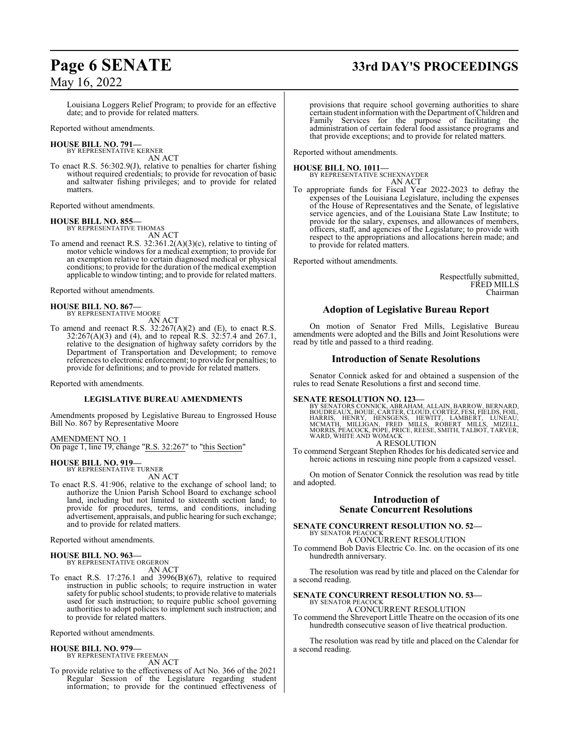Louisiana Loggers Relief Program; to provide for an effective date; and to provide for related matters.

Reported without amendments.

**HOUSE BILL NO. 791—**
BY REPRESENTATIVE KERNER
AN ACT
To enact R.S. 56:302.9(J), relative to penalties for charter fishing without required credentials; to provide for revocation of basic and saltwater fishing privileges; and to provide for related matters.

Reported without amendments.

**HOUSE BILL NO. 855—**
BY REPRESENTATIVE THOMAS
AN ACT
To amend and reenact R.S. 32:361.2(A)(3)(c), relative to tinting of motor vehicle windows for a medical exemption; to provide for an exemption relative to certain diagnosed medical or physical conditions; to provide for the duration of the medical exemption applicable to window tinting; and to provide for related matters.

Reported without amendments.

**HOUSE BILL NO. 867—**
BY REPRESENTATIVE MOORE
AN ACT
To amend and reenact R.S. 32:267(A)(2) and (E), to enact R.S. 32:267(A)(3) and (4), and to repeal R.S. 32:57.4 and 267.1, relative to the designation of highway safety corridors by the Department of Transportation and Development; to remove references to electronic enforcement; to provide for penalties; to provide for definitions; and to provide for related matters.

Reported with amendments.

## LEGISLATIVE BUREAU AMENDMENTS

Amendments proposed by Legislative Bureau to Engrossed House Bill No. 867 by Representative Moore

AMENDMENT NO. 1
On page 1, line 19, change "R.S. 32:267" to "this Section"

**HOUSE BILL NO. 919—**
BY REPRESENTATIVE TURNER
AN ACT
To enact R.S. 41:906, relative to the exchange of school land; to authorize the Union Parish School Board to exchange school land, including but not limited to sixteenth section land; to provide for procedures, terms, and conditions, including advertisement, appraisals, and public hearing for such exchange; and to provide for related matters.

Reported without amendments.

**HOUSE BILL NO. 963—**
BY REPRESENTATIVE ORGERON
AN ACT
To enact R.S. 17:276.1 and 3996(B)(67), relative to required instruction in public schools; to require instruction in water safety for public school students; to provide relative to materials used for such instruction; to require public school governing authorities to adopt policies to implement such instruction; and to provide for related matters.

Reported without amendments.

**HOUSE BILL NO. 979—**
BY REPRESENTATIVE FREEMAN
AN ACT
To provide relative to the effectiveness of Act No. 366 of the 2021 Regular Session of the Legislature regarding student information; to provide for the continued effectiveness of provisions that require school governing authorities to share certain student information with the Department of Children and Family Services for the purpose of facilitating the administration of certain federal food assistance programs and that provide exceptions; and to provide for related matters.

Reported without amendments.

**HOUSE BILL NO. 1011—**
BY REPRESENTATIVE SCHEXNAYDER
AN ACT
To appropriate funds for Fiscal Year 2022-2023 to defray the expenses of the Louisiana Legislature, including the expenses of the House of Representatives and the Senate, of legislative service agencies, and of the Louisiana State Law Institute; to provide for the salary, expenses, and allowances of members, officers, staff, and agencies of the Legislature; to provide with respect to the appropriations and allocations herein made; and to provide for related matters.

Reported without amendments.

Respectfully submitted,
FRED MILLS
Chairman

## Adoption of Legislative Bureau Report

On motion of Senator Fred Mills, Legislative Bureau amendments were adopted and the Bills and Joint Resolutions were read by title and passed to a third reading.

## Introduction of Senate Resolutions

Senator Connick asked for and obtained a suspension of the rules to read Senate Resolutions a first and second time.

**SENATE RESOLUTION NO. 123—**
BY SENATORS CONNICK, ABRAHAM, ALLAIN, BARROW, BERNARD, BOUDREAUX, BOUIE, CARTER, CLOUD, CORTEZ, FESI, FIELDS, FOIL, HARRIS, HENRY, HENSGENS, HEWITT, LAMBERT, LUNEAU, MCMATH, MILLIGAN, FRED MILLS, ROBERT MILLS, MIZELL, MORRIS, PEACOCK, POPE, PRICE, REESE, SMITH, TALBOT, TARVER, WARD, WHITE AND WOMACK
A RESOLUTION
To commend Sergeant Stephen Rhodes for his dedicated service and heroic actions in rescuing nine people from a capsized vessel.

On motion of Senator Connick the resolution was read by title and adopted.

## Introduction of Senate Concurrent Resolutions

**SENATE CONCURRENT RESOLUTION NO. 52—**
BY SENATOR PEACOCK
A CONCURRENT RESOLUTION
To commend Bob Davis Electric Co. Inc. on the occasion of its one hundredth anniversary.

The resolution was read by title and placed on the Calendar for a second reading.

**SENATE CONCURRENT RESOLUTION NO. 53—**
BY SENATOR PEACOCK
A CONCURRENT RESOLUTION
To commend the Shreveport Little Theatre on the occasion of its one hundredth consecutive season of live theatrical production.

The resolution was read by title and placed on the Calendar for a second reading.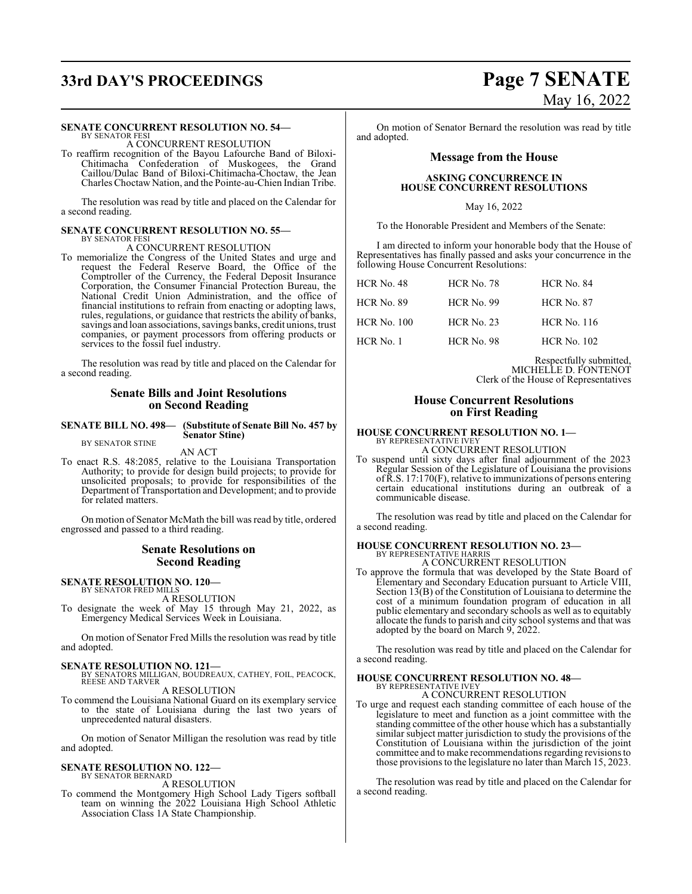**SENATE CONCURRENT RESOLUTION NO. 54—**
BY SENATOR FESI

A CONCURRENT RESOLUTION

To reaffirm recognition of the Bayou Lafourche Band of Biloxi-Chitimacha Confederation of Muskogees, the Grand Caillou/Dulac Band of Biloxi-Chitimacha-Choctaw, the Jean Charles Choctaw Nation, and the Pointe-au-Chien Indian Tribe.

The resolution was read by title and placed on the Calendar for a second reading.

**SENATE CONCURRENT RESOLUTION NO. 55—**
BY SENATOR FESI

A CONCURRENT RESOLUTION

To memorialize the Congress of the United States and urge and request the Federal Reserve Board, the Office of the Comptroller of the Currency, the Federal Deposit Insurance Corporation, the Consumer Financial Protection Bureau, the National Credit Union Administration, and the office of financial institutions to refrain from enacting or adopting laws, rules, regulations, or guidance that restricts the ability of banks, savings and loan associations, savings banks, credit unions, trust companies, or payment processors from offering products or services to the fossil fuel industry.

The resolution was read by title and placed on the Calendar for a second reading.

## Senate Bills and Joint Resolutions on Second Reading

**SENATE BILL NO. 498— (Substitute of Senate Bill No. 457 by Senator Stine)**
BY SENATOR STINE

AN ACT

To enact R.S. 48:2085, relative to the Louisiana Transportation Authority; to provide for design build projects; to provide for unsolicited proposals; to provide for responsibilities of the Department of Transportation and Development; and to provide for related matters.

On motion of Senator McMath the bill was read by title, ordered engrossed and passed to a third reading.

## Senate Resolutions on Second Reading

**SENATE RESOLUTION NO. 120—**
BY SENATOR FRED MILLS

A RESOLUTION

To designate the week of May 15 through May 21, 2022, as Emergency Medical Services Week in Louisiana.

On motion of Senator Fred Mills the resolution was read by title and adopted.

**SENATE RESOLUTION NO. 121—**
BY SENATORS MILLIGAN, BOUDREAUX, CATHEY, FOIL, PEACOCK, REESE AND TARVER

A RESOLUTION

To commend the Louisiana National Guard on its exemplary service to the state of Louisiana during the last two years of unprecedented natural disasters.

On motion of Senator Milligan the resolution was read by title and adopted.

**SENATE RESOLUTION NO. 122—**
BY SENATOR BERNARD

A RESOLUTION

To commend the Montgomery High School Lady Tigers softball team on winning the 2022 Louisiana High School Athletic Association Class 1A State Championship.

On motion of Senator Bernard the resolution was read by title and adopted.

## Message from the House

**ASKING CONCURRENCE IN HOUSE CONCURRENT RESOLUTIONS**

May 16, 2022

To the Honorable President and Members of the Senate:

I am directed to inform your honorable body that the House of Representatives has finally passed and asks your concurrence in the following House Concurrent Resolutions:

| | | |
|---|---|---|
| HCR No. 48 | HCR No. 78 | HCR No. 84 |
| HCR No. 89 | HCR No. 99 | HCR No. 87 |
| HCR No. 100 | HCR No. 23 | HCR No. 116 |
| HCR No. 1 | HCR No. 98 | HCR No. 102 |

Respectfully submitted,
MICHELLE D. FONTENOT
Clerk of the House of Representatives

## House Concurrent Resolutions on First Reading

**HOUSE CONCURRENT RESOLUTION NO. 1—**
BY REPRESENTATIVE IVEY

A CONCURRENT RESOLUTION

To suspend until sixty days after final adjournment of the 2023 Regular Session of the Legislature of Louisiana the provisions of R.S. 17:170(F), relative to immunizations of persons entering certain educational institutions during an outbreak of a communicable disease.

The resolution was read by title and placed on the Calendar for a second reading.

**HOUSE CONCURRENT RESOLUTION NO. 23—**
BY REPRESENTATIVE HARRIS

A CONCURRENT RESOLUTION

To approve the formula that was developed by the State Board of Elementary and Secondary Education pursuant to Article VIII, Section 13(B) of the Constitution of Louisiana to determine the cost of a minimum foundation program of education in all public elementary and secondary schools as well as to equitably allocate the funds to parish and city school systems and that was adopted by the board on March 9, 2022.

The resolution was read by title and placed on the Calendar for a second reading.

**HOUSE CONCURRENT RESOLUTION NO. 48—**
BY REPRESENTATIVE IVEY

A CONCURRENT RESOLUTION

To urge and request each standing committee of each house of the legislature to meet and function as a joint committee with the standing committee of the other house which has a substantially similar subject matter jurisdiction to study the provisions of the Constitution of Louisiana within the jurisdiction of the joint committee and to make recommendations regarding revisions to those provisions to the legislature no later than March 15, 2023.

The resolution was read by title and placed on the Calendar for a second reading.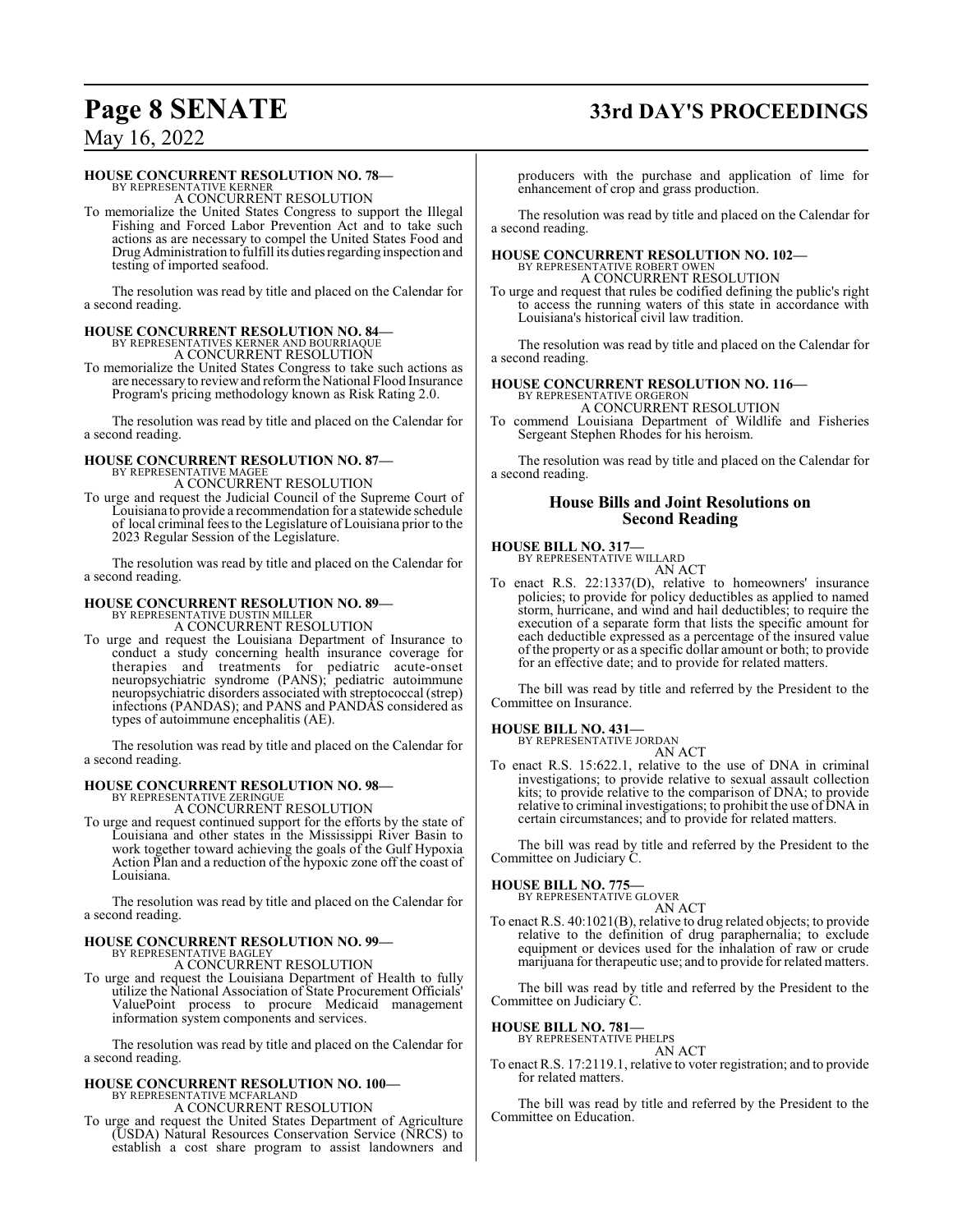**HOUSE CONCURRENT RESOLUTION NO. 78—**
BY REPRESENTATIVE KERNER
A CONCURRENT RESOLUTION

To memorialize the United States Congress to support the Illegal Fishing and Forced Labor Prevention Act and to take such actions as are necessary to compel the United States Food and Drug Administration to fulfill its duties regarding inspection and testing of imported seafood.

The resolution was read by title and placed on the Calendar for a second reading.

**HOUSE CONCURRENT RESOLUTION NO. 84—**
BY REPRESENTATIVES KERNER AND BOURRIAQUE
A CONCURRENT RESOLUTION

To memorialize the United States Congress to take such actions as are necessary to review and reform the National Flood Insurance Program's pricing methodology known as Risk Rating 2.0.

The resolution was read by title and placed on the Calendar for a second reading.

**HOUSE CONCURRENT RESOLUTION NO. 87—**
BY REPRESENTATIVE MAGEE
A CONCURRENT RESOLUTION

To urge and request the Judicial Council of the Supreme Court of Louisiana to provide a recommendation for a statewide schedule of local criminal fees to the Legislature of Louisiana prior to the 2023 Regular Session of the Legislature.

The resolution was read by title and placed on the Calendar for a second reading.

**HOUSE CONCURRENT RESOLUTION NO. 89—**
BY REPRESENTATIVE DUSTIN MILLER
A CONCURRENT RESOLUTION

To urge and request the Louisiana Department of Insurance to conduct a study concerning health insurance coverage for therapies and treatments for pediatric acute-onset neuropsychiatric syndrome (PANS); pediatric autoimmune neuropsychiatric disorders associated with streptococcal (strep) infections (PANDAS); and PANS and PANDAS considered as types of autoimmune encephalitis (AE).

The resolution was read by title and placed on the Calendar for a second reading.

**HOUSE CONCURRENT RESOLUTION NO. 98—**
BY REPRESENTATIVE ZERINGUE
A CONCURRENT RESOLUTION

To urge and request continued support for the efforts by the state of Louisiana and other states in the Mississippi River Basin to work together toward achieving the goals of the Gulf Hypoxia Action Plan and a reduction of the hypoxic zone off the coast of Louisiana.

The resolution was read by title and placed on the Calendar for a second reading.

**HOUSE CONCURRENT RESOLUTION NO. 99—**
BY REPRESENTATIVE BAGLEY
A CONCURRENT RESOLUTION

To urge and request the Louisiana Department of Health to fully utilize the National Association of State Procurement Officials' ValuePoint process to procure Medicaid management information system components and services.

The resolution was read by title and placed on the Calendar for a second reading.

**HOUSE CONCURRENT RESOLUTION NO. 100—**
BY REPRESENTATIVE MCFARLAND
A CONCURRENT RESOLUTION

To urge and request the United States Department of Agriculture (USDA) Natural Resources Conservation Service (NRCS) to establish a cost share program to assist landowners and producers with the purchase and application of lime for enhancement of crop and grass production.

The resolution was read by title and placed on the Calendar for a second reading.

**HOUSE CONCURRENT RESOLUTION NO. 102—**
BY REPRESENTATIVE ROBERT OWEN
A CONCURRENT RESOLUTION

To urge and request that rules be codified defining the public's right to access the running waters of this state in accordance with Louisiana's historical civil law tradition.

The resolution was read by title and placed on the Calendar for a second reading.

**HOUSE CONCURRENT RESOLUTION NO. 116—**
BY REPRESENTATIVE ORGERON
A CONCURRENT RESOLUTION

To commend Louisiana Department of Wildlife and Fisheries Sergeant Stephen Rhodes for his heroism.

The resolution was read by title and placed on the Calendar for a second reading.

## House Bills and Joint Resolutions on Second Reading

**HOUSE BILL NO. 317—**
BY REPRESENTATIVE WILLARD
AN ACT

To enact R.S. 22:1337(D), relative to homeowners' insurance policies; to provide for policy deductibles as applied to named storm, hurricane, and wind and hail deductibles; to require the execution of a separate form that lists the specific amount for each deductible expressed as a percentage of the insured value of the property or as a specific dollar amount or both; to provide for an effective date; and to provide for related matters.

The bill was read by title and referred by the President to the Committee on Insurance.

**HOUSE BILL NO. 431—**
BY REPRESENTATIVE JORDAN
AN ACT

To enact R.S. 15:622.1, relative to the use of DNA in criminal investigations; to provide relative to sexual assault collection kits; to provide relative to the comparison of DNA; to provide relative to criminal investigations; to prohibit the use of DNA in certain circumstances; and to provide for related matters.

The bill was read by title and referred by the President to the Committee on Judiciary C.

**HOUSE BILL NO. 775—**
BY REPRESENTATIVE GLOVER
AN ACT

To enact R.S. 40:1021(B), relative to drug related objects; to provide relative to the definition of drug paraphernalia; to exclude equipment or devices used for the inhalation of raw or crude marijuana for therapeutic use; and to provide for related matters.

The bill was read by title and referred by the President to the Committee on Judiciary C.

**HOUSE BILL NO. 781—**
BY REPRESENTATIVE PHELPS
AN ACT

To enact R.S. 17:2119.1, relative to voter registration; and to provide for related matters.

The bill was read by title and referred by the President to the Committee on Education.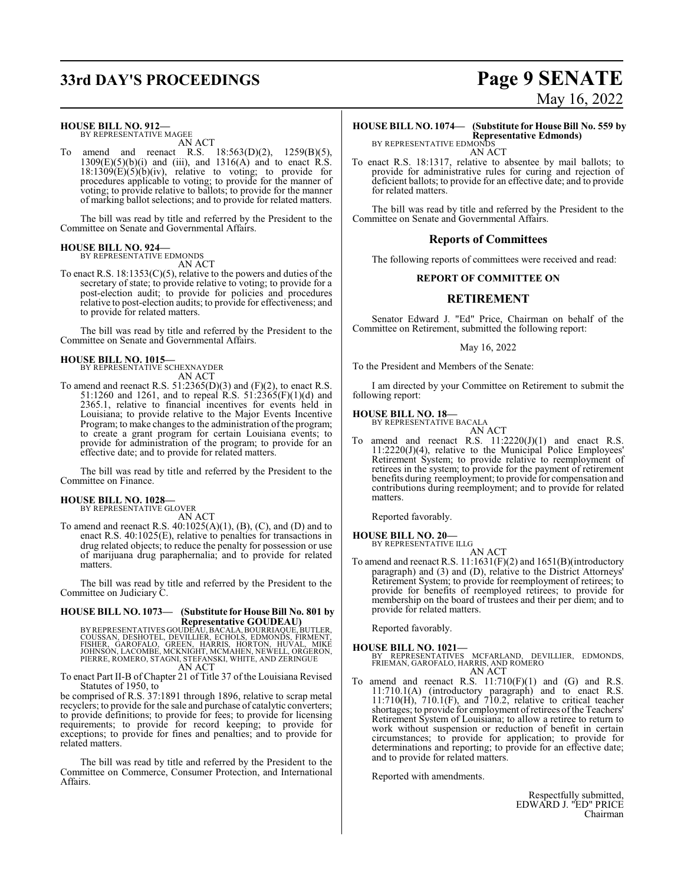**HOUSE BILL NO. 912—**
BY REPRESENTATIVE MAGEE

AN ACT

To amend and reenact R.S. 18:563(D)(2), 1259(B)(5), 1309(E)(5)(b)(i) and (iii), and 1316(A) and to enact R.S. 18:1309(E)(5)(b)(iv), relative to voting; to provide for procedures applicable to voting; to provide for the manner of voting; to provide relative to ballots; to provide for the manner of marking ballot selections; and to provide for related matters.

The bill was read by title and referred by the President to the Committee on Senate and Governmental Affairs.

**HOUSE BILL NO. 924—**
BY REPRESENTATIVE EDMONDS

AN ACT

To enact R.S. 18:1353(C)(5), relative to the powers and duties of the secretary of state; to provide relative to voting; to provide for a post-election audit; to provide for policies and procedures relative to post-election audits; to provide for effectiveness; and to provide for related matters.

The bill was read by title and referred by the President to the Committee on Senate and Governmental Affairs.

**HOUSE BILL NO. 1015—**
BY REPRESENTATIVE SCHEXNAYDER

AN ACT

To amend and reenact R.S. 51:2365(D)(3) and (F)(2), to enact R.S. 51:1260 and 1261, and to repeal R.S. 51:2365(F)(1)(d) and 2365.1, relative to financial incentives for events held in Louisiana; to provide relative to the Major Events Incentive Program; to make changes to the administration of the program; to create a grant program for certain Louisiana events; to provide for administration of the program; to provide for an effective date; and to provide for related matters.

The bill was read by title and referred by the President to the Committee on Finance.

**HOUSE BILL NO. 1028—**
BY REPRESENTATIVE GLOVER

AN ACT

To amend and reenact R.S. 40:1025(A)(1), (B), (C), and (D) and to enact R.S. 40:1025(E), relative to penalties for transactions in drug related objects; to reduce the penalty for possession or use of marijuana drug paraphernalia; and to provide for related matters.

The bill was read by title and referred by the President to the Committee on Judiciary C.

**HOUSE BILL NO. 1073— (Substitute for House Bill No. 801 by Representative GOUDEAU)**
BY REPRESENTATIVES GOUDEAU, BACALA, BOURRIAQUE, BUTLER, COUSSAN, DESHOTEL, DEVILLIER, ECHOLS, EDMONDS, FIRMENT, FISHER, GAROFALO, GREEN, HARRIS, HORTON, HUVAL, MIKE JOHNSON, LACOMBE, MCKNIGHT, MCMAHEN, NEWELL, ORGERON, PIERRE, ROMERO, STAGNI, STEFANSKI, WHITE, AND ZERINGUE

AN ACT

To enact Part II-B of Chapter 21 of Title 37 of the Louisiana Revised Statutes of 1950, to be comprised of R.S. 37:1891 through 1896, relative to scrap metal recyclers; to provide for the sale and purchase of catalytic converters; to provide definitions; to provide for fees; to provide for licensing requirements; to provide for record keeping; to provide for exceptions; to provide for fines and penalties; and to provide for related matters.

The bill was read by title and referred by the President to the Committee on Commerce, Consumer Protection, and International Affairs.

**HOUSE BILL NO. 1074— (Substitute for House Bill No. 559 by Representative Edmonds)**
BY REPRESENTATIVE EDMONDS

AN ACT

To enact R.S. 18:1317, relative to absentee by mail ballots; to provide for administrative rules for curing and rejection of deficient ballots; to provide for an effective date; and to provide for related matters.

The bill was read by title and referred by the President to the Committee on Senate and Governmental Affairs.

## Reports of Committees

The following reports of committees were received and read:

### REPORT OF COMMITTEE ON

## RETIREMENT

Senator Edward J. "Ed" Price, Chairman on behalf of the Committee on Retirement, submitted the following report:

May 16, 2022

To the President and Members of the Senate:

I am directed by your Committee on Retirement to submit the following report:

**HOUSE BILL NO. 18—**
BY REPRESENTATIVE BACALA

AN ACT

To amend and reenact R.S. 11:2220(J)(1) and enact R.S. 11:2220(J)(4), relative to the Municipal Police Employees' Retirement System; to provide relative to reemployment of retirees in the system; to provide for the payment of retirement benefits during reemployment; to provide for compensation and contributions during reemployment; and to provide for related matters.

Reported favorably.

**HOUSE BILL NO. 20—**
BY REPRESENTATIVE ILLG

AN ACT

To amend and reenact R.S. 11:1631(F)(2) and 1651(B)(introductory paragraph) and (3) and (D), relative to the District Attorneys' Retirement System; to provide for reemployment of retirees; to provide for benefits of reemployed retirees; to provide for membership on the board of trustees and their per diem; and to provide for related matters.

Reported favorably.

**HOUSE BILL NO. 1021—**
BY REPRESENTATIVES MCFARLAND, DEVILLIER, EDMONDS, FRIEMAN, GAROFALO, HARRIS, AND ROMERO

AN ACT

To amend and reenact R.S. 11:710(F)(1) and (G) and R.S. 11:710.1(A) (introductory paragraph) and to enact R.S. 11:710(H), 710.1(F), and 710.2, relative to critical teacher shortages; to provide for employment of retirees of the Teachers' Retirement System of Louisiana; to allow a retiree to return to work without suspension or reduction of benefit in certain circumstances; to provide for application; to provide for determinations and reporting; to provide for an effective date; and to provide for related matters.

Reported with amendments.

Respectfully submitted,
EDWARD J. "ED" PRICE
Chairman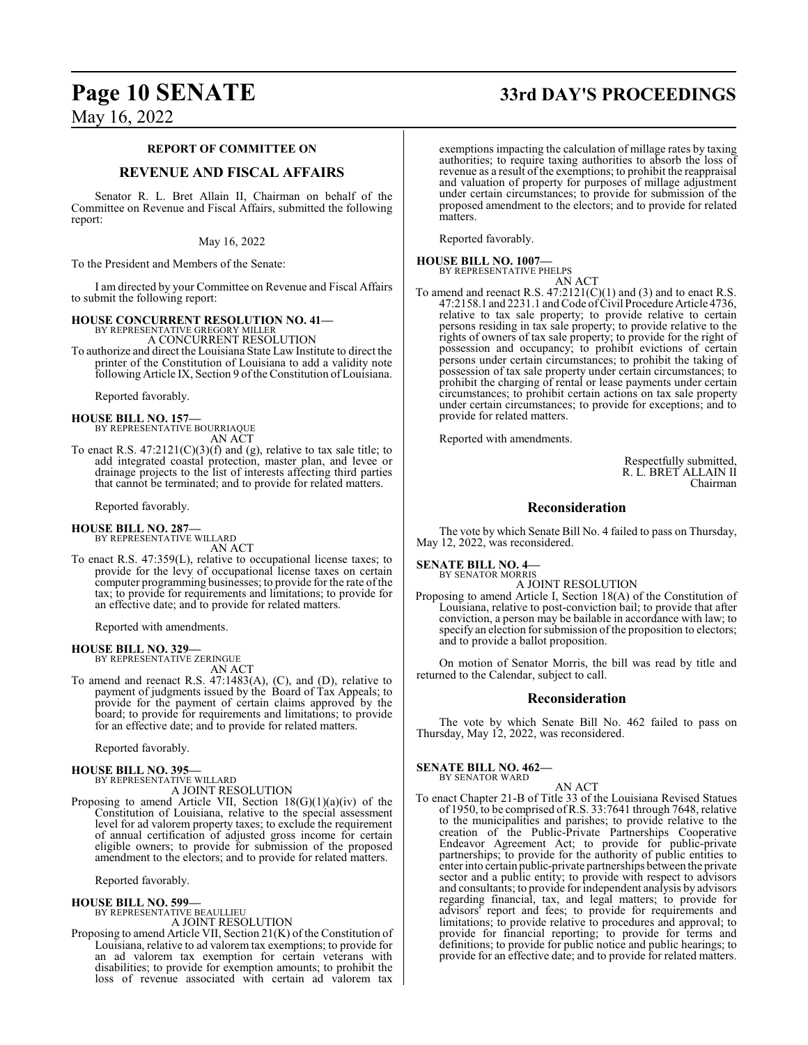## REPORT OF COMMITTEE ON

## REVENUE AND FISCAL AFFAIRS

Senator R. L. Bret Allain II, Chairman on behalf of the Committee on Revenue and Fiscal Affairs, submitted the following report:

May 16, 2022

To the President and Members of the Senate:

I am directed by your Committee on Revenue and Fiscal Affairs to submit the following report:

**HOUSE CONCURRENT RESOLUTION NO. 41—**
BY REPRESENTATIVE GREGORY MILLER
A CONCURRENT RESOLUTION

To authorize and direct the Louisiana State Law Institute to direct the printer of the Constitution of Louisiana to add a validity note following Article IX, Section 9 of the Constitution of Louisiana.

Reported favorably.

**HOUSE BILL NO. 157—**
BY REPRESENTATIVE BOURRIAQUE
AN ACT

To enact R.S. 47:2121(C)(3)(f) and (g), relative to tax sale title; to add integrated coastal protection, master plan, and levee or drainage projects to the list of interests affecting third parties that cannot be terminated; and to provide for related matters.

Reported favorably.

**HOUSE BILL NO. 287—**
BY REPRESENTATIVE WILLARD
AN ACT

To enact R.S. 47:359(L), relative to occupational license taxes; to provide for the levy of occupational license taxes on certain computer programming businesses; to provide for the rate of the tax; to provide for requirements and limitations; to provide for an effective date; and to provide for related matters.

Reported with amendments.

**HOUSE BILL NO. 329—**
BY REPRESENTATIVE ZERINGUE
AN ACT

To amend and reenact R.S. 47:1483(A), (C), and (D), relative to payment of judgments issued by the Board of Tax Appeals; to provide for the payment of certain claims approved by the board; to provide for requirements and limitations; to provide for an effective date; and to provide for related matters.

Reported favorably.

**HOUSE BILL NO. 395—**
BY REPRESENTATIVE WILLARD
A JOINT RESOLUTION

Proposing to amend Article VII, Section 18(G)(1)(a)(iv) of the Constitution of Louisiana, relative to the special assessment level for ad valorem property taxes; to exclude the requirement of annual certification of adjusted gross income for certain eligible owners; to provide for submission of the proposed amendment to the electors; and to provide for related matters.

Reported favorably.

**HOUSE BILL NO. 599—**
BY REPRESENTATIVE BEAULLIEU
A JOINT RESOLUTION

Proposing to amend Article VII, Section 21(K) of the Constitution of Louisiana, relative to ad valorem tax exemptions; to provide for an ad valorem tax exemption for certain veterans with disabilities; to provide for exemption amounts; to prohibit the loss of revenue associated with certain ad valorem tax exemptions impacting the calculation of millage rates by taxing authorities; to require taxing authorities to absorb the loss of revenue as a result of the exemptions; to prohibit the reappraisal and valuation of property for purposes of millage adjustment under certain circumstances; to provide for submission of the proposed amendment to the electors; and to provide for related matters.

Reported favorably.

**HOUSE BILL NO. 1007—**
BY REPRESENTATIVE PHELPS
AN ACT

To amend and reenact R.S. 47:2121(C)(1) and (3) and to enact R.S. 47:2158.1 and 2231.1 and Code of Civil Procedure Article 4736, relative to tax sale property; to provide relative to certain persons residing in tax sale property; to provide relative to the rights of owners of tax sale property; to provide for the right of possession and occupancy; to prohibit evictions of certain persons under certain circumstances; to prohibit the taking of possession of tax sale property under certain circumstances; to prohibit the charging of rental or lease payments under certain circumstances; to prohibit certain actions on tax sale property under certain circumstances; to provide for exceptions; and to provide for related matters.

Reported with amendments.

Respectfully submitted,
R. L. BRET ALLAIN II
Chairman

## Reconsideration

The vote by which Senate Bill No. 4 failed to pass on Thursday, May 12, 2022, was reconsidered.

**SENATE BILL NO. 4—**
BY SENATOR MORRIS
A JOINT RESOLUTION

Proposing to amend Article I, Section 18(A) of the Constitution of Louisiana, relative to post-conviction bail; to provide that after conviction, a person may be bailable in accordance with law; to specify an election for submission of the proposition to electors; and to provide a ballot proposition.

On motion of Senator Morris, the bill was read by title and returned to the Calendar, subject to call.

## Reconsideration

The vote by which Senate Bill No. 462 failed to pass on Thursday, May 12, 2022, was reconsidered.

**SENATE BILL NO. 462—**
BY SENATOR WARD
AN ACT

To enact Chapter 21-B of Title 33 of the Louisiana Revised Statues of 1950, to be comprised of R.S. 33:7641 through 7648, relative to the municipalities and parishes; to provide relative to the creation of the Public-Private Partnerships Cooperative Endeavor Agreement Act; to provide for public-private partnerships; to provide for the authority of public entities to enter into certain public-private partnerships between the private sector and a public entity; to provide with respect to advisors and consultants; to provide for independent analysis by advisors regarding financial, tax, and legal matters; to provide for advisors' report and fees; to provide for requirements and limitations; to provide relative to procedures and approval; to provide for financial reporting; to provide for terms and definitions; to provide for public notice and public hearings; to provide for an effective date; and to provide for related matters.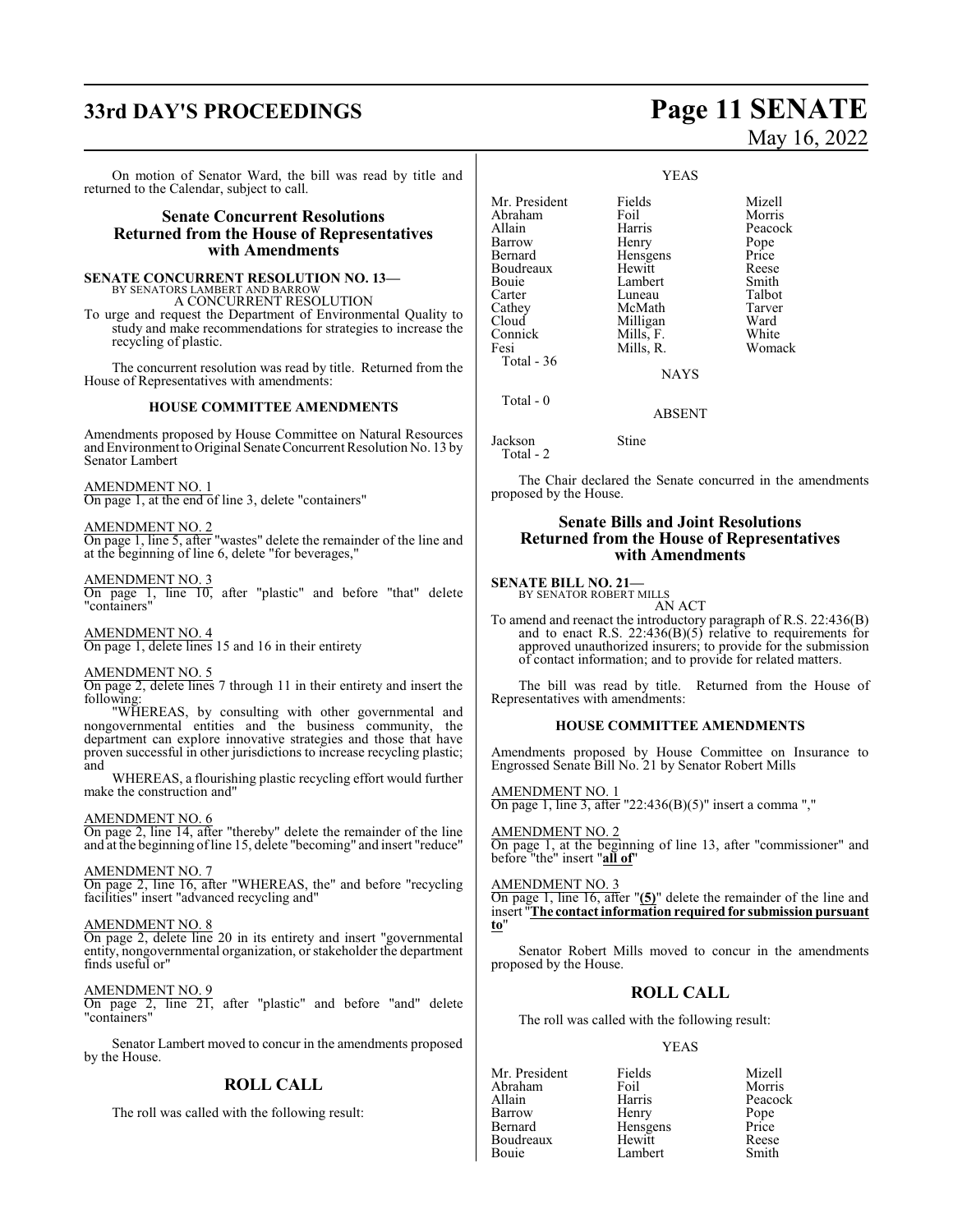On motion of Senator Ward, the bill was read by title and returned to the Calendar, subject to call.

## Senate Concurrent Resolutions Returned from the House of Representatives with Amendments

**SENATE CONCURRENT RESOLUTION NO. 13—**
BY SENATORS LAMBERT AND BARROW
A CONCURRENT RESOLUTION

To urge and request the Department of Environmental Quality to study and make recommendations for strategies to increase the recycling of plastic.

The concurrent resolution was read by title. Returned from the House of Representatives with amendments:

### HOUSE COMMITTEE AMENDMENTS

Amendments proposed by House Committee on Natural Resources and Environment to Original Senate Concurrent Resolution No. 13 by Senator Lambert

AMENDMENT NO. 1
On page 1, at the end of line 3, delete "containers"

AMENDMENT NO. 2
On page 1, line 5, after "wastes" delete the remainder of the line and at the beginning of line 6, delete "for beverages,"

AMENDMENT NO. 3
On page 1, line 10, after "plastic" and before "that" delete "containers"

AMENDMENT NO. 4
On page 1, delete lines 15 and 16 in their entirety

AMENDMENT NO. 5
On page 2, delete lines 7 through 11 in their entirety and insert the following:

"WHEREAS, by consulting with other governmental and nongovernmental entities and the business community, the department can explore innovative strategies and those that have proven successful in other jurisdictions to increase recycling plastic; and

WHEREAS, a flourishing plastic recycling effort would further make the construction and"

AMENDMENT NO. 6
On page 2, line 14, after "thereby" delete the remainder of the line and at the beginning of line 15, delete "becoming" and insert "reduce"

AMENDMENT NO. 7
On page 2, line 16, after "WHEREAS, the" and before "recycling facilities" insert "advanced recycling and"

AMENDMENT NO. 8
On page 2, delete line 20 in its entirety and insert "governmental entity, nongovernmental organization, or stakeholder the department finds useful or"

AMENDMENT NO. 9
On page 2, line 21, after "plastic" and before "and" delete "containers"

Senator Lambert moved to concur in the amendments proposed by the House.

## ROLL CALL

The roll was called with the following result:

YEAS

| | | |
|---|---|---|
| Mr. President | Fields | Mizell |
| Abraham | Foil | Morris |
| Allain | Harris | Peacock |
| Barrow | Henry | Pope |
| Bernard | Hensgens | Price |
| Boudreaux | Hewitt | Reese |
| Bouie | Lambert | Smith |
| Carter | Luneau | Talbot |
| Cathey | McMath | Tarver |
| Cloud | Milligan | Ward |
| Connick | Mills, F. | White |
| Fesi | Mills, R. | Womack |
| Total - 36 | | |

NAYS

Total - 0

ABSENT

| | |
|---|---|
| Jackson | Stine |
| Total - 2 | |

The Chair declared the Senate concurred in the amendments proposed by the House.

## Senate Bills and Joint Resolutions Returned from the House of Representatives with Amendments

**SENATE BILL NO. 21—**
BY SENATOR ROBERT MILLS
AN ACT

To amend and reenact the introductory paragraph of R.S. 22:436(B) and to enact R.S. 22:436(B)(5) relative to requirements for approved unauthorized insurers; to provide for the submission of contact information; and to provide for related matters.

The bill was read by title. Returned from the House of Representatives with amendments:

### HOUSE COMMITTEE AMENDMENTS

Amendments proposed by House Committee on Insurance to Engrossed Senate Bill No. 21 by Senator Robert Mills

AMENDMENT NO. 1
On page 1, line 3, after "22:436(B)(5)" insert a comma ","

AMENDMENT NO. 2
On page 1, at the beginning of line 13, after "commissioner" and before "the" insert "**all of**"

AMENDMENT NO. 3
On page 1, line 16, after "**(5)**" delete the remainder of the line and insert "**The contact information required for submission pursuant to**"

Senator Robert Mills moved to concur in the amendments proposed by the House.

## ROLL CALL

The roll was called with the following result:

YEAS

| | | |
|---|---|---|
| Mr. President | Fields | Mizell |
| Abraham | Foil | Morris |
| Allain | Harris | Peacock |
| Barrow | Henry | Pope |
| Bernard | Hensgens | Price |
| Boudreaux | Hewitt | Reese |
| Bouie | Lambert | Smith |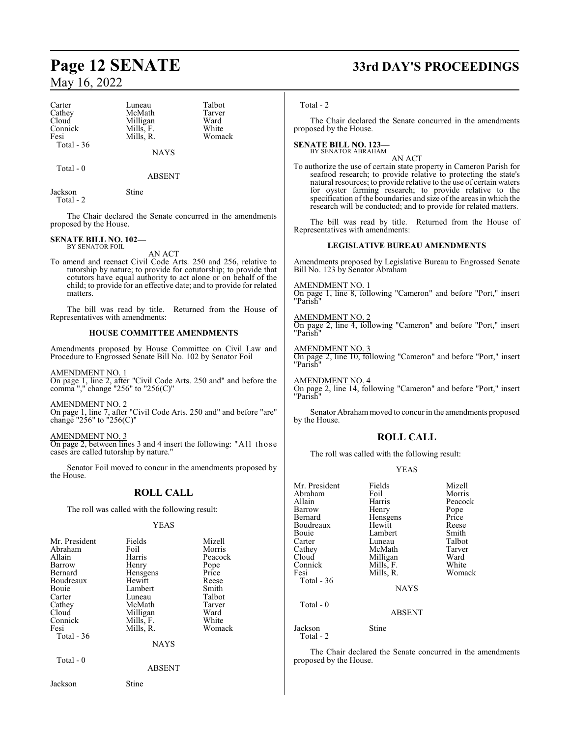| | | |
|---|---|---|
| Carter | Luneau | Talbot |
| Cathey | McMath | Tarver |
| Cloud | Milligan | Ward |
| Connick | Mills, F. | White |
| Fesi | Mills, R. | Womack |
| Total - 36 | | |

NAYS

Total - 0

ABSENT

Jackson Stine
Total - 2

The Chair declared the Senate concurred in the amendments proposed by the House.

**SENATE BILL NO. 102—**
BY SENATOR FOIL

AN ACT

To amend and reenact Civil Code Arts. 250 and 256, relative to tutorship by nature; to provide for cotutorship; to provide that cotutors have equal authority to act alone or on behalf of the child; to provide for an effective date; and to provide for related matters.

The bill was read by title. Returned from the House of Representatives with amendments:

**HOUSE COMMITTEE AMENDMENTS**

Amendments proposed by House Committee on Civil Law and Procedure to Engrossed Senate Bill No. 102 by Senator Foil

AMENDMENT NO. 1
On page 1, line 2, after "Civil Code Arts. 250 and" and before the comma "," change "256" to "256(C)"

AMENDMENT NO. 2
On page 1, line 7, after "Civil Code Arts. 250 and" and before "are" change "256" to "256(C)"

AMENDMENT NO. 3
On page 2, between lines 3 and 4 insert the following: "All those cases are called tutorship by nature."

Senator Foil moved to concur in the amendments proposed by the House.

## ROLL CALL

The roll was called with the following result:

YEAS

| | | |
|---|---|---|
| Mr. President | Fields | Mizell |
| Abraham | Foil | Morris |
| Allain | Harris | Peacock |
| Barrow | Henry | Pope |
| Bernard | Hensgens | Price |
| Boudreaux | Hewitt | Reese |
| Bouie | Lambert | Smith |
| Carter | Luneau | Talbot |
| Cathey | McMath | Tarver |
| Cloud | Milligan | Ward |
| Connick | Mills, F. | White |
| Fesi | Mills, R. | Womack |
| Total - 36 | | |

NAYS

Total - 0

ABSENT

Jackson Stine
Total - 2

The Chair declared the Senate concurred in the amendments proposed by the House.

**SENATE BILL NO. 123—**
BY SENATOR ABRAHAM

AN ACT

To authorize the use of certain state property in Cameron Parish for seafood research; to provide relative to protecting the state's natural resources; to provide relative to the use of certain waters for oyster farming research; to provide relative to the specification of the boundaries and size of the areas in which the research will be conducted; and to provide for related matters.

The bill was read by title. Returned from the House of Representatives with amendments:

**LEGISLATIVE BUREAU AMENDMENTS**

Amendments proposed by Legislative Bureau to Engrossed Senate Bill No. 123 by Senator Abraham

AMENDMENT NO. 1
On page 1, line 8, following "Cameron" and before "Port," insert "Parish"

AMENDMENT NO. 2
On page 2, line 4, following "Cameron" and before "Port," insert "Parish"

AMENDMENT NO. 3
On page 2, line 10, following "Cameron" and before "Port," insert "Parish"

AMENDMENT NO. 4
On page 2, line 14, following "Cameron" and before "Port," insert "Parish"

Senator Abraham moved to concur in the amendments proposed by the House.

## ROLL CALL

The roll was called with the following result:

YEAS

| | | |
|---|---|---|
| Mr. President | Fields | Mizell |
| Abraham | Foil | Morris |
| Allain | Harris | Peacock |
| Barrow | Henry | Pope |
| Bernard | Hensgens | Price |
| Boudreaux | Hewitt | Reese |
| Bouie | Lambert | Smith |
| Carter | Luneau | Talbot |
| Cathey | McMath | Tarver |
| Cloud | Milligan | Ward |
| Connick | Mills, F. | White |
| Fesi | Mills, R. | Womack |
| Total - 36 | | |

NAYS

Total - 0

ABSENT

Jackson Stine
Total - 2

The Chair declared the Senate concurred in the amendments proposed by the House.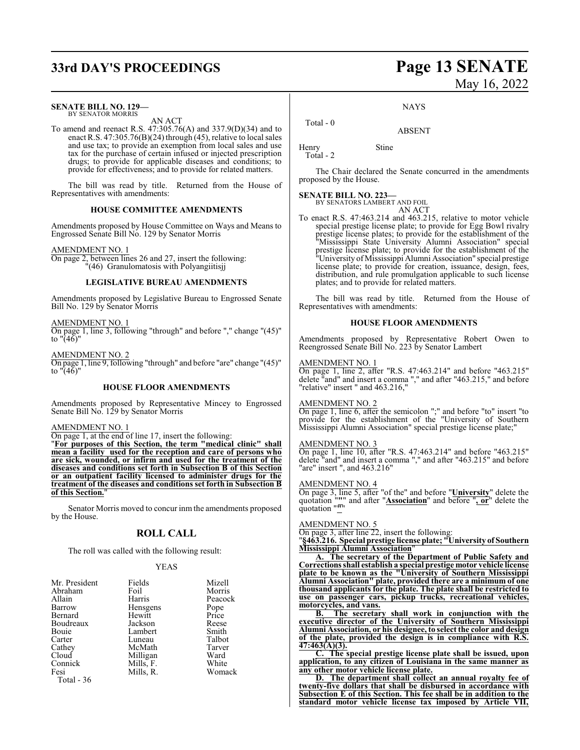**SENATE BILL NO. 129—**
BY SENATOR MORRIS

AN ACT

To amend and reenact R.S. 47:305.76(A) and 337.9(D)(34) and to enact R.S. 47:305.76(B)(24) through (45), relative to local sales and use tax; to provide an exemption from local sales and use tax for the purchase of certain infused or injected prescription drugs; to provide for applicable diseases and conditions; to provide for effectiveness; and to provide for related matters.

The bill was read by title. Returned from the House of Representatives with amendments:

**HOUSE COMMITTEE AMENDMENTS**

Amendments proposed by House Committee on Ways and Means to Engrossed Senate Bill No. 129 by Senator Morris

AMENDMENT NO. 1

On page 2, between lines 26 and 27, insert the following:
"(46) Granulomatosis with Polyangiitisjj

**LEGISLATIVE BUREAU AMENDMENTS**

Amendments proposed by Legislative Bureau to Engrossed Senate Bill No. 129 by Senator Morris

AMENDMENT NO. 1

On page 1, line 3, following "through" and before "," change "(45)" to "(46)"

AMENDMENT NO. 2

On page 1, line 9, following "through" and before "are" change "(45)" to "(46)"

**HOUSE FLOOR AMENDMENTS**

Amendments proposed by Representative Mincey to Engrossed Senate Bill No. 129 by Senator Morris

AMENDMENT NO. 1

On page 1, at the end of line 17, insert the following:
"**For purposes of this Section, the term "medical clinic" shall mean a facility used for the reception and care of persons who are sick, wounded, or infirm and used for the treatment of the diseases and conditions set forth in Subsection B of this Section or an outpatient facility licensed to administer drugs for the treatment of the diseases and conditions set forth in Subsection B of this Section.**"

Senator Morris moved to concur inm the amendments proposed by the House.

## ROLL CALL

The roll was called with the following result:

YEAS

| | | |
|---|---|---|
| Mr. President | Fields | Mizell |
| Abraham | Foil | Morris |
| Allain | Harris | Peacock |
| Barrow | Hensgens | Pope |
| Bernard | Hewitt | Price |
| Boudreaux | Jackson | Reese |
| Bouie | Lambert | Smith |
| Carter | Luneau | Talbot |
| Cathey | McMath | Tarver |
| Cloud | Milligan | Ward |
| Connick | Mills, F. | White |
| Fesi | Mills, R. | Womack |

Total - 36

NAYS

Total - 0

ABSENT

| | |
|---|---|
| Henry | Stine |

Total - 2

The Chair declared the Senate concurred in the amendments proposed by the House.

**SENATE BILL NO. 223—**
BY SENATORS LAMBERT AND FOIL

AN ACT

To enact R.S. 47:463.214 and 463.215, relative to motor vehicle special prestige license plate; to provide for Egg Bowl rivalry prestige license plates; to provide for the establishment of the "Mississippi State University Alumni Association" special prestige license plate; to provide for the establishment of the "University of Mississippi Alumni Association" special prestige license plate; to provide for creation, issuance, design, fees, distribution, and rule promulgation applicable to such license plates; and to provide for related matters.

The bill was read by title. Returned from the House of Representatives with amendments:

**HOUSE FLOOR AMENDMENTS**

Amendments proposed by Representative Robert Owen to Reengrossed Senate Bill No. 223 by Senator Lambert

AMENDMENT NO. 1

On page 1, line 2, after "R.S. 47:463.214" and before "463.215" delete "and" and insert a comma "," and after "463.215," and before "relative" insert " and 463.216,"

AMENDMENT NO. 2

On page 1, line 6, after the semicolon ";" and before "to" insert "to provide for the establishment of the "University of Southern Mississippi Alumni Association" special prestige license plate;"

AMENDMENT NO. 3

On page 1, line 10, after "R.S. 47:463.214" and before "463.215" delete "and" and insert a comma "," and after "463.215" and before "are" insert ", and 463.216"

AMENDMENT NO. 4

On page 3, line 5, after "of the" and before "**University**" delete the quotation "**"**" and after "**Association**" and before "**, or**" delete the quotation "**"**"

AMENDMENT NO. 5

On page 3, after line 22, insert the following:
"**§463.216. Special prestige license plate; "University of Southern Mississippi Alumni Association"**

**A. The secretary of the Department of Public Safety and Corrections shall establish a special prestige motor vehicle license plate to be known as the "University of Southern Mississippi Alumni Association" plate, provided there are a minimum of one thousand applicants for the plate. The plate shall be restricted to use on passenger cars, pickup trucks, recreational vehicles, motorcycles, and vans.**

**B. The secretary shall work in conjunction with the executive director of the University of Southern Mississippi Alumni Association, or his designee, to select the color and design of the plate, provided the design is in compliance with R.S. 47:463(A)(3).**

**C. The special prestige license plate shall be issued, upon application, to any citizen of Louisiana in the same manner as any other motor vehicle license plate.**

**D. The department shall collect an annual royalty fee of twenty-five dollars that shall be disbursed in accordance with Subsection E of this Section. This fee shall be in addition to the standard motor vehicle license tax imposed by Article VII,**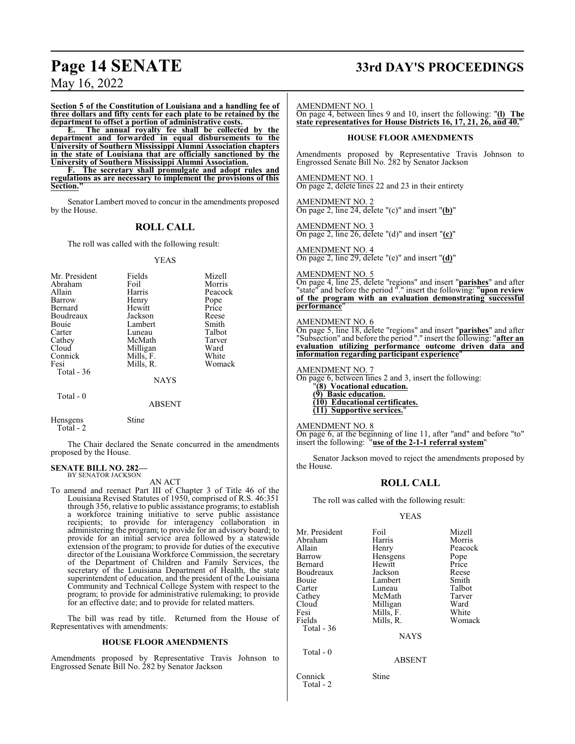**Section 5 of the Constitution of Louisiana and a handling fee of three dollars and fifty cents for each plate to be retained by the department to offset a portion of administrative costs.**

**E. The annual royalty fee shall be collected by the department and forwarded in equal disbursements to the University of Southern Mississippi Alumni Association chapters in the state of Louisiana that are officially sanctioned by the University of Southern Mississippi Alumni Association.**

**F. The secretary shall promulgate and adopt rules and regulations as are necessary to implement the provisions of this Section.**"

Senator Lambert moved to concur in the amendments proposed by the House.

## ROLL CALL

The roll was called with the following result:

YEAS

| | | |
|---|---|---|
| Mr. President | Fields | Mizell |
| Abraham | Foil | Morris |
| Allain | Harris | Peacock |
| Barrow | Henry | Pope |
| Bernard | Hewitt | Price |
| Boudreaux | Jackson | Reese |
| Bouie | Lambert | Smith |
| Carter | Luneau | Talbot |
| Cathey | McMath | Tarver |
| Cloud | Milligan | Ward |
| Connick | Mills, F. | White |
| Fesi | Mills, R. | Womack |

Total - 36

NAYS

Total - 0

ABSENT

Hensgens Stine

Total - 2

The Chair declared the Senate concurred in the amendments proposed by the House.

### SENATE BILL NO. 282—
BY SENATOR JACKSON

AN ACT

To amend and reenact Part III of Chapter 3 of Title 46 of the Louisiana Revised Statutes of 1950, comprised of R.S. 46:351 through 356, relative to public assistance programs; to establish a workforce training initiative to serve public assistance recipients; to provide for interagency collaboration in administering the program; to provide for an advisory board; to provide for an initial service area followed by a statewide extension of the program; to provide for duties of the executive director of the Louisiana Workforce Commission, the secretary of the Department of Children and Family Services, the secretary of the Louisiana Department of Health, the state superintendent of education, and the president of the Louisiana Community and Technical College System with respect to the program; to provide for administrative rulemaking; to provide for an effective date; and to provide for related matters.

The bill was read by title. Returned from the House of Representatives with amendments:

#### HOUSE FLOOR AMENDMENTS

Amendments proposed by Representative Travis Johnson to Engrossed Senate Bill No. 282 by Senator Jackson

AMENDMENT NO. 1
On page 4, between lines 9 and 10, insert the following: "**(l) The state representatives for House Districts 16, 17, 21, 26, and 40.**"

#### HOUSE FLOOR AMENDMENTS

Amendments proposed by Representative Travis Johnson to Engrossed Senate Bill No. 282 by Senator Jackson

AMENDMENT NO. 1
On page 2, delete lines 22 and 23 in their entirety

AMENDMENT NO. 2
On page 2, line 24, delete "(c)" and insert "**(b)**"

AMENDMENT NO. 3
On page 2, line 26, delete "(d)" and insert "**(c)**"

AMENDMENT NO. 4
On page 2, line 29, delete "(e)" and insert "**(d)**"

AMENDMENT NO. 5
On page 4, line 25, delete "regions" and insert "**parishes**" and after "state" and before the period "." insert the following: "**upon review of the program with an evaluation demonstrating successful performance**"

AMENDMENT NO. 6
On page 5, line 18, delete "regions" and insert "**parishes**" and after "Subsection" and before the period "." insert the following: "**after an evaluation utilizing performance outcome driven data and information regarding participant experience**"

AMENDMENT NO. 7
On page 6, between lines 2 and 3, insert the following:
"**(8) Vocational education.**
**(9) Basic education.**
**(10) Educational certificates.**
**(11) Supportive services.**"

AMENDMENT NO. 8
On page 6, at the beginning of line 11, after "and" and before "to" insert the following: "**use of the 2-1-1 referral system**"

Senator Jackson moved to reject the amendments proposed by the House.

## ROLL CALL

The roll was called with the following result:

YEAS

| | | |
|---|---|---|
| Mr. President | Foil | Mizell |
| Abraham | Harris | Morris |
| Allain | Henry | Peacock |
| Barrow | Hensgens | Pope |
| Bernard | Hewitt | Price |
| Boudreaux | Jackson | Reese |
| Bouie | Lambert | Smith |
| Carter | Luneau | Talbot |
| Cathey | McMath | Tarver |
| Cloud | Milligan | Ward |
| Fesi | Mills, F. | White |
| Fields | Mills, R. | Womack |

Total - 36

NAYS

Total - 0

ABSENT

Connick Stine

Total - 2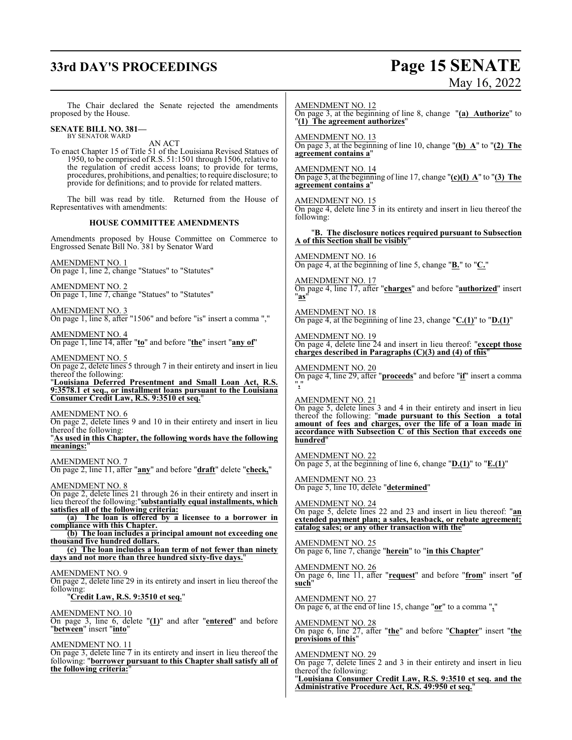The Chair declared the Senate rejected the amendments proposed by the House.

**SENATE BILL NO. 381—**
BY SENATOR WARD

AN ACT

To enact Chapter 15 of Title 51 of the Louisiana Revised Statues of 1950, to be comprised of R.S. 51:1501 through 1506, relative to the regulation of credit access loans; to provide for terms, procedures, prohibitions, and penalties; to require disclosure; to provide for definitions; and to provide for related matters.

The bill was read by title. Returned from the House of Representatives with amendments:

**HOUSE COMMITTEE AMENDMENTS**

Amendments proposed by House Committee on Commerce to Engrossed Senate Bill No. 381 by Senator Ward

AMENDMENT NO. 1
On page 1, line 2, change "Statues" to "Statutes"

AMENDMENT NO. 2
On page 1, line 7, change "Statues" to "Statutes"

AMENDMENT NO. 3
On page 1, line 8, after "1506" and before "is" insert a comma ","

AMENDMENT NO. 4
On page 1, line 14, after "**to**" and before "**the**" insert "**any of**"

AMENDMENT NO. 5
On page 2, delete lines 5 through 7 in their entirety and insert in lieu thereof the following:
"**Louisiana Deferred Presentment and Small Loan Act, R.S. 9:3578.1 et seq., or installment loans pursuant to the Louisiana Consumer Credit Law, R.S. 9:3510 et seq.**"

AMENDMENT NO. 6
On page 2, delete lines 9 and 10 in their entirety and insert in lieu thereof the following:
"**As used in this Chapter, the following words have the following meanings:**"

AMENDMENT NO. 7
On page 2, line 11, after "**any**" and before "**draft**" delete "**check,**"

AMENDMENT NO. 8
On page 2, delete lines 21 through 26 in their entirety and insert in lieu thereof the following:"**substantially equal installments, which satisfies all of the following criteria:**

**(a) The loan is offered by a licensee to a borrower in compliance with this Chapter.**

**(b) The loan includes a principal amount not exceeding one thousand five hundred dollars.**

**(c) The loan includes a loan term of not fewer than ninety days and not more than three hundred sixty-five days.**"

AMENDMENT NO. 9
On page 2, delete line 29 in its entirety and insert in lieu thereof the following:
"**Credit Law, R.S. 9:3510 et seq.**"

AMENDMENT NO. 10
On page 3, line 6, delete "**(1)**" and after "**entered**" and before "**between**" insert "**into**"

AMENDMENT NO. 11
On page 3, delete line 7 in its entirety and insert in lieu thereof the following: "**borrower pursuant to this Chapter shall satisfy all of the following criteria:**"

AMENDMENT NO. 12
On page 3, at the beginning of line 8, change "**(a) Authorize**" to "**(1) The agreement authorizes**"

AMENDMENT NO. 13
On page 3, at the beginning of line 10, change "**(b) A**" to "**(2) The agreement contains a**"

AMENDMENT NO. 14
On page 3, at the beginning of line 17, change "**(c)(I) A**" to "**(3) The agreement contains a**"

AMENDMENT NO. 15
On page 4, delete line 3 in its entirety and insert in lieu thereof the following:

"**B. The disclosure notices required pursuant to Subsection A of this Section shall be visibly**"

AMENDMENT NO. 16
On page 4, at the beginning of line 5, change "**B.**" to "**C.**"

AMENDMENT NO. 17
On page 4, line 17, after "**charges**" and before "**authorized**" insert "**as**"

AMENDMENT NO. 18
On page 4, at the beginning of line 23, change "**C.(1)**" to "**D.(1)**"

AMENDMENT NO. 19
On page 4, delete line 24 and insert in lieu thereof: "**except those charges described in Paragraphs (C)(3) and (4) of this**"

AMENDMENT NO. 20
On page 4, line 29, after "**proceeds**" and before "**if**" insert a comma "**,**"

AMENDMENT NO. 21
On page 5, delete lines 3 and 4 in their entirety and insert in lieu thereof the following: "**made pursuant to this Section a total amount of fees and charges, over the life of a loan made in accordance with Subsection C of this Section that exceeds one hundred**"

AMENDMENT NO. 22
On page 5, at the beginning of line 6, change "**D.(1)**" to "**E.(1)**"

AMENDMENT NO. 23
On page 5, line 10, delete "**determined**"

AMENDMENT NO. 24
On page 5, delete lines 22 and 23 and insert in lieu thereof: "**an extended payment plan; a sales, leasback, or rebate agreement; catalog sales; or any other transaction with the**"

AMENDMENT NO. 25
On page 6, line 7, change "**herein**" to "**in this Chapter**"

AMENDMENT NO. 26
On page 6, line 11, after "**request**" and before "**from**" insert "**of such**"

AMENDMENT NO. 27
On page 6, at the end of line 15, change "**or**" to a comma "**,**"

AMENDMENT NO. 28
On page 6, line 27, after "**the**" and before "**Chapter**" insert "**the provisions of this**"

AMENDMENT NO. 29
On page 7, delete lines 2 and 3 in their entirety and insert in lieu thereof the following:
"**Louisiana Consumer Credit Law, R.S. 9:3510 et seq. and the Administrative Procedure Act, R.S. 49:950 et seq.**"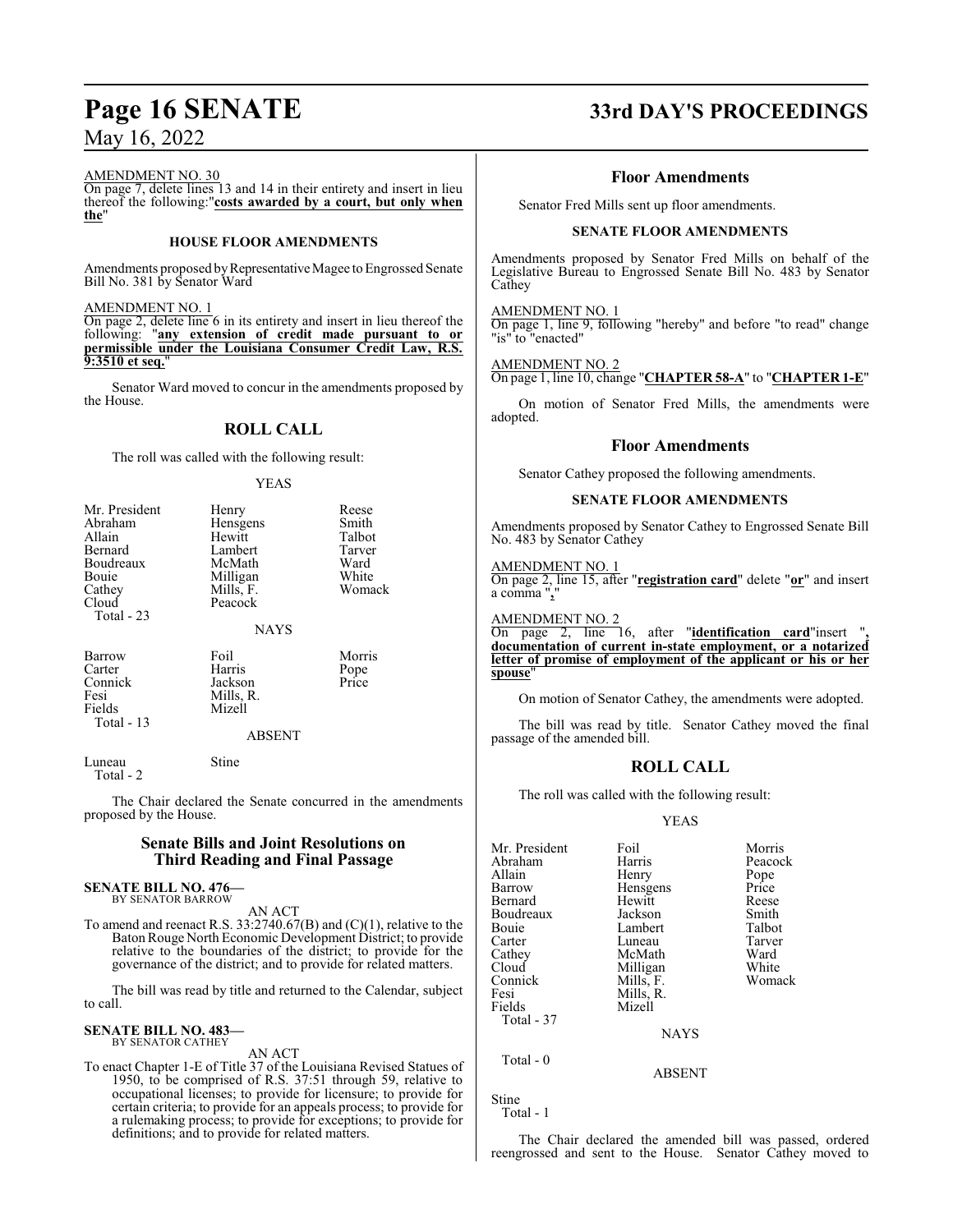AMENDMENT NO. 30

On page 7, delete lines 13 and 14 in their entirety and insert in lieu thereof the following:"**costs awarded by a court, but only when the**"

### HOUSE FLOOR AMENDMENTS

Amendments proposed by Representative Magee to Engrossed Senate Bill No. 381 by Senator Ward

AMENDMENT NO. 1

On page 2, delete line 6 in its entirety and insert in lieu thereof the following: "**any extension of credit made pursuant to or permissible under the Louisiana Consumer Credit Law, R.S. 9:3510 et seq.**"

Senator Ward moved to concur in the amendments proposed by the House.

## ROLL CALL

The roll was called with the following result:

YEAS

| | | |
|---|---|---|
| Mr. President | Henry | Reese |
| Abraham | Hensgens | Smith |
| Allain | Hewitt | Talbot |
| Bernard | Lambert | Tarver |
| Boudreaux | McMath | Ward |
| Bouie | Milligan | White |
| Cathey | Mills, F. | Womack |
| Cloud | Peacock | |

Total - 23

NAYS

| | | |
|---|---|---|
| Barrow | Foil | Morris |
| Carter | Harris | Pope |
| Connick | Jackson | Price |
| Fesi | Mills, R. | |
| Fields | Mizell | |

Total - 13

ABSENT

| | |
|---|---|
| Luneau | Stine |

Total - 2

The Chair declared the Senate concurred in the amendments proposed by the House.

## Senate Bills and Joint Resolutions on Third Reading and Final Passage

**SENATE BILL NO. 476—**
BY SENATOR BARROW

AN ACT

To amend and reenact R.S. 33:2740.67(B) and (C)(1), relative to the Baton Rouge North Economic Development District; to provide relative to the boundaries of the district; to provide for the governance of the district; and to provide for related matters.

The bill was read by title and returned to the Calendar, subject to call.

**SENATE BILL NO. 483—**
BY SENATOR CATHEY

AN ACT

To enact Chapter 1-E of Title 37 of the Louisiana Revised Statues of 1950, to be comprised of R.S. 37:51 through 59, relative to occupational licenses; to provide for licensure; to provide for certain criteria; to provide for an appeals process; to provide for a rulemaking process; to provide for exceptions; to provide for definitions; and to provide for related matters.

## Floor Amendments

Senator Fred Mills sent up floor amendments.

### SENATE FLOOR AMENDMENTS

Amendments proposed by Senator Fred Mills on behalf of the Legislative Bureau to Engrossed Senate Bill No. 483 by Senator Cathey

AMENDMENT NO. 1

On page 1, line 9, following "hereby" and before "to read" change "is" to "enacted"

AMENDMENT NO. 2

On page 1, line 10, change "**CHAPTER 58-A**" to "**CHAPTER 1-E**"

On motion of Senator Fred Mills, the amendments were adopted.

## Floor Amendments

Senator Cathey proposed the following amendments.

### SENATE FLOOR AMENDMENTS

Amendments proposed by Senator Cathey to Engrossed Senate Bill No. 483 by Senator Cathey

AMENDMENT NO. 1

On page 2, line 15, after "**registration card**" delete "**or**" and insert a comma "**,**"

AMENDMENT NO. 2

On page 2, line 16, after "**identification card**"insert "**, documentation of current in-state employment, or a notarized letter of promise of employment of the applicant or his or her spouse**"

On motion of Senator Cathey, the amendments were adopted.

The bill was read by title. Senator Cathey moved the final passage of the amended bill.

## ROLL CALL

The roll was called with the following result:

YEAS

| | | |
|---|---|---|
| Mr. President | Foil | Morris |
| Abraham | Harris | Peacock |
| Allain | Henry | Pope |
| Barrow | Hensgens | Price |
| Bernard | Hewitt | Reese |
| Boudreaux | Jackson | Smith |
| Bouie | Lambert | Talbot |
| Carter | Luneau | Tarver |
| Cathey | McMath | Ward |
| Cloud | Milligan | White |
| Connick | Mills, F. | Womack |
| Fesi | Mills, R. | |
| Fields | Mizell | |

Total - 37

NAYS

Total - 0

ABSENT

Stine

Total - 1

The Chair declared the amended bill was passed, ordered reengrossed and sent to the House. Senator Cathey moved to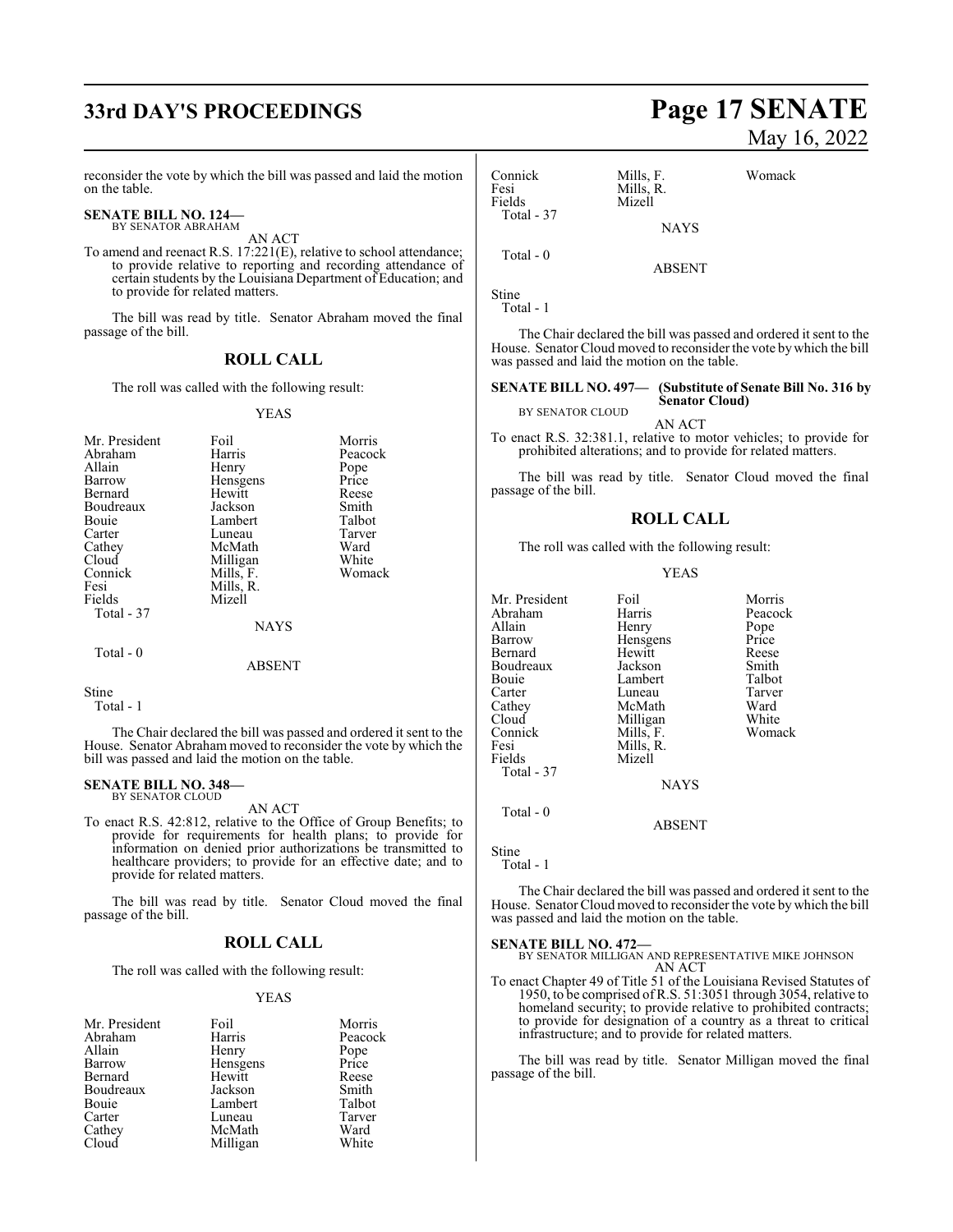reconsider the vote by which the bill was passed and laid the motion on the table.

**SENATE BILL NO. 124—**
BY SENATOR ABRAHAM

AN ACT

To amend and reenact R.S. 17:221(E), relative to school attendance; to provide relative to reporting and recording attendance of certain students by the Louisiana Department of Education; and to provide for related matters.

The bill was read by title. Senator Abraham moved the final passage of the bill.

## ROLL CALL

The roll was called with the following result:

YEAS

| | | |
|---|---|---|
| Mr. President | Foil | Morris |
| Abraham | Harris | Peacock |
| Allain | Henry | Pope |
| Barrow | Hensgens | Price |
| Bernard | Hewitt | Reese |
| Boudreaux | Jackson | Smith |
| Bouie | Lambert | Talbot |
| Carter | Luneau | Tarver |
| Cathey | McMath | Ward |
| Cloud | Milligan | White |
| Connick | Mills, F. | Womack |
| Fesi | Mills, R. | |
| Fields | Mizell | |

Total - 37

NAYS

Total - 0

ABSENT

Stine

Total - 1

The Chair declared the bill was passed and ordered it sent to the House. Senator Abraham moved to reconsider the vote by which the bill was passed and laid the motion on the table.

**SENATE BILL NO. 348—**
BY SENATOR CLOUD

AN ACT

To enact R.S. 42:812, relative to the Office of Group Benefits; to provide for requirements for health plans; to provide for information on denied prior authorizations be transmitted to healthcare providers; to provide for an effective date; and to provide for related matters.

The bill was read by title. Senator Cloud moved the final passage of the bill.

## ROLL CALL

The roll was called with the following result:

YEAS

| | | |
|---|---|---|
| Mr. President | Foil | Morris |
| Abraham | Harris | Peacock |
| Allain | Henry | Pope |
| Barrow | Hensgens | Price |
| Bernard | Hewitt | Reese |
| Boudreaux | Jackson | Smith |
| Bouie | Lambert | Talbot |
| Carter | Luneau | Tarver |
| Cathey | McMath | Ward |
| Cloud | Milligan | White |
| Connick | Mills, F. | Womack |
| Fesi | Mills, R. | |
| Fields | Mizell | |

Total - 37

NAYS

Total - 0

ABSENT

Stine

Total - 1

The Chair declared the bill was passed and ordered it sent to the House. Senator Cloud moved to reconsider the vote by which the bill was passed and laid the motion on the table.

**SENATE BILL NO. 497— (Substitute of Senate Bill No. 316 by Senator Cloud)**
BY SENATOR CLOUD

AN ACT

To enact R.S. 32:381.1, relative to motor vehicles; to provide for prohibited alterations; and to provide for related matters.

The bill was read by title. Senator Cloud moved the final passage of the bill.

## ROLL CALL

The roll was called with the following result:

YEAS

| | | |
|---|---|---|
| Mr. President | Foil | Morris |
| Abraham | Harris | Peacock |
| Allain | Henry | Pope |
| Barrow | Hensgens | Price |
| Bernard | Hewitt | Reese |
| Boudreaux | Jackson | Smith |
| Bouie | Lambert | Talbot |
| Carter | Luneau | Tarver |
| Cathey | McMath | Ward |
| Cloud | Milligan | White |
| Connick | Mills, F. | Womack |
| Fesi | Mills, R. | |
| Fields | Mizell | |

Total - 37

NAYS

Total - 0

ABSENT

Stine

Total - 1

The Chair declared the bill was passed and ordered it sent to the House. Senator Cloud moved to reconsider the vote by which the bill was passed and laid the motion on the table.

**SENATE BILL NO. 472—**
BY SENATOR MILLIGAN AND REPRESENTATIVE MIKE JOHNSON

AN ACT

To enact Chapter 49 of Title 51 of the Louisiana Revised Statutes of 1950, to be comprised of R.S. 51:3051 through 3054, relative to homeland security; to provide relative to prohibited contracts; to provide for designation of a country as a threat to critical infrastructure; and to provide for related matters.

The bill was read by title. Senator Milligan moved the final passage of the bill.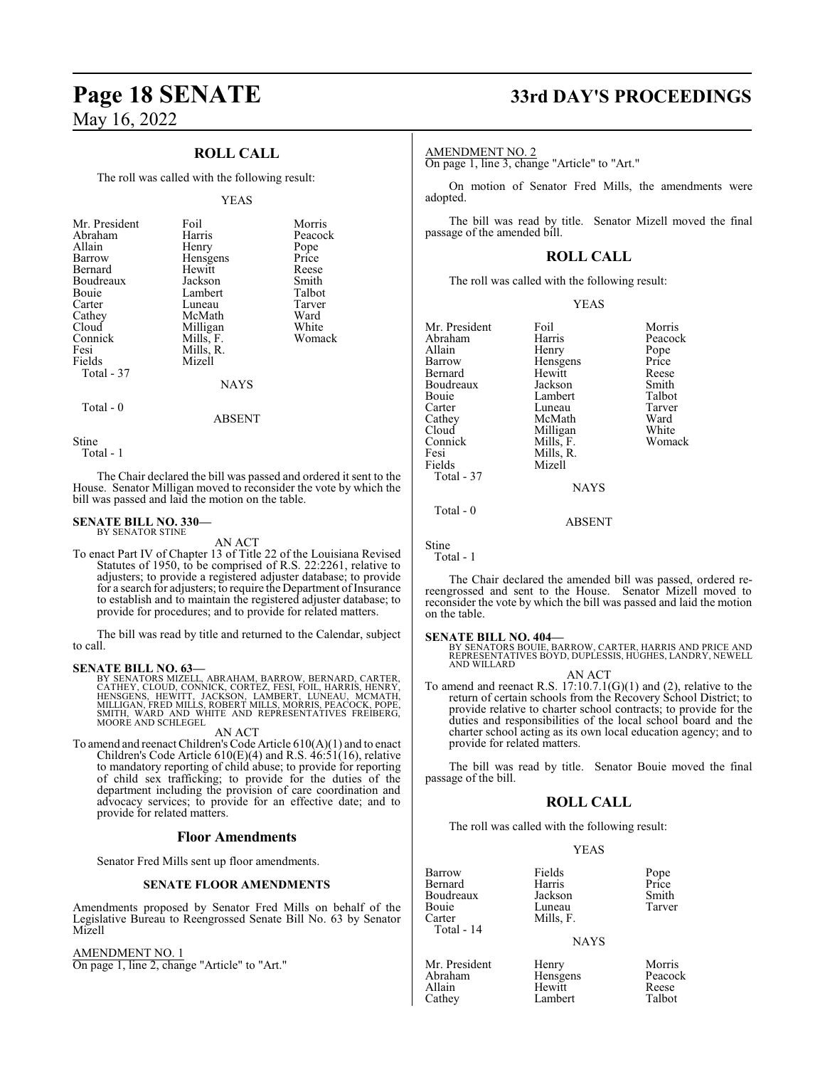## ROLL CALL

The roll was called with the following result:

YEAS

| | | |
|---|---|---|
| Mr. President | Foil | Morris |
| Abraham | Harris | Peacock |
| Allain | Henry | Pope |
| Barrow | Hensgens | Price |
| Bernard | Hewitt | Reese |
| Boudreaux | Jackson | Smith |
| Bouie | Lambert | Talbot |
| Carter | Luneau | Tarver |
| Cathey | McMath | Ward |
| Cloud | Milligan | White |
| Connick | Mills, F. | Womack |
| Fesi | Mills, R. | |
| Fields | Mizell | |

Total - 37

NAYS

Total - 0

ABSENT

Stine

Total - 1

The Chair declared the bill was passed and ordered it sent to the House. Senator Milligan moved to reconsider the vote by which the bill was passed and laid the motion on the table.

**SENATE BILL NO. 330—**
BY SENATOR STINE

AN ACT

To enact Part IV of Chapter 13 of Title 22 of the Louisiana Revised Statutes of 1950, to be comprised of R.S. 22:2261, relative to adjusters; to provide a registered adjuster database; to provide for a search for adjusters; to require the Department of Insurance to establish and to maintain the registered adjuster database; to provide for procedures; and to provide for related matters.

The bill was read by title and returned to the Calendar, subject to call.

**SENATE BILL NO. 63—**
BY SENATORS MIZELL, ABRAHAM, BARROW, BERNARD, CARTER, CATHEY, CLOUD, CONNICK, CORTEZ, FESI, FOIL, HARRIS, HENRY, HENSGENS, HEWITT, JACKSON, LAMBERT, LUNEAU, MCMATH, MILLIGAN, FRED MILLS, ROBERT MILLS, MORRIS, PEACOCK, POPE, SMITH, WARD AND WHITE AND REPRESENTATIVES FREIBERG, MOORE AND SCHLEGEL

AN ACT

To amend and reenact Children's Code Article 610(A)(1) and to enact Children's Code Article 610(E)(4) and R.S. 46:51(16), relative to mandatory reporting of child abuse; to provide for reporting of child sex trafficking; to provide for the duties of the department including the provision of care coordination and advocacy services; to provide for an effective date; and to provide for related matters.

## Floor Amendments

Senator Fred Mills sent up floor amendments.

### SENATE FLOOR AMENDMENTS

Amendments proposed by Senator Fred Mills on behalf of the Legislative Bureau to Reengrossed Senate Bill No. 63 by Senator Mizell

AMENDMENT NO. 1
On page 1, line 2, change "Article" to "Art."

AMENDMENT NO. 2
On page 1, line 3, change "Article" to "Art."

On motion of Senator Fred Mills, the amendments were adopted.

The bill was read by title. Senator Mizell moved the final passage of the amended bill.

## ROLL CALL

The roll was called with the following result:

YEAS

| | | |
|---|---|---|
| Mr. President | Foil | Morris |
| Abraham | Harris | Peacock |
| Allain | Henry | Pope |
| Barrow | Hensgens | Price |
| Bernard | Hewitt | Reese |
| Boudreaux | Jackson | Smith |
| Bouie | Lambert | Talbot |
| Carter | Luneau | Tarver |
| Cathey | McMath | Ward |
| Cloud | Milligan | White |
| Connick | Mills, F. | Womack |
| Fesi | Mills, R. | |
| Fields | Mizell | |

Total - 37

NAYS

Total - 0

ABSENT

Stine

Total - 1

The Chair declared the amended bill was passed, ordered re-reengrossed and sent to the House. Senator Mizell moved to reconsider the vote by which the bill was passed and laid the motion on the table.

**SENATE BILL NO. 404—**
BY SENATORS BOUIE, BARROW, CARTER, HARRIS AND PRICE AND REPRESENTATIVES BOYD, DUPLESSIS, HUGHES, LANDRY, NEWELL AND WILLARD

AN ACT

To amend and reenact R.S. 17:10.7.1(G)(1) and (2), relative to the return of certain schools from the Recovery School District; to provide relative to charter school contracts; to provide for the duties and responsibilities of the local school board and the charter school acting as its own local education agency; and to provide for related matters.

The bill was read by title. Senator Bouie moved the final passage of the bill.

## ROLL CALL

The roll was called with the following result:

YEAS

| | | |
|---|---|---|
| Barrow | Fields | Pope |
| Bernard | Harris | Price |
| Boudreaux | Jackson | Smith |
| Bouie | Luneau | Tarver |
| Carter | Mills, F. | |

Total - 14

NAYS

| | | |
|---|---|---|
| Mr. President | Henry | Morris |
| Abraham | Hensgens | Peacock |
| Allain | Hewitt | Reese |
| Cathey | Lambert | Talbot |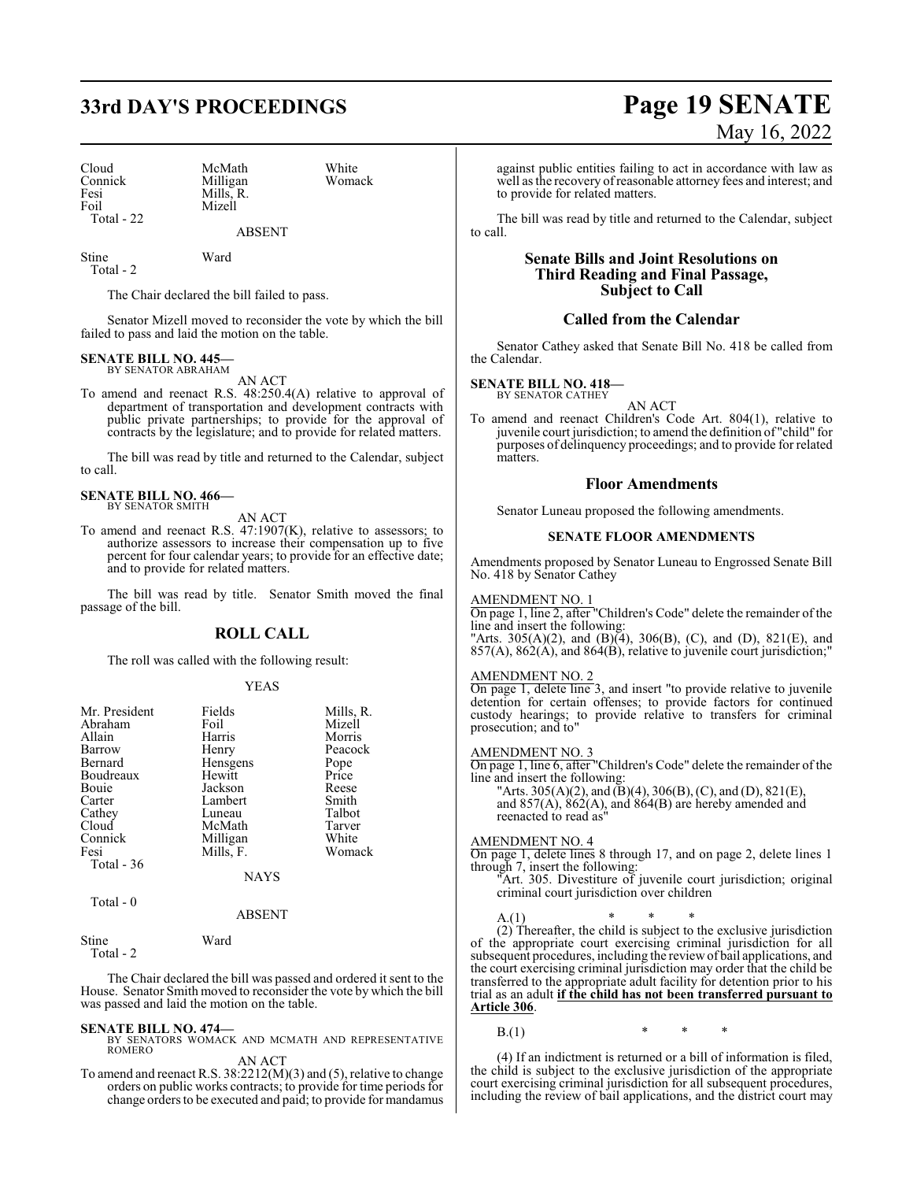| | | |
|---|---|---|
| Cloud | McMath | White |
| Connick | Milligan | Womack |
| Fesi | Mills, R. | |
| Foil | Mizell | |
| Total - 22 | | |

ABSENT

| | |
|---|---|
| Stine | Ward |
| Total - 2 | |

The Chair declared the bill failed to pass.

Senator Mizell moved to reconsider the vote by which the bill failed to pass and laid the motion on the table.

**SENATE BILL NO. 445—**
BY SENATOR ABRAHAM

AN ACT

To amend and reenact R.S. 48:250.4(A) relative to approval of department of transportation and development contracts with public private partnerships; to provide for the approval of contracts by the legislature; and to provide for related matters.

The bill was read by title and returned to the Calendar, subject to call.

**SENATE BILL NO. 466—**
BY SENATOR SMITH

AN ACT

To amend and reenact R.S. 47:1907(K), relative to assessors; to authorize assessors to increase their compensation up to five percent for four calendar years; to provide for an effective date; and to provide for related matters.

The bill was read by title. Senator Smith moved the final passage of the bill.

## ROLL CALL

The roll was called with the following result:

YEAS

| | | |
|---|---|---|
| Mr. President | Fields | Mills, R. |
| Abraham | Foil | Mizell |
| Allain | Harris | Morris |
| Barrow | Henry | Peacock |
| Bernard | Hensgens | Pope |
| Boudreaux | Hewitt | Price |
| Bouie | Jackson | Reese |
| Carter | Lambert | Smith |
| Cathey | Luneau | Talbot |
| Cloud | McMath | Tarver |
| Connick | Milligan | White |
| Fesi | Mills, F. | Womack |
| Total - 36 | | |

NAYS

Total - 0

ABSENT

| | |
|---|---|
| Stine | Ward |
| Total - 2 | |

The Chair declared the bill was passed and ordered it sent to the House. Senator Smith moved to reconsider the vote by which the bill was passed and laid the motion on the table.

**SENATE BILL NO. 474—**
BY SENATORS WOMACK AND MCMATH AND REPRESENTATIVE ROMERO

AN ACT

To amend and reenact R.S. 38:2212(M)(3) and (5), relative to change orders on public works contracts; to provide for time periods for change orders to be executed and paid; to provide for mandamus against public entities failing to act in accordance with law as well as the recovery of reasonable attorney fees and interest; and to provide for related matters.

The bill was read by title and returned to the Calendar, subject to call.

## Senate Bills and Joint Resolutions on Third Reading and Final Passage, Subject to Call

## Called from the Calendar

Senator Cathey asked that Senate Bill No. 418 be called from the Calendar.

**SENATE BILL NO. 418—**
BY SENATOR CATHEY

AN ACT

To amend and reenact Children's Code Art. 804(1), relative to juvenile court jurisdiction; to amend the definition of "child" for purposes of delinquency proceedings; and to provide for related matters.

## Floor Amendments

Senator Luneau proposed the following amendments.

### SENATE FLOOR AMENDMENTS

Amendments proposed by Senator Luneau to Engrossed Senate Bill No. 418 by Senator Cathey

AMENDMENT NO. 1

On page 1, line 2, after "Children's Code" delete the remainder of the line and insert the following:

"Arts. 305(A)(2), and (B)(4), 306(B), (C), and (D), 821(E), and 857(A), 862(A), and 864(B), relative to juvenile court jurisdiction;"

AMENDMENT NO. 2

On page 1, delete line 3, and insert "to provide relative to juvenile detention for certain offenses; to provide factors for continued custody hearings; to provide relative to transfers for criminal prosecution; and to"

AMENDMENT NO. 3

On page 1, line 6, after "Children's Code" delete the remainder of the line and insert the following:

"Arts. 305(A)(2), and (B)(4), 306(B), (C), and (D), 821(E), and 857(A), 862(A), and 864(B) are hereby amended and reenacted to read as"

AMENDMENT NO. 4

On page 1, delete lines 8 through 17, and on page 2, delete lines 1 through 7, insert the following:

"Art. 305. Divestiture of juvenile court jurisdiction; original criminal court jurisdiction over children

A.(1) * * *

(2) Thereafter, the child is subject to the exclusive jurisdiction of the appropriate court exercising criminal jurisdiction for all subsequent procedures, including the review of bail applications, and the court exercising criminal jurisdiction may order that the child be transferred to the appropriate adult facility for detention prior to his trial as an adult **if the child has not been transferred pursuant to Article 306**.

B.(1) * * *

(4) If an indictment is returned or a bill of information is filed, the child is subject to the exclusive jurisdiction of the appropriate court exercising criminal jurisdiction for all subsequent procedures, including the review of bail applications, and the district court may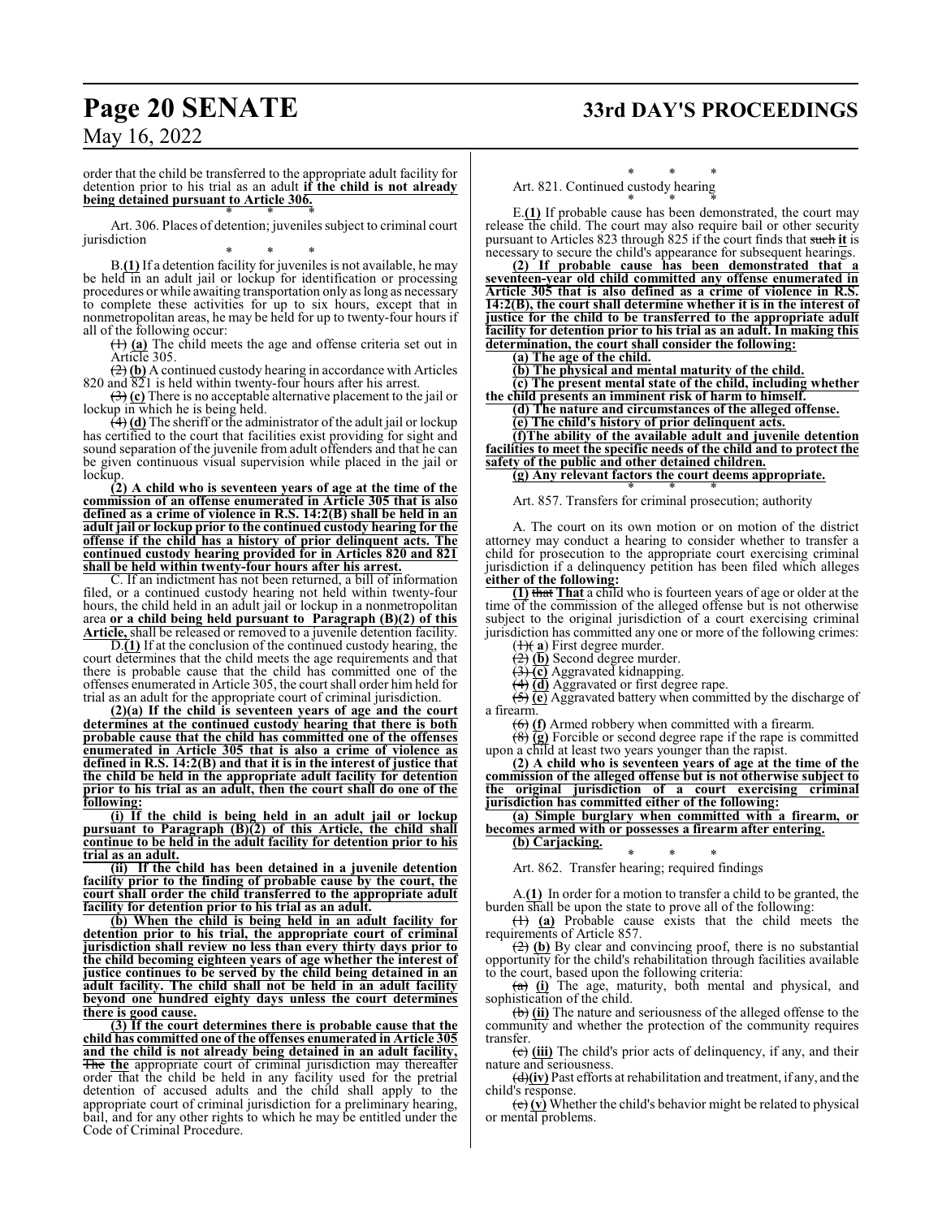order that the child be transferred to the appropriate adult facility for detention prior to his trial as an adult **if the child is not already being detained pursuant to Article 306.**

\* \* \*

Art. 306. Places of detention; juveniles subject to criminal court jurisdiction

\* \* \*

B.**(1)** If a detention facility for juveniles is not available, he may be held in an adult jail or lockup for identification or processing procedures or while awaiting transportation only as long as necessary to complete these activities for up to six hours, except that in nonmetropolitan areas, he may be held for up to twenty-four hours if all of the following occur:

~~(1)~~ **(a)** The child meets the age and offense criteria set out in Article 305.

~~(2)~~ **(b)** A continued custody hearing in accordance with Articles 820 and 821 is held within twenty-four hours after his arrest.

~~(3)~~ **(c)** There is no acceptable alternative placement to the jail or lockup in which he is being held.

~~(4)~~ **(d)** The sheriff or the administrator of the adult jail or lockup has certified to the court that facilities exist providing for sight and sound separation of the juvenile from adult offenders and that he can be given continuous visual supervision while placed in the jail or lockup.

**(2) A child who is seventeen years of age at the time of the commission of an offense enumerated in Article 305 that is also defined as a crime of violence in R.S. 14:2(B) shall be held in an adult jail or lockup prior to the continued custody hearing for the offense if the child has a history of prior delinquent acts. The continued custody hearing provided for in Articles 820 and 821 shall be held within twenty-four hours after his arrest.**

C. If an indictment has not been returned, a bill of information filed, or a continued custody hearing not held within twenty-four hours, the child held in an adult jail or lockup in a nonmetropolitan area **or a child being held pursuant to Paragraph (B)(2) of this Article,** shall be released or removed to a juvenile detention facility.

D.**(1)** If at the conclusion of the continued custody hearing, the court determines that the child meets the age requirements and that there is probable cause that the child has committed one of the offenses enumerated in Article 305, the court shall order him held for trial as an adult for the appropriate court of criminal jurisdiction.

**(2)(a) If the child is seventeen years of age and the court determines at the continued custody hearing that there is both probable cause that the child has committed one of the offenses enumerated in Article 305 that is also a crime of violence as defined in R.S. 14:2(B) and that it is in the interest of justice that the child be held in the appropriate adult facility for detention prior to his trial as an adult, then the court shall do one of the following:**

**(i) If the child is being held in an adult jail or lockup pursuant to Paragraph (B)(2) of this Article, the child shall continue to be held in the adult facility for detention prior to his trial as an adult.**

**(ii) If the child has been detained in a juvenile detention facility prior to the finding of probable cause by the court, the court shall order the child transferred to the appropriate adult facility for detention prior to his trial as an adult.**

**(b) When the child is being held in an adult facility for detention prior to his trial, the appropriate court of criminal jurisdiction shall review no less than every thirty days prior to the child becoming eighteen years of age whether the interest of justice continues to be served by the child being detained in an adult facility. The child shall not be held in an adult facility beyond one hundred eighty days unless the court determines there is good cause.**

**(3) If the court determines there is probable cause that the child has committed one of the offenses enumerated in Article 305 and the child is not already being detained in an adult facility,** ~~The~~ **the** appropriate court of criminal jurisdiction may thereafter order that the child be held in any facility used for the pretrial detention of accused adults and the child shall apply to the appropriate court of criminal jurisdiction for a preliminary hearing, bail, and for any other rights to which he may be entitled under the Code of Criminal Procedure.

\* \* \*

Art. 821. Continued custody hearing

\* \* \*

E.**(1)** If probable cause has been demonstrated, the court may release the child. The court may also require bail or other security pursuant to Articles 823 through 825 if the court finds that ~~such~~ **it** is necessary to secure the child's appearance for subsequent hearings.

**(2) If probable cause has been demonstrated that a seventeen-year old child committed any offense enumerated in Article 305 that is also defined as a crime of violence in R.S. 14:2(B), the court shall determine whether it is in the interest of justice for the child to be transferred to the appropriate adult facility for detention prior to his trial as an adult. In making this determination, the court shall consider the following:**

**(a) The age of the child.**

**(b) The physical and mental maturity of the child.**

**(c) The present mental state of the child, including whether the child presents an imminent risk of harm to himself.**

**(d) The nature and circumstances of the alleged offense.**

**(e) The child's history of prior delinquent acts.**

**(f)The ability of the available adult and juvenile detention facilities to meet the specific needs of the child and to protect the safety of the public and other detained children.**

**(g) Any relevant factors the court deems appropriate.**

\* \* \*

Art. 857. Transfers for criminal prosecution; authority

A. The court on its own motion or on motion of the district attorney may conduct a hearing to consider whether to transfer a child for prosecution to the appropriate court exercising criminal jurisdiction if a delinquency petition has been filed which alleges **either of the following:**

**(1)** ~~that~~ **That** a child who is fourteen years of age or older at the time of the commission of the alleged offense but is not otherwise subject to the original jurisdiction of a court exercising criminal jurisdiction has committed any one or more of the following crimes:

~~(1)~~( **a**) First degree murder.

~~(2)~~ **(b)** Second degree murder.

~~(3)~~ **(c)** Aggravated kidnapping.

~~(4)~~ **(d)** Aggravated or first degree rape.

~~(5)~~ **(e)** Aggravated battery when committed by the discharge of a firearm.

~~(6)~~ **(f)** Armed robbery when committed with a firearm.

~~(8)~~ **(g)** Forcible or second degree rape if the rape is committed upon a child at least two years younger than the rapist.

**(2) A child who is seventeen years of age at the time of the commission of the alleged offense but is not otherwise subject to the original jurisdiction of a court exercising criminal jurisdiction has committed either of the following:**

**(a) Simple burglary when committed with a firearm, or becomes armed with or possesses a firearm after entering.**

**(b) Carjacking.**

\* \* \*

Art. 862. Transfer hearing; required findings

A.**(1)** In order for a motion to transfer a child to be granted, the burden shall be upon the state to prove all of the following:

~~(1)~~ **(a)** Probable cause exists that the child meets the requirements of Article 857.

~~(2)~~ **(b)** By clear and convincing proof, there is no substantial opportunity for the child's rehabilitation through facilities available to the court, based upon the following criteria:

~~(a)~~ **(i)** The age, maturity, both mental and physical, and sophistication of the child.

~~(b)~~ **(ii)** The nature and seriousness of the alleged offense to the community and whether the protection of the community requires transfer.

~~(c)~~ **(iii)** The child's prior acts of delinquency, if any, and their nature and seriousness.

~~(d)~~**(iv)** Past efforts at rehabilitation and treatment, if any, and the child's response.

~~(e)~~ **(v)** Whether the child's behavior might be related to physical or mental problems.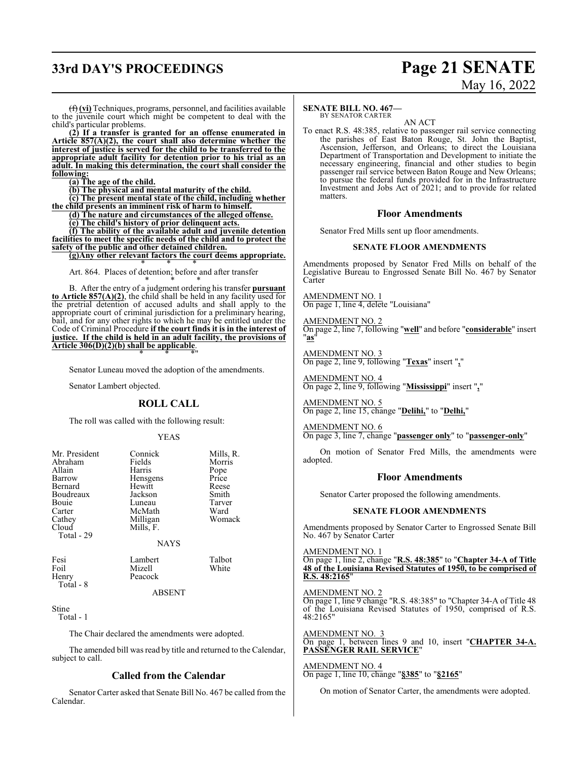~~(f)~~ **(vi)** Techniques, programs, personnel, and facilities available to the juvenile court which might be competent to deal with the child's particular problems.

**(2) If a transfer is granted for an offense enumerated in Article 857(A)(2), the court shall also determine whether the interest of justice is served for the child to be transferred to the appropriate adult facility for detention prior to his trial as an adult. In making this determination, the court shall consider the following:**

**(a) The age of the child.**

**(b) The physical and mental maturity of the child.**

**(c) The present mental state of the child, including whether the child presents an imminent risk of harm to himself.**

**(d) The nature and circumstances of the alleged offense.**

**(e) The child's history of prior delinquent acts.**

**(f) The ability of the available adult and juvenile detention facilities to meet the specific needs of the child and to protect the safety of the public and other detained children.**

**(g)Any other relevant factors the court deems appropriate.**

\* \* \*

Art. 864. Places of detention; before and after transfer

\* \* \*

B. After the entry of a judgment ordering his transfer **pursuant to Article 857(A)(2)**, the child shall be held in any facility used for the pretrial detention of accused adults and shall apply to the appropriate court of criminal jurisdiction for a preliminary hearing, bail, and for any other rights to which he may be entitled under the Code of Criminal Procedure **if the court finds it is in the interest of justice. If the child is held in an adult facility, the provisions of Article 306(D)(2)(b) shall be applicable**.

\* \* \*"

Senator Luneau moved the adoption of the amendments.

Senator Lambert objected.

## ROLL CALL

The roll was called with the following result:

YEAS

| | | |
|---|---|---|
| Mr. President | Connick | Mills, R. |
| Abraham | Fields | Morris |
| Allain | Harris | Pope |
| Barrow | Hensgens | Price |
| Bernard | Hewitt | Reese |
| Boudreaux | Jackson | Smith |
| Bouie | Luneau | Tarver |
| Carter | McMath | Ward |
| Cathey | Milligan | Womack |
| Cloud | Mills, F. | |
| Total - 29 | | |

NAYS

| | | |
|---|---|---|
| Fesi | Lambert | Talbot |
| Foil | Mizell | White |
| Henry | Peacock | |
| Total - 8 | | |

ABSENT

Stine
Total - 1

The Chair declared the amendments were adopted.

The amended bill was read by title and returned to the Calendar, subject to call.

## Called from the Calendar

Senator Carter asked that Senate Bill No. 467 be called from the Calendar.

**SENATE BILL NO. 467—**
BY SENATOR CARTER

AN ACT

To enact R.S. 48:385, relative to passenger rail service connecting the parishes of East Baton Rouge, St. John the Baptist, Ascension, Jefferson, and Orleans; to direct the Louisiana Department of Transportation and Development to initiate the necessary engineering, financial and other studies to begin passenger rail service between Baton Rouge and New Orleans; to pursue the federal funds provided for in the Infrastructure Investment and Jobs Act of 2021; and to provide for related matters.

## Floor Amendments

Senator Fred Mills sent up floor amendments.

### SENATE FLOOR AMENDMENTS

Amendments proposed by Senator Fred Mills on behalf of the Legislative Bureau to Engrossed Senate Bill No. 467 by Senator Carter

AMENDMENT NO. 1
On page 1, line 4, delete "Louisiana"

AMENDMENT NO. 2
On page 2, line 7, following "**well**" and before "**considerable**" insert "**as**"

AMENDMENT NO. 3
On page 2, line 9, following "**Texas**" insert "**,**"

AMENDMENT NO. 4
On page 2, line 9, following "**Mississippi**" insert "**,**"

AMENDMENT NO. 5
On page 2, line 15, change "**Delihi,**" to "**Delhi,**"

AMENDMENT NO. 6
On page 3, line 7, change "**passenger only**" to "**passenger-only**"

On motion of Senator Fred Mills, the amendments were adopted.

## Floor Amendments

Senator Carter proposed the following amendments.

### SENATE FLOOR AMENDMENTS

Amendments proposed by Senator Carter to Engrossed Senate Bill No. 467 by Senator Carter

AMENDMENT NO. 1
On page 1, line 2, change "**R.S. 48:385**" to "**Chapter 34-A of Title 48 of the Louisiana Revised Statutes of 1950, to be comprised of R.S. 48:2165**"

AMENDMENT NO. 2
On page 1, line 9 change "R.S. 48:385" to "Chapter 34-A of Title 48 of the Louisiana Revised Statutes of 1950, comprised of R.S. 48:2165"

AMENDMENT NO. 3
On page 1, between lines 9 and 10, insert "**CHAPTER 34-A. PASSENGER RAIL SERVICE**"

AMENDMENT NO. 4
On page 1, line 10, change "**§385**" to "**§2165**"

On motion of Senator Carter, the amendments were adopted.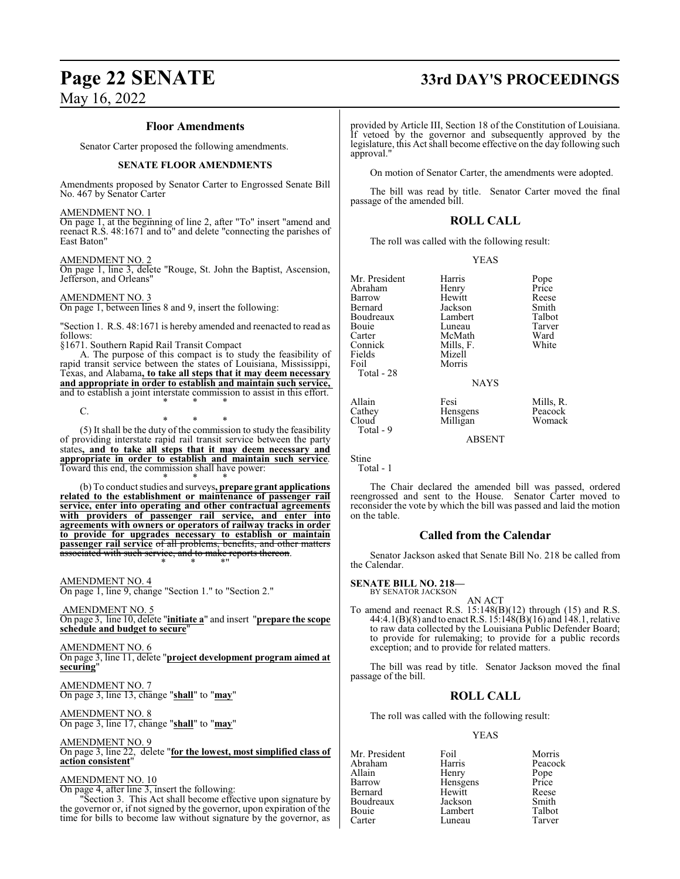## Floor Amendments

Senator Carter proposed the following amendments.

### SENATE FLOOR AMENDMENTS

Amendments proposed by Senator Carter to Engrossed Senate Bill No. 467 by Senator Carter

AMENDMENT NO. 1

On page 1, at the beginning of line 2, after "To" insert "amend and reenact R.S. 48:1671 and to" and delete "connecting the parishes of East Baton"

AMENDMENT NO. 2

On page 1, line 3, delete "Rouge, St. John the Baptist, Ascension, Jefferson, and Orleans"

AMENDMENT NO. 3

On page 1, between lines 8 and 9, insert the following:

"Section 1. R.S. 48:1671 is hereby amended and reenacted to read as follows:

§1671. Southern Rapid Rail Transit Compact

A. The purpose of this compact is to study the feasibility of rapid transit service between the states of Louisiana, Mississippi, Texas, and Alabama**, to take all steps that it may deem necessary and appropriate in order to establish and maintain such service,** and to establish a joint interstate commission to assist in this effort.

\* \* \*

C.

\* \* \*

(5) It shall be the duty of the commission to study the feasibility of providing interstate rapid rail transit service between the party states**, and to take all steps that it may deem necessary and appropriate in order to establish and maintain such service**. Toward this end, the commission shall have power:

\* \* \*

(b) To conduct studies and surveys**, prepare grant applications related to the establishment or maintenance of passenger rail service, enter into operating and other contractual agreements with providers of passenger rail service, and enter into agreements with owners or operators of railway tracks in order to provide for upgrades necessary to establish or maintain passenger rail service** ~~of all problems, benefits, and other matters associated with such service, and to make reports thereon~~.

\* \* \*"

AMENDMENT NO. 4

On page 1, line 9, change "Section 1." to "Section 2."

AMENDMENT NO. 5

On page 3, line 10, delete "**initiate a**" and insert "**prepare the scope schedule and budget to secure**"

AMENDMENT NO. 6

On page 3, line 11, delete "**project development program aimed at securing**"

AMENDMENT NO. 7

On page 3, line 13, change "**shall**" to "**may**"

AMENDMENT NO. 8

On page 3, line 17, change "**shall**" to "**may**"

AMENDMENT NO. 9

On page 3, line 22, delete "**for the lowest, most simplified class of action consistent**"

AMENDMENT NO. 10

On page 4, after line 3, insert the following:

"Section 3. This Act shall become effective upon signature by the governor or, if not signed by the governor, upon expiration of the time for bills to become law without signature by the governor, as provided by Article III, Section 18 of the Constitution of Louisiana. If vetoed by the governor and subsequently approved by the legislature, this Act shall become effective on the day following such approval."

On motion of Senator Carter, the amendments were adopted.

The bill was read by title. Senator Carter moved the final passage of the amended bill.

## ROLL CALL

The roll was called with the following result:

YEAS

| | | |
|---|---|---|
| Mr. President | Harris | Pope |
| Abraham | Henry | Price |
| Barrow | Hewitt | Reese |
| Bernard | Jackson | Smith |
| Boudreaux | Lambert | Talbot |
| Bouie | Luneau | Tarver |
| Carter | McMath | Ward |
| Connick | Mills, F. | White |
| Fields | Mizell | |
| Foil | Morris | |

Total - 28

NAYS

| | | |
|---|---|---|
| Allain | Fesi | Mills, R. |
| Cathey | Hensgens | Peacock |
| Cloud | Milligan | Womack |

Total - 9

ABSENT

Stine

Total - 1

The Chair declared the amended bill was passed, ordered reengrossed and sent to the House. Senator Carter moved to reconsider the vote by which the bill was passed and laid the motion on the table.

## Called from the Calendar

Senator Jackson asked that Senate Bill No. 218 be called from the Calendar.

**SENATE BILL NO. 218—**
BY SENATOR JACKSON

AN ACT

To amend and reenact R.S. 15:148(B)(12) through (15) and R.S. 44:4.1(B)(8) and to enact R.S. 15:148(B)(16) and 148.1, relative to raw data collected by the Louisiana Public Defender Board; to provide for rulemaking; to provide for a public records exception; and to provide for related matters.

The bill was read by title. Senator Jackson moved the final passage of the bill.

## ROLL CALL

The roll was called with the following result:

YEAS

| | | |
|---|---|---|
| Mr. President | Foil | Morris |
| Abraham | Harris | Peacock |
| Allain | Henry | Pope |
| Barrow | Hensgens | Price |
| Bernard | Hewitt | Reese |
| Boudreaux | Jackson | Smith |
| Bouie | Lambert | Talbot |
| Carter | Luneau | Tarver |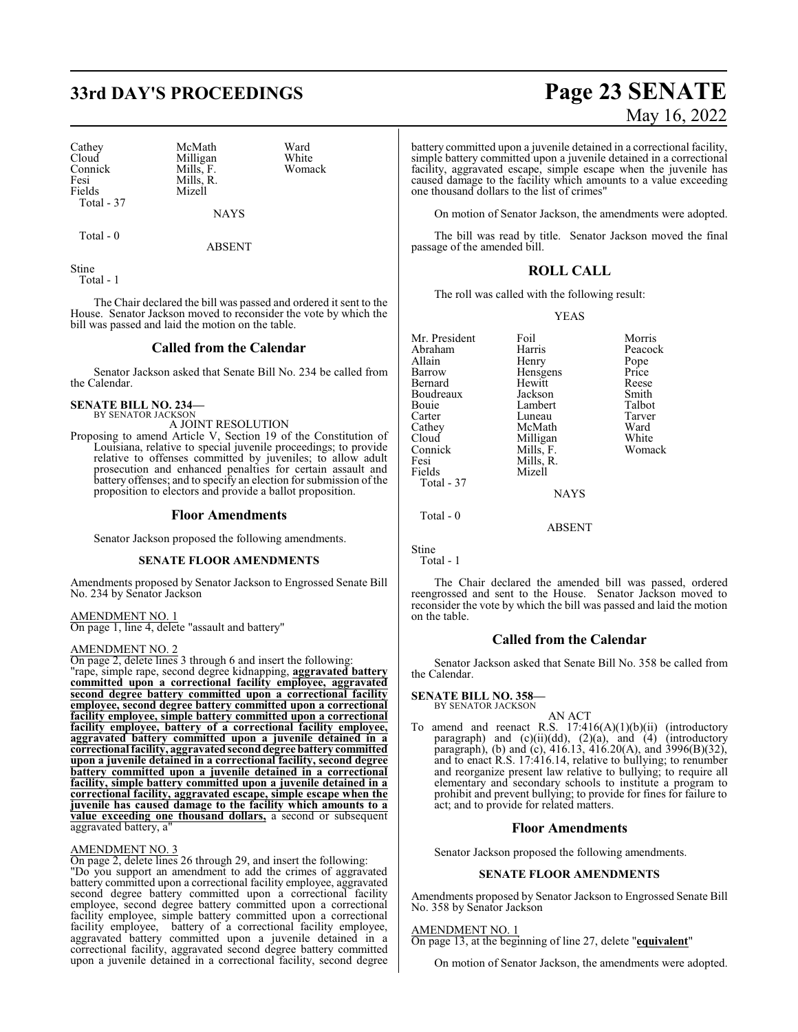| Cathey | McMath | Ward |
|---|---|---|
| Cloud | Milligan | White |
| Connick | Mills, F. | Womack |
| Fesi | Mills, R. | |
| Fields | Mizell | |

Total - 37

NAYS

Total - 0

ABSENT

Stine

Total - 1

The Chair declared the bill was passed and ordered it sent to the House. Senator Jackson moved to reconsider the vote by which the bill was passed and laid the motion on the table.

## Called from the Calendar

Senator Jackson asked that Senate Bill No. 234 be called from the Calendar.

**SENATE BILL NO. 234—**
BY SENATOR JACKSON

A JOINT RESOLUTION

Proposing to amend Article V, Section 19 of the Constitution of Louisiana, relative to special juvenile proceedings; to provide relative to offenses committed by juveniles; to allow adult prosecution and enhanced penalties for certain assault and battery offenses; and to specify an election for submission of the proposition to electors and provide a ballot proposition.

## Floor Amendments

Senator Jackson proposed the following amendments.

**SENATE FLOOR AMENDMENTS**

Amendments proposed by Senator Jackson to Engrossed Senate Bill No. 234 by Senator Jackson

AMENDMENT NO. 1
On page 1, line 4, delete "assault and battery"

AMENDMENT NO. 2
On page 2, delete lines 3 through 6 and insert the following:
"rape, simple rape, second degree kidnapping, **aggravated battery committed upon a correctional facility employee, aggravated second degree battery committed upon a correctional facility employee, second degree battery committed upon a correctional facility employee, simple battery committed upon a correctional facility employee, battery of a correctional facility employee, aggravated battery committed upon a juvenile detained in a correctional facility, aggravated second degree battery committed upon a juvenile detained in a correctional facility, second degree battery committed upon a juvenile detained in a correctional facility, simple battery committed upon a juvenile detained in a correctional facility, aggravated escape, simple escape when the juvenile has caused damage to the facility which amounts to a value exceeding one thousand dollars,** a second or subsequent aggravated battery, a"

AMENDMENT NO. 3
On page 2, delete lines 26 through 29, and insert the following:
"Do you support an amendment to add the crimes of aggravated battery committed upon a correctional facility employee, aggravated second degree battery committed upon a correctional facility employee, second degree battery committed upon a correctional facility employee, simple battery committed upon a correctional facility employee, battery of a correctional facility employee, aggravated battery committed upon a juvenile detained in a correctional facility, aggravated second degree battery committed upon a juvenile detained in a correctional facility, second degree battery committed upon a juvenile detained in a correctional facility, simple battery committed upon a juvenile detained in a correctional facility, aggravated escape, simple escape when the juvenile has caused damage to the facility which amounts to a value exceeding one thousand dollars to the list of crimes"

On motion of Senator Jackson, the amendments were adopted.

The bill was read by title. Senator Jackson moved the final passage of the amended bill.

## ROLL CALL

The roll was called with the following result:

YEAS

| Mr. President | Foil | Morris |
|---|---|---|
| Abraham | Harris | Peacock |
| Allain | Henry | Pope |
| Barrow | Hensgens | Price |
| Bernard | Hewitt | Reese |
| Boudreaux | Jackson | Smith |
| Bouie | Lambert | Talbot |
| Carter | Luneau | Tarver |
| Cathey | McMath | Ward |
| Cloud | Milligan | White |
| Connick | Mills, F. | Womack |
| Fesi | Mills, R. | |
| Fields | Mizell | |

Total - 37

NAYS

Total - 0

ABSENT

Stine

Total - 1

The Chair declared the amended bill was passed, ordered reengrossed and sent to the House. Senator Jackson moved to reconsider the vote by which the bill was passed and laid the motion on the table.

## Called from the Calendar

Senator Jackson asked that Senate Bill No. 358 be called from the Calendar.

**SENATE BILL NO. 358—**
BY SENATOR JACKSON

AN ACT

To amend and reenact R.S. 17:416(A)(1)(b)(ii) (introductory paragraph) and (c)(ii)(dd), (2)(a), and (4) (introductory paragraph), (b) and (c), 416.13, 416.20(A), and 3996(B)(32), and to enact R.S. 17:416.14, relative to bullying; to renumber and reorganize present law relative to bullying; to require all elementary and secondary schools to institute a program to prohibit and prevent bullying; to provide for fines for failure to act; and to provide for related matters.

## Floor Amendments

Senator Jackson proposed the following amendments.

**SENATE FLOOR AMENDMENTS**

Amendments proposed by Senator Jackson to Engrossed Senate Bill No. 358 by Senator Jackson

AMENDMENT NO. 1
On page 13, at the beginning of line 27, delete "**equivalent**"

On motion of Senator Jackson, the amendments were adopted.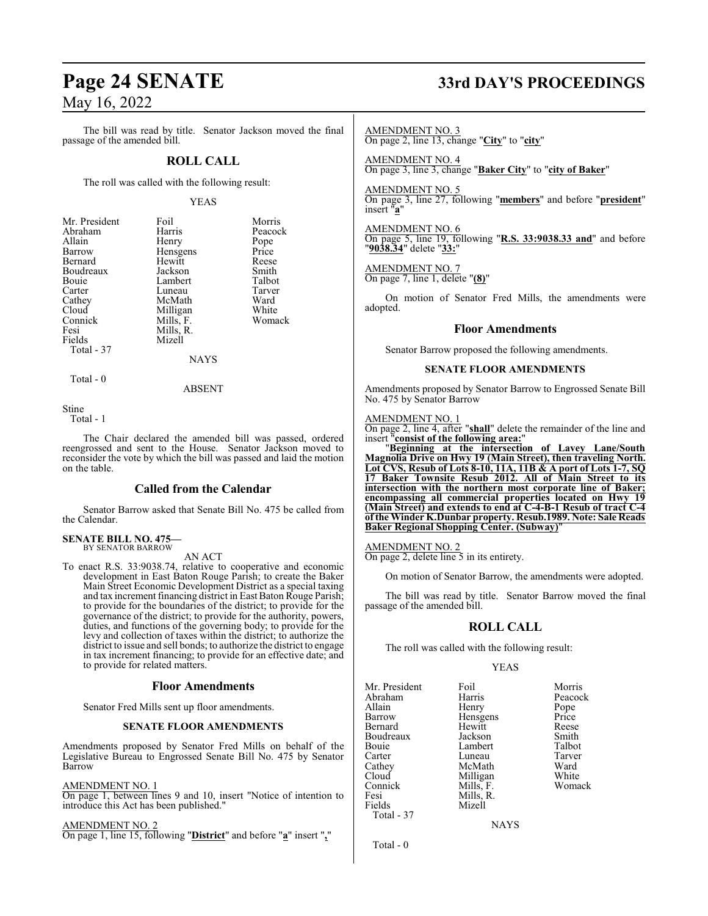The bill was read by title. Senator Jackson moved the final passage of the amended bill.

## ROLL CALL

The roll was called with the following result:

YEAS

| | | |
|---|---|---|
| Mr. President | Foil | Morris |
| Abraham | Harris | Peacock |
| Allain | Henry | Pope |
| Barrow | Hensgens | Price |
| Bernard | Hewitt | Reese |
| Boudreaux | Jackson | Smith |
| Bouie | Lambert | Talbot |
| Carter | Luneau | Tarver |
| Cathey | McMath | Ward |
| Cloud | Milligan | White |
| Connick | Mills, F. | Womack |
| Fesi | Mills, R. | |
| Fields | Mizell | |
| Total - 37 | | |

NAYS

Total - 0

ABSENT

Stine
Total - 1

The Chair declared the amended bill was passed, ordered reengrossed and sent to the House. Senator Jackson moved to reconsider the vote by which the bill was passed and laid the motion on the table.

## Called from the Calendar

Senator Barrow asked that Senate Bill No. 475 be called from the Calendar.

**SENATE BILL NO. 475—**
BY SENATOR BARROW

AN ACT

To enact R.S. 33:9038.74, relative to cooperative and economic development in East Baton Rouge Parish; to create the Baker Main Street Economic Development District as a special taxing and tax increment financing district in East Baton Rouge Parish; to provide for the boundaries of the district; to provide for the governance of the district; to provide for the authority, powers, duties, and functions of the governing body; to provide for the levy and collection of taxes within the district; to authorize the district to issue and sell bonds; to authorize the district to engage in tax increment financing; to provide for an effective date; and to provide for related matters.

## Floor Amendments

Senator Fred Mills sent up floor amendments.

**SENATE FLOOR AMENDMENTS**

Amendments proposed by Senator Fred Mills on behalf of the Legislative Bureau to Engrossed Senate Bill No. 475 by Senator Barrow

AMENDMENT NO. 1
On page 1, between lines 9 and 10, insert "Notice of intention to introduce this Act has been published."

AMENDMENT NO. 2
On page 1, line 15, following "**District**" and before "**a**" insert "**,**"

AMENDMENT NO. 3
On page 2, line 13, change "**City**" to "**city**"

AMENDMENT NO. 4
On page 3, line 3, change "**Baker City**" to "**city of Baker**"

AMENDMENT NO. 5
On page 3, line 27, following "**members**" and before "**president**" insert "**a**"

AMENDMENT NO. 6
On page 5, line 19, following "**R.S. 33:9038.33 and**" and before "**9038.34**" delete "**33:**"

AMENDMENT NO. 7
On page 7, line 1, delete "**(8)**"

On motion of Senator Fred Mills, the amendments were adopted.

## Floor Amendments

Senator Barrow proposed the following amendments.

**SENATE FLOOR AMENDMENTS**

Amendments proposed by Senator Barrow to Engrossed Senate Bill No. 475 by Senator Barrow

AMENDMENT NO. 1
On page 2, line 4, after "**shall**" delete the remainder of the line and insert "**consist of the following area:**"

"**Beginning at the intersection of Lavey Lane/South Magnolia Drive on Hwy 19 (Main Street), then traveling North. Lot CVS, Resub of Lots 8-10, 11A, 11B & A port of Lots 1-7, SQ 17 Baker Townsite Resub 2012. All of Main Street to its intersection with the northern most corporate line of Baker; encompassing all commercial properties located on Hwy 19 (Main Street) and extends to end at C-4-B-1 Resub of tract C-4 of the Winder K.Dunbar property. Resub.1989. Note: Sale Reads Baker Regional Shopping Center. (Subway)**"

AMENDMENT NO. 2
On page 2, delete line 5 in its entirety.

On motion of Senator Barrow, the amendments were adopted.

The bill was read by title. Senator Barrow moved the final passage of the amended bill.

## ROLL CALL

The roll was called with the following result:

YEAS

| | | |
|---|---|---|
| Mr. President | Foil | Morris |
| Abraham | Harris | Peacock |
| Allain | Henry | Pope |
| Barrow | Hensgens | Price |
| Bernard | Hewitt | Reese |
| Boudreaux | Jackson | Smith |
| Bouie | Lambert | Talbot |
| Carter | Luneau | Tarver |
| Cathey | McMath | Ward |
| Cloud | Milligan | White |
| Connick | Mills, F. | Womack |
| Fesi | Mills, R. | |
| Fields | Mizell | |
| Total - 37 | | |

NAYS

Total - 0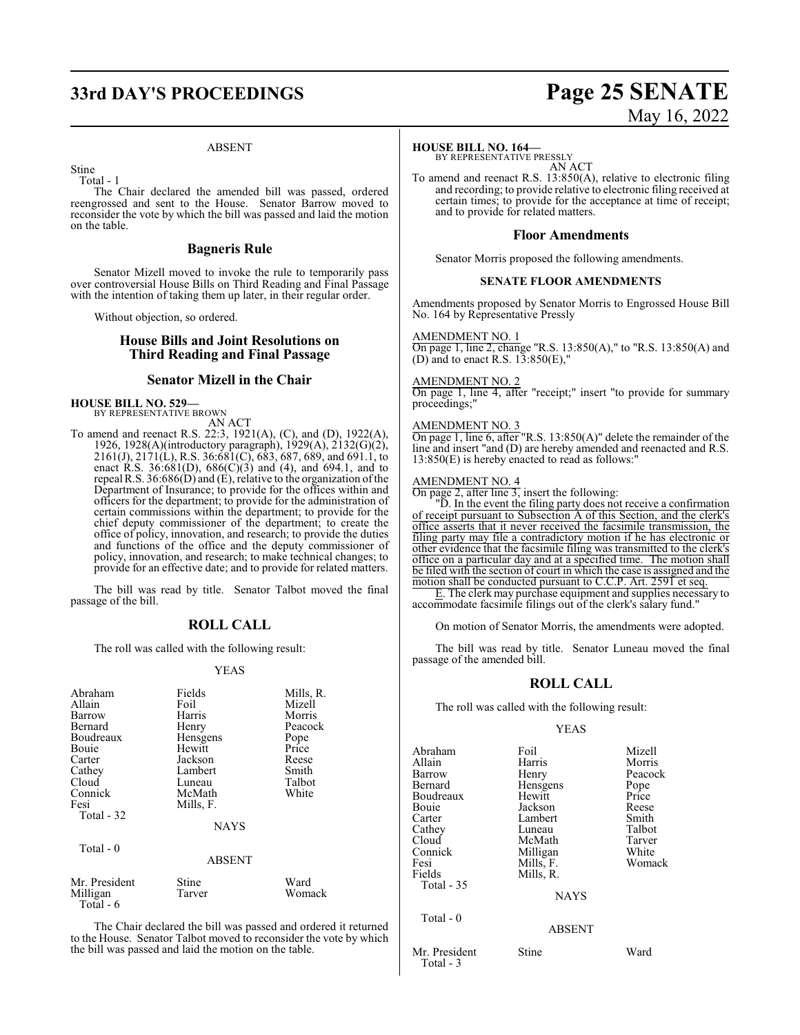ABSENT

Stine
Total - 1

The Chair declared the amended bill was passed, ordered reengrossed and sent to the House. Senator Barrow moved to reconsider the vote by which the bill was passed and laid the motion on the table.

## Bagneris Rule

Senator Mizell moved to invoke the rule to temporarily pass over controversial House Bills on Third Reading and Final Passage with the intention of taking them up later, in their regular order.

Without objection, so ordered.

## House Bills and Joint Resolutions on Third Reading and Final Passage

## Senator Mizell in the Chair

**HOUSE BILL NO. 529—**
BY REPRESENTATIVE BROWN
AN ACT

To amend and reenact R.S. 22:3, 1921(A), (C), and (D), 1922(A), 1926, 1928(A)(introductory paragraph), 1929(A), 2132(G)(2), 2161(J), 2171(L), R.S. 36:681(C), 683, 687, 689, and 691.1, to enact R.S. 36:681(D), 686(C)(3) and (4), and 694.1, and to repeal R.S. 36:686(D) and (E), relative to the organization of the Department of Insurance; to provide for the offices within and officers for the department; to provide for the administration of certain commissions within the department; to provide for the chief deputy commissioner of the department; to create the office of policy, innovation, and research; to provide the duties and functions of the office and the deputy commissioner of policy, innovation, and research; to make technical changes; to provide for an effective date; and to provide for related matters.

The bill was read by title. Senator Talbot moved the final passage of the bill.

## ROLL CALL

The roll was called with the following result:

YEAS

| | | |
|---|---|---|
| Abraham | Fields | Mills, R. |
| Allain | Foil | Mizell |
| Barrow | Harris | Morris |
| Bernard | Henry | Peacock |
| Boudreaux | Hensgens | Pope |
| Bouie | Hewitt | Price |
| Carter | Jackson | Reese |
| Cathey | Lambert | Smith |
| Cloud | Luneau | Talbot |
| Connick | McMath | White |
| Fesi | Mills, F. | |

Total - 32

NAYS

Total - 0

ABSENT

| | | |
|---|---|---|
| Mr. President | Stine | Ward |
| Milligan | Tarver | Womack |

Total - 6

The Chair declared the bill was passed and ordered it returned to the House. Senator Talbot moved to reconsider the vote by which the bill was passed and laid the motion on the table.

**HOUSE BILL NO. 164—**
BY REPRESENTATIVE PRESSLY
AN ACT

To amend and reenact R.S. 13:850(A), relative to electronic filing and recording; to provide relative to electronic filing received at certain times; to provide for the acceptance at time of receipt; and to provide for related matters.

## Floor Amendments

Senator Morris proposed the following amendments.

**SENATE FLOOR AMENDMENTS**

Amendments proposed by Senator Morris to Engrossed House Bill No. 164 by Representative Pressly

AMENDMENT NO. 1
On page 1, line 2, change "R.S. 13:850(A)," to "R.S. 13:850(A) and (D) and to enact R.S. 13:850(E),"

AMENDMENT NO. 2
On page 1, line 4, after "receipt;" insert "to provide for summary proceedings;"

AMENDMENT NO. 3
On page 1, line 6, after "R.S. 13:850(A)" delete the remainder of the line and insert "and (D) are hereby amended and reenacted and R.S. 13:850(E) is hereby enacted to read as follows:"

AMENDMENT NO. 4
On page 2, after line 3, insert the following:

"D. In the event the filing party does not receive a confirmation of receipt pursuant to Subsection A of this Section, and the clerk's office asserts that it never received the facsimile transmission, the filing party may file a contradictory motion if he has electronic or other evidence that the facsimile filing was transmitted to the clerk's office on a particular day and at a specified time. The motion shall be filed with the section of court in which the case is assigned and the motion shall be conducted pursuant to C.C.P. Art. 2591 et seq.

E. The clerk may purchase equipment and supplies necessary to accommodate facsimile filings out of the clerk's salary fund."

On motion of Senator Morris, the amendments were adopted.

The bill was read by title. Senator Luneau moved the final passage of the amended bill.

## ROLL CALL

The roll was called with the following result:

YEAS

| | | |
|---|---|---|
| Abraham | Foil | Mizell |
| Allain | Harris | Morris |
| Barrow | Henry | Peacock |
| Bernard | Hensgens | Pope |
| Boudreaux | Hewitt | Price |
| Bouie | Jackson | Reese |
| Carter | Lambert | Smith |
| Cathey | Luneau | Talbot |
| Cloud | McMath | Tarver |
| Connick | Milligan | White |
| Fesi | Mills, F. | Womack |
| Fields | Mills, R. | |

Total - 35

NAYS

Total - 0

ABSENT

| | | |
|---|---|---|
| Mr. President | Stine | Ward |

Total - 3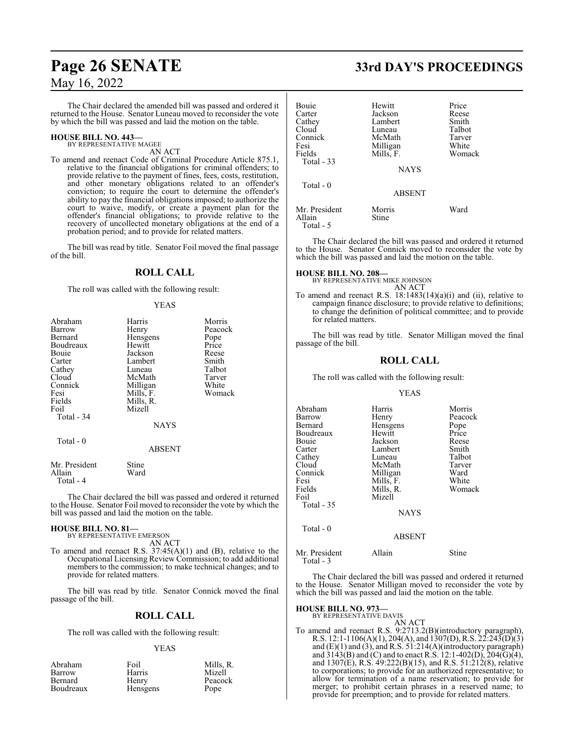The Chair declared the amended bill was passed and ordered it returned to the House. Senator Luneau moved to reconsider the vote by which the bill was passed and laid the motion on the table.

**HOUSE BILL NO. 443—**
BY REPRESENTATIVE MAGEE

AN ACT

To amend and reenact Code of Criminal Procedure Article 875.1, relative to the financial obligations for criminal offenders; to provide relative to the payment of fines, fees, costs, restitution, and other monetary obligations related to an offender's conviction; to require the court to determine the offender's ability to pay the financial obligations imposed; to authorize the court to waive, modify, or create a payment plan for the offender's financial obligations; to provide relative to the recovery of uncollected monetary obligations at the end of a probation period; and to provide for related matters.

The bill was read by title. Senator Foil moved the final passage of the bill.

## ROLL CALL

The roll was called with the following result:

YEAS

| | | |
|---|---|---|
| Abraham | Harris | Morris |
| Barrow | Henry | Peacock |
| Bernard | Hensgens | Pope |
| Boudreaux | Hewitt | Price |
| Bouie | Jackson | Reese |
| Carter | Lambert | Smith |
| Cathey | Luneau | Talbot |
| Cloud | McMath | Tarver |
| Connick | Milligan | White |
| Fesi | Mills, F. | Womack |
| Fields | Mills, R. | |
| Foil | Mizell | |

Total - 34

NAYS

Total - 0

ABSENT

| | |
|---|---|
| Mr. President | Stine |
| Allain | Ward |

Total - 4

The Chair declared the bill was passed and ordered it returned to the House. Senator Foil moved to reconsider the vote by which the bill was passed and laid the motion on the table.

**HOUSE BILL NO. 81—**
BY REPRESENTATIVE EMERSON

AN ACT

To amend and reenact R.S. 37:45(A)(1) and (B), relative to the Occupational Licensing Review Commission; to add additional members to the commission; to make technical changes; and to provide for related matters.

The bill was read by title. Senator Connick moved the final passage of the bill.

## ROLL CALL

The roll was called with the following result:

YEAS

| | | |
|---|---|---|
| Abraham | Foil | Mills, R. |
| Barrow | Harris | Mizell |
| Bernard | Henry | Peacock |
| Boudreaux | Hensgens | Pope |
| Bouie | Hewitt | Price |
| Carter | Jackson | Reese |
| Cathey | Lambert | Smith |
| Cloud | Luneau | Talbot |
| Connick | McMath | Tarver |
| Fesi | Milligan | White |
| Fields | Mills, F. | Womack |

Total - 33

NAYS

Total - 0

ABSENT

| | | |
|---|---|---|
| Mr. President | Morris | Ward |
| Allain | Stine | |

Total - 5

The Chair declared the bill was passed and ordered it returned to the House. Senator Connick moved to reconsider the vote by which the bill was passed and laid the motion on the table.

**HOUSE BILL NO. 208—**
BY REPRESENTATIVE MIKE JOHNSON

AN ACT

To amend and reenact R.S. 18:1483(14)(a)(i) and (ii), relative to campaign finance disclosure; to provide relative to definitions; to change the definition of political committee; and to provide for related matters.

The bill was read by title. Senator Milligan moved the final passage of the bill.

## ROLL CALL

The roll was called with the following result:

YEAS

| | | |
|---|---|---|
| Abraham | Harris | Morris |
| Barrow | Henry | Peacock |
| Bernard | Hensgens | Pope |
| Boudreaux | Hewitt | Price |
| Bouie | Jackson | Reese |
| Carter | Lambert | Smith |
| Cathey | Luneau | Talbot |
| Cloud | McMath | Tarver |
| Connick | Milligan | Ward |
| Fesi | Mills, F. | White |
| Fields | Mills, R. | Womack |
| Foil | Mizell | |

Total - 35

NAYS

Total - 0

ABSENT

| | | |
|---|---|---|
| Mr. President | Allain | Stine |

Total - 3

The Chair declared the bill was passed and ordered it returned to the House. Senator Milligan moved to reconsider the vote by which the bill was passed and laid the motion on the table.

**HOUSE BILL NO. 973—**
BY REPRESENTATIVE DAVIS

AN ACT

To amend and reenact R.S. 9:2713.2(B)(introductory paragraph), R.S. 12:1-1106(A)(1), 204(A), and 1307(D), R.S. 22:243(D)(3) and (E)(1) and (3), and R.S. 51:214(A)(introductory paragraph) and 3143(B) and (C) and to enact R.S. 12:1-402(D), 204(G)(4), and 1307(E), R.S. 49:222(B)(15), and R.S. 51:212(8), relative to corporations; to provide for an authorized representative; to allow for termination of a name reservation; to provide for merger; to prohibit certain phrases in a reserved name; to provide for preemption; and to provide for related matters.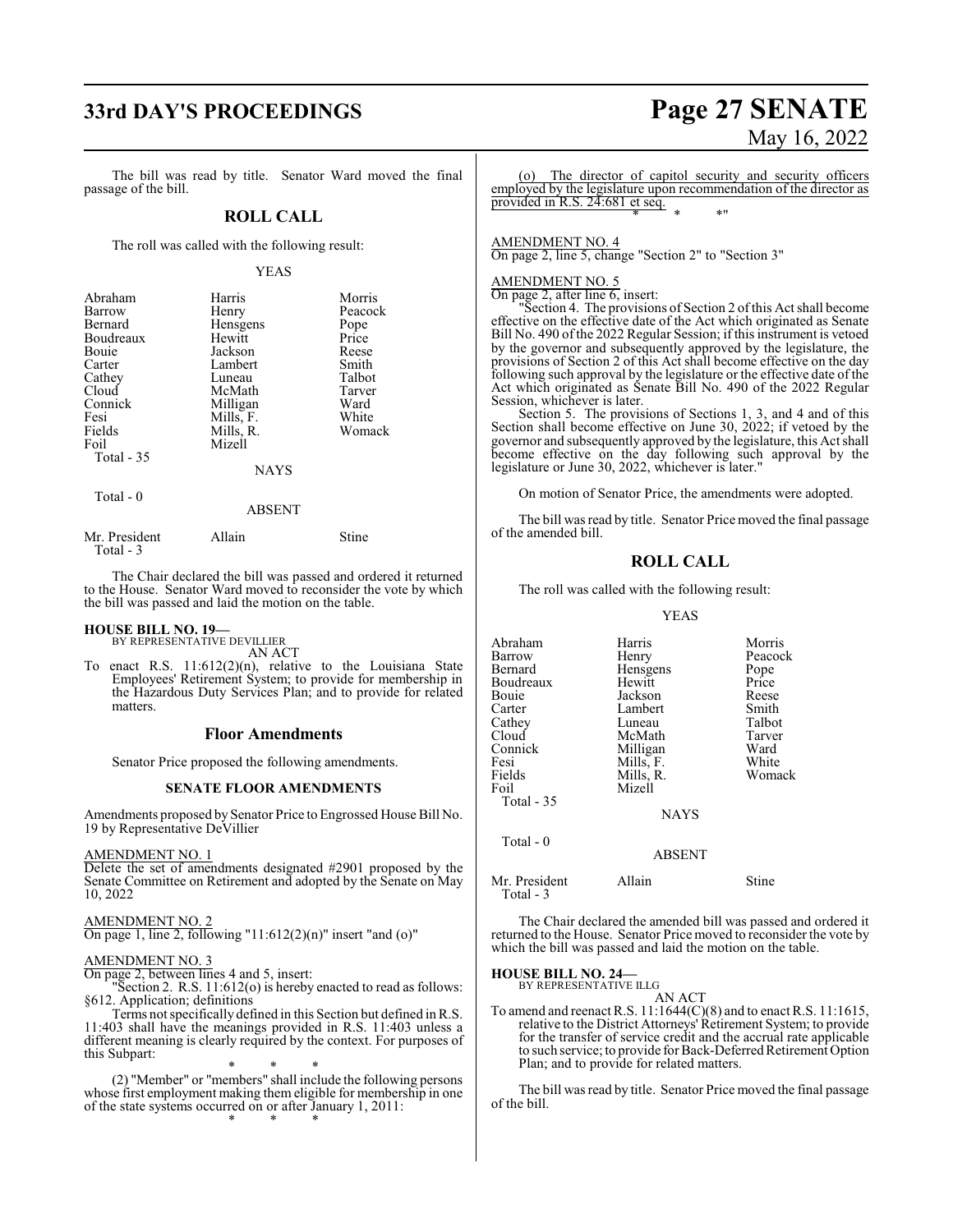The bill was read by title. Senator Ward moved the final passage of the bill.

## ROLL CALL

The roll was called with the following result:

YEAS

| | | |
|---|---|---|
| Abraham | Harris | Morris |
| Barrow | Henry | Peacock |
| Bernard | Hensgens | Pope |
| Boudreaux | Hewitt | Price |
| Bouie | Jackson | Reese |
| Carter | Lambert | Smith |
| Cathey | Luneau | Talbot |
| Cloud | McMath | Tarver |
| Connick | Milligan | Ward |
| Fesi | Mills, F. | White |
| Fields | Mills, R. | Womack |
| Foil | Mizell | |
| Total - 35 | | |

NAYS

Total - 0

ABSENT

| | | |
|---|---|---|
| Mr. President | Allain | Stine |
| Total - 3 | | |

The Chair declared the bill was passed and ordered it returned to the House. Senator Ward moved to reconsider the vote by which the bill was passed and laid the motion on the table.

**HOUSE BILL NO. 19—**
BY REPRESENTATIVE DEVILLIER
AN ACT

To enact R.S. 11:612(2)(n), relative to the Louisiana State Employees' Retirement System; to provide for membership in the Hazardous Duty Services Plan; and to provide for related matters.

### Floor Amendments

Senator Price proposed the following amendments.

**SENATE FLOOR AMENDMENTS**

Amendments proposed by Senator Price to Engrossed House Bill No. 19 by Representative DeVillier

AMENDMENT NO. 1
Delete the set of amendments designated #2901 proposed by the Senate Committee on Retirement and adopted by the Senate on May 10, 2022

AMENDMENT NO. 2
On page 1, line 2, following "11:612(2)(n)" insert "and (o)"

AMENDMENT NO. 3
On page 2, between lines 4 and 5, insert:

"Section 2. R.S. 11:612(o) is hereby enacted to read as follows:
§612. Application; definitions

Terms not specifically defined in this Section but defined in R.S. 11:403 shall have the meanings provided in R.S. 11:403 unless a different meaning is clearly required by the context. For purposes of this Subpart:

\* \* \*

(2) "Member" or "members" shall include the following persons whose first employment making them eligible for membership in one of the state systems occurred on or after January 1, 2011:

\* \* \*

(o) The director of capitol security and security officers employed by the legislature upon recommendation of the director as provided in R.S. 24:681 et seq.

\* \* \*"

AMENDMENT NO. 4
On page 2, line 5, change "Section 2" to "Section 3"

AMENDMENT NO. 5
On page 2, after line 6, insert:

"Section 4. The provisions of Section 2 of this Act shall become effective on the effective date of the Act which originated as Senate Bill No. 490 of the 2022 Regular Session; if this instrument is vetoed by the governor and subsequently approved by the legislature, the provisions of Section 2 of this Act shall become effective on the day following such approval by the legislature or the effective date of the Act which originated as Senate Bill No. 490 of the 2022 Regular Session, whichever is later.

Section 5. The provisions of Sections 1, 3, and 4 and of this Section shall become effective on June 30, 2022; if vetoed by the governor and subsequently approved by the legislature, this Act shall become effective on the day following such approval by the legislature or June 30, 2022, whichever is later."

On motion of Senator Price, the amendments were adopted.

The bill was read by title. Senator Price moved the final passage of the amended bill.

## ROLL CALL

The roll was called with the following result:

YEAS

| | | |
|---|---|---|
| Abraham | Harris | Morris |
| Barrow | Henry | Peacock |
| Bernard | Hensgens | Pope |
| Boudreaux | Hewitt | Price |
| Bouie | Jackson | Reese |
| Carter | Lambert | Smith |
| Cathey | Luneau | Talbot |
| Cloud | McMath | Tarver |
| Connick | Milligan | Ward |
| Fesi | Mills, F. | White |
| Fields | Mills, R. | Womack |
| Foil | Mizell | |
| Total - 35 | | |

NAYS

Total - 0

ABSENT

| | | |
|---|---|---|
| Mr. President | Allain | Stine |
| Total - 3 | | |

The Chair declared the amended bill was passed and ordered it returned to the House. Senator Price moved to reconsider the vote by which the bill was passed and laid the motion on the table.

**HOUSE BILL NO. 24—**
BY REPRESENTATIVE ILLG
AN ACT

To amend and reenact R.S. 11:1644(C)(8) and to enact R.S. 11:1615, relative to the District Attorneys' Retirement System; to provide for the transfer of service credit and the accrual rate applicable to such service; to provide for Back-Deferred Retirement Option Plan; and to provide for related matters.

The bill was read by title. Senator Price moved the final passage of the bill.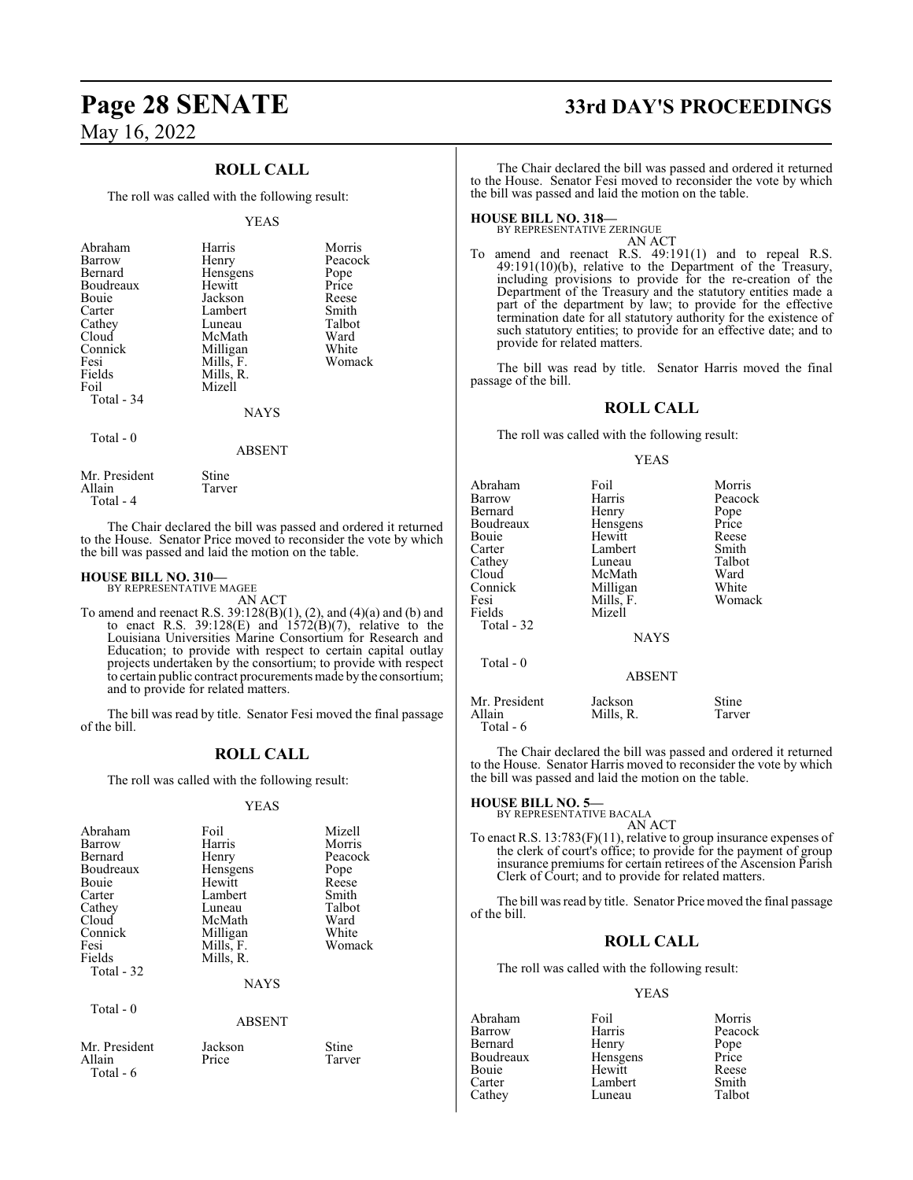## ROLL CALL

The roll was called with the following result:

YEAS

| | | |
|---|---|---|
| Abraham | Harris | Morris |
| Barrow | Henry | Peacock |
| Bernard | Hensgens | Pope |
| Boudreaux | Hewitt | Price |
| Bouie | Jackson | Reese |
| Carter | Lambert | Smith |
| Cathey | Luneau | Talbot |
| Cloud | McMath | Ward |
| Connick | Milligan | White |
| Fesi | Mills, F. | Womack |
| Fields | Mills, R. | |
| Foil | Mizell | |
| Total - 34 | | |

NAYS

Total - 0

ABSENT

| | |
|---|---|
| Mr. President | Stine |
| Allain | Tarver |
| Total - 4 | |

The Chair declared the bill was passed and ordered it returned to the House. Senator Price moved to reconsider the vote by which the bill was passed and laid the motion on the table.

**HOUSE BILL NO. 310—**
BY REPRESENTATIVE MAGEE
AN ACT

To amend and reenact R.S. 39:128(B)(1), (2), and (4)(a) and (b) and to enact R.S. 39:128(E) and 1572(B)(7), relative to the Louisiana Universities Marine Consortium for Research and Education; to provide with respect to certain capital outlay projects undertaken by the consortium; to provide with respect to certain public contract procurements made by the consortium; and to provide for related matters.

The bill was read by title. Senator Fesi moved the final passage of the bill.

## ROLL CALL

The roll was called with the following result:

YEAS

| | | |
|---|---|---|
| Abraham | Foil | Mizell |
| Barrow | Harris | Morris |
| Bernard | Henry | Peacock |
| Boudreaux | Hensgens | Pope |
| Bouie | Hewitt | Reese |
| Carter | Lambert | Smith |
| Cathey | Luneau | Talbot |
| Cloud | McMath | Ward |
| Connick | Milligan | White |
| Fesi | Mills, F. | Womack |
| Fields | Mills, R. | |
| Total - 32 | | |

NAYS

Total - 0

ABSENT

| | | |
|---|---|---|
| Mr. President | Jackson | Stine |
| Allain | Price | Tarver |
| Total - 6 | | |

The Chair declared the bill was passed and ordered it returned to the House. Senator Fesi moved to reconsider the vote by which the bill was passed and laid the motion on the table.

**HOUSE BILL NO. 318—**
BY REPRESENTATIVE ZERINGUE
AN ACT

To amend and reenact R.S. 49:191(1) and to repeal R.S. 49:191(10)(b), relative to the Department of the Treasury, including provisions to provide for the re-creation of the Department of the Treasury and the statutory entities made a part of the department by law; to provide for the effective termination date for all statutory authority for the existence of such statutory entities; to provide for an effective date; and to provide for related matters.

The bill was read by title. Senator Harris moved the final passage of the bill.

## ROLL CALL

The roll was called with the following result:

YEAS

| | | |
|---|---|---|
| Abraham | Foil | Morris |
| Barrow | Harris | Peacock |
| Bernard | Henry | Pope |
| Boudreaux | Hensgens | Price |
| Bouie | Hewitt | Reese |
| Carter | Lambert | Smith |
| Cathey | Luneau | Talbot |
| Cloud | McMath | Ward |
| Connick | Milligan | White |
| Fesi | Mills, F. | Womack |
| Fields | Mizell | |
| Total - 32 | | |

NAYS

Total - 0

ABSENT

| | | |
|---|---|---|
| Mr. President | Jackson | Stine |
| Allain | Mills, R. | Tarver |
| Total - 6 | | |

The Chair declared the bill was passed and ordered it returned to the House. Senator Harris moved to reconsider the vote by which the bill was passed and laid the motion on the table.

**HOUSE BILL NO. 5—**
BY REPRESENTATIVE BACALA
AN ACT

To enact R.S. 13:783(F)(11), relative to group insurance expenses of the clerk of court's office; to provide for the payment of group insurance premiums for certain retirees of the Ascension Parish Clerk of Court; and to provide for related matters.

The bill was read by title. Senator Price moved the final passage of the bill.

## ROLL CALL

The roll was called with the following result:

YEAS

| | | |
|---|---|---|
| Abraham | Foil | Morris |
| Barrow | Harris | Peacock |
| Bernard | Henry | Pope |
| Boudreaux | Hensgens | Price |
| Bouie | Hewitt | Reese |
| Carter | Lambert | Smith |
| Cathey | Luneau | Talbot |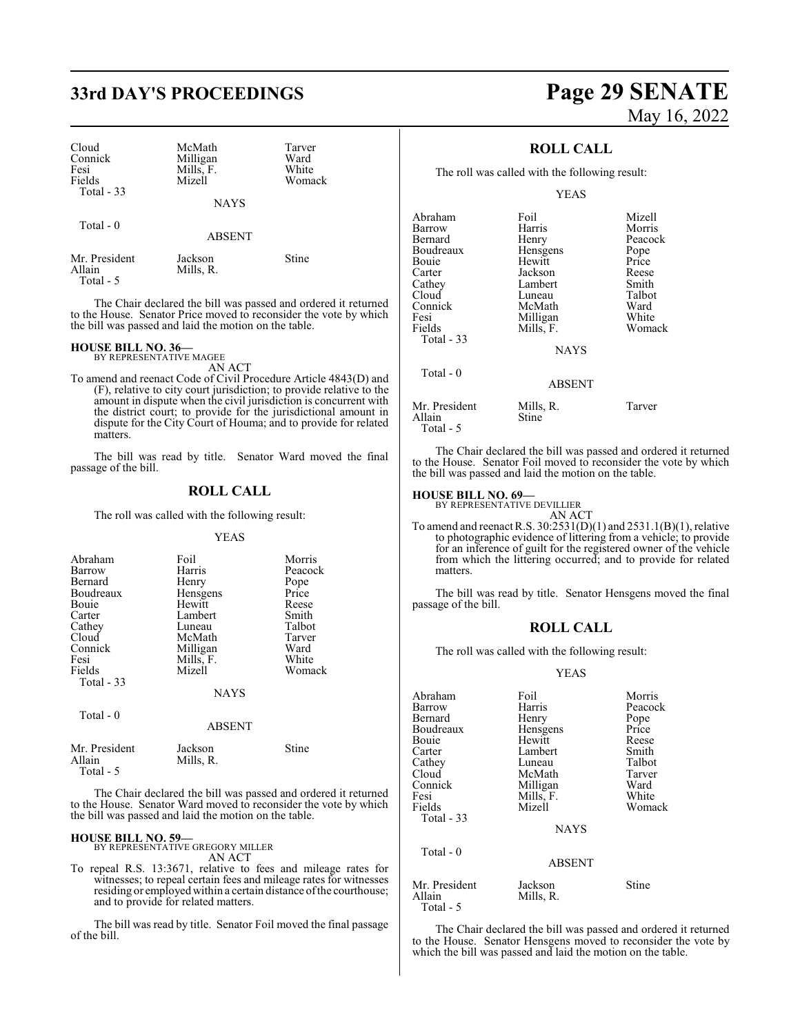| Cloud | McMath | Tarver |
|---|---|---|
| Connick | Milligan | Ward |
| Fesi | Mills, F. | White |
| Fields | Mizell | Womack |
| Total - 33 | | |

NAYS

Total - 0

ABSENT

| Mr. President | Jackson | Stine |
|---|---|---|
| Allain | Mills, R. | |
| Total - 5 | | |

The Chair declared the bill was passed and ordered it returned to the House. Senator Price moved to reconsider the vote by which the bill was passed and laid the motion on the table.

**HOUSE BILL NO. 36—**
BY REPRESENTATIVE MAGEE

AN ACT

To amend and reenact Code of Civil Procedure Article 4843(D) and (F), relative to city court jurisdiction; to provide relative to the amount in dispute when the civil jurisdiction is concurrent with the district court; to provide for the jurisdictional amount in dispute for the City Court of Houma; and to provide for related matters.

The bill was read by title. Senator Ward moved the final passage of the bill.

## ROLL CALL

The roll was called with the following result:

YEAS

| Abraham | Foil | Morris |
|---|---|---|
| Barrow | Harris | Peacock |
| Bernard | Henry | Pope |
| Boudreaux | Hensgens | Price |
| Bouie | Hewitt | Reese |
| Carter | Lambert | Smith |
| Cathey | Luneau | Talbot |
| Cloud | McMath | Tarver |
| Connick | Milligan | Ward |
| Fesi | Mills, F. | White |
| Fields | Mizell | Womack |
| Total - 33 | | |

NAYS

Total - 0

ABSENT

| Mr. President | Jackson | Stine |
|---|---|---|
| Allain | Mills, R. | |
| Total - 5 | | |

The Chair declared the bill was passed and ordered it returned to the House. Senator Ward moved to reconsider the vote by which the bill was passed and laid the motion on the table.

**HOUSE BILL NO. 59—**
BY REPRESENTATIVE GREGORY MILLER

AN ACT

To repeal R.S. 13:3671, relative to fees and mileage rates for witnesses; to repeal certain fees and mileage rates for witnesses residing or employed within a certain distance of the courthouse; and to provide for related matters.

The bill was read by title. Senator Foil moved the final passage of the bill.

## ROLL CALL

The roll was called with the following result:

YEAS

| Abraham | Foil | Mizell |
|---|---|---|
| Barrow | Harris | Morris |
| Bernard | Henry | Peacock |
| Boudreaux | Hensgens | Pope |
| Bouie | Hewitt | Price |
| Carter | Jackson | Reese |
| Cathey | Lambert | Smith |
| Cloud | Luneau | Talbot |
| Connick | McMath | Ward |
| Fesi | Milligan | White |
| Fields | Mills, F. | Womack |
| Total - 33 | | |

NAYS

Total - 0

ABSENT

| Mr. President | Mills, R. | Tarver |
|---|---|---|
| Allain | Stine | |
| Total - 5 | | |

The Chair declared the bill was passed and ordered it returned to the House. Senator Foil moved to reconsider the vote by which the bill was passed and laid the motion on the table.

**HOUSE BILL NO. 69—**
BY REPRESENTATIVE DEVILLIER

AN ACT

To amend and reenact R.S. 30:2531(D)(1) and 2531.1(B)(1), relative to photographic evidence of littering from a vehicle; to provide for an inference of guilt for the registered owner of the vehicle from which the littering occurred; and to provide for related matters.

The bill was read by title. Senator Hensgens moved the final passage of the bill.

## ROLL CALL

The roll was called with the following result:

YEAS

| Abraham | Foil | Morris |
|---|---|---|
| Barrow | Harris | Peacock |
| Bernard | Henry | Pope |
| Boudreaux | Hensgens | Price |
| Bouie | Hewitt | Reese |
| Carter | Lambert | Smith |
| Cathey | Luneau | Talbot |
| Cloud | McMath | Tarver |
| Connick | Milligan | Ward |
| Fesi | Mills, F. | White |
| Fields | Mizell | Womack |
| Total - 33 | | |

NAYS

Total - 0

ABSENT

| Mr. President | Jackson | Stine |
|---|---|---|
| Allain | Mills, R. | |
| Total - 5 | | |

The Chair declared the bill was passed and ordered it returned to the House. Senator Hensgens moved to reconsider the vote by which the bill was passed and laid the motion on the table.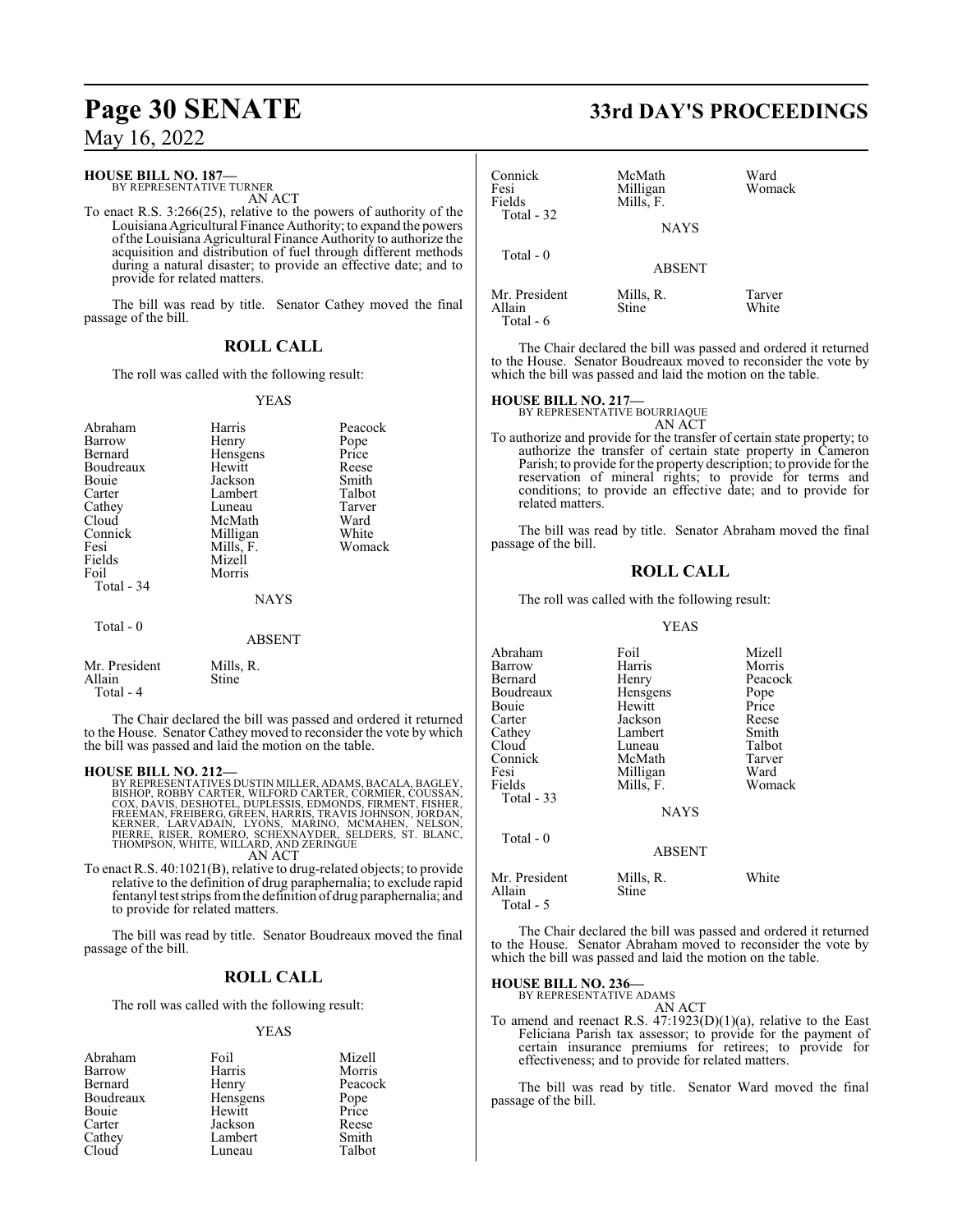**HOUSE BILL NO. 187—**
BY REPRESENTATIVE TURNER

AN ACT

To enact R.S. 3:266(25), relative to the powers of authority of the Louisiana Agricultural Finance Authority; to expand the powers of the Louisiana Agricultural Finance Authority to authorize the acquisition and distribution of fuel through different methods during a natural disaster; to provide an effective date; and to provide for related matters.

The bill was read by title. Senator Cathey moved the final passage of the bill.

## ROLL CALL

The roll was called with the following result:

YEAS

| | | |
|---|---|---|
| Abraham | Harris | Peacock |
| Barrow | Henry | Pope |
| Bernard | Hensgens | Price |
| Boudreaux | Hewitt | Reese |
| Bouie | Jackson | Smith |
| Carter | Lambert | Talbot |
| Cathey | Luneau | Tarver |
| Cloud | McMath | Ward |
| Connick | Milligan | White |
| Fesi | Mills, F. | Womack |
| Fields | Mizell | |
| Foil | Morris | |

Total - 34

NAYS

Total - 0

ABSENT

| | |
|---|---|
| Mr. President | Mills, R. |
| Allain | Stine |

Total - 4

The Chair declared the bill was passed and ordered it returned to the House. Senator Cathey moved to reconsider the vote by which the bill was passed and laid the motion on the table.

**HOUSE BILL NO. 212—**
BY REPRESENTATIVES DUSTIN MILLER, ADAMS, BACALA, BAGLEY, BISHOP, ROBBY CARTER, WILFORD CARTER, CORMIER, COUSSAN, COX, DAVIS, DESHOTEL, DUPLESSIS, EDMONDS, FIRMENT, FISHER, FREEMAN, FREIBERG, GREEN, HARRIS, TRAVIS JOHNSON, JORDAN, KERNER, LARVADAIN, LYONS, MARINO, MCMAHEN, NELSON, PIERRE, RISER, ROMERO, SCHEXNAYDER, SELDERS, ST. BLANC, THOMPSON, WHITE, WILLARD, AND ZERINGUE

AN ACT

To enact R.S. 40:1021(B), relative to drug-related objects; to provide relative to the definition of drug paraphernalia; to exclude rapid fentanyl test strips from the definition of drug paraphernalia; and to provide for related matters.

The bill was read by title. Senator Boudreaux moved the final passage of the bill.

## ROLL CALL

The roll was called with the following result:

YEAS

| | | |
|---|---|---|
| Abraham | Foil | Mizell |
| Barrow | Harris | Morris |
| Bernard | Henry | Peacock |
| Boudreaux | Hensgens | Pope |
| Bouie | Hewitt | Price |
| Carter | Jackson | Reese |
| Cathey | Lambert | Smith |
| Cloud | Luneau | Talbot |
| Connick | McMath | Ward |
| Fesi | Milligan | Womack |
| Fields | Mills, F. | |

Total - 32

NAYS

Total - 0

ABSENT

| | | |
|---|---|---|
| Mr. President | Mills, R. | Tarver |
| Allain | Stine | White |

Total - 6

The Chair declared the bill was passed and ordered it returned to the House. Senator Boudreaux moved to reconsider the vote by which the bill was passed and laid the motion on the table.

**HOUSE BILL NO. 217—**
BY REPRESENTATIVE BOURRIAQUE

AN ACT

To authorize and provide for the transfer of certain state property; to authorize the transfer of certain state property in Cameron Parish; to provide for the property description; to provide for the reservation of mineral rights; to provide for terms and conditions; to provide an effective date; and to provide for related matters.

The bill was read by title. Senator Abraham moved the final passage of the bill.

## ROLL CALL

The roll was called with the following result:

YEAS

| | | |
|---|---|---|
| Abraham | Foil | Mizell |
| Barrow | Harris | Morris |
| Bernard | Henry | Peacock |
| Boudreaux | Hensgens | Pope |
| Bouie | Hewitt | Price |
| Carter | Jackson | Reese |
| Cathey | Lambert | Smith |
| Cloud | Luneau | Talbot |
| Connick | McMath | Tarver |
| Fesi | Milligan | Ward |
| Fields | Mills, F. | Womack |

Total - 33

NAYS

Total - 0

ABSENT

| | | |
|---|---|---|
| Mr. President | Mills, R. | White |
| Allain | Stine | |

Total - 5

The Chair declared the bill was passed and ordered it returned to the House. Senator Abraham moved to reconsider the vote by which the bill was passed and laid the motion on the table.

**HOUSE BILL NO. 236—**
BY REPRESENTATIVE ADAMS

AN ACT

To amend and reenact R.S. 47:1923(D)(1)(a), relative to the East Feliciana Parish tax assessor; to provide for the payment of certain insurance premiums for retirees; to provide for effectiveness; and to provide for related matters.

The bill was read by title. Senator Ward moved the final passage of the bill.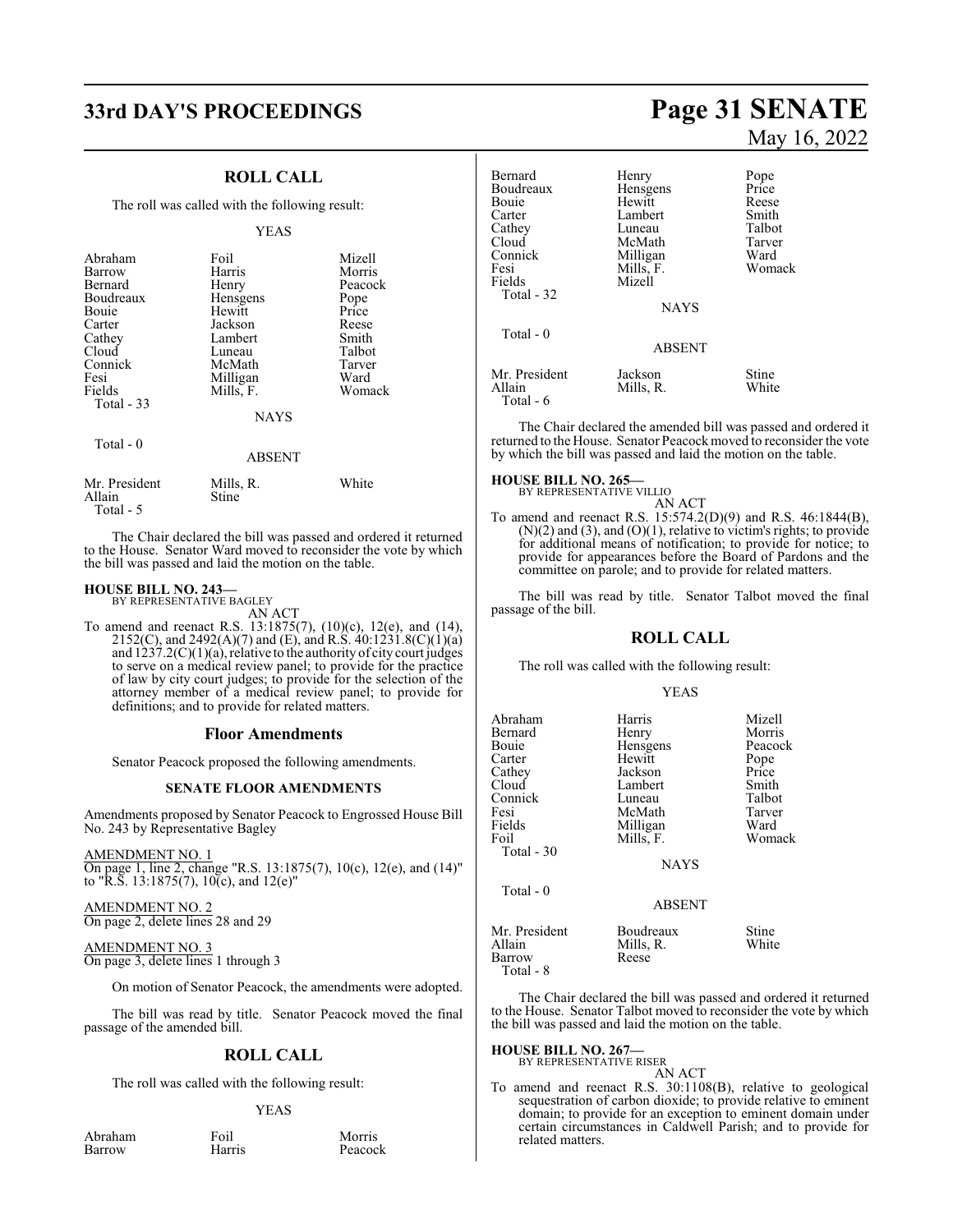## ROLL CALL

The roll was called with the following result:

YEAS

| | | |
|---|---|---|
| Abraham | Foil | Mizell |
| Barrow | Harris | Morris |
| Bernard | Henry | Peacock |
| Boudreaux | Hensgens | Pope |
| Bouie | Hewitt | Price |
| Carter | Jackson | Reese |
| Cathey | Lambert | Smith |
| Cloud | Luneau | Talbot |
| Connick | McMath | Tarver |
| Fesi | Milligan | Ward |
| Fields | Mills, F. | Womack |
| Total - 33 | | |

NAYS

Total - 0

ABSENT

| | | |
|---|---|---|
| Mr. President | Mills, R. | White |
| Allain | Stine | |
| Total - 5 | | |

The Chair declared the bill was passed and ordered it returned to the House. Senator Ward moved to reconsider the vote by which the bill was passed and laid the motion on the table.

**HOUSE BILL NO. 243—**
BY REPRESENTATIVE BAGLEY

AN ACT

To amend and reenact R.S. 13:1875(7), (10)(c), 12(e), and (14), 2152(C), and 2492(A)(7) and (E), and R.S. 40:1231.8(C)(1)(a) and 1237.2(C)(1)(a), relative to the authority of city court judges to serve on a medical review panel; to provide for the practice of law by city court judges; to provide for the selection of the attorney member of a medical review panel; to provide for definitions; and to provide for related matters.

### Floor Amendments

Senator Peacock proposed the following amendments.

#### SENATE FLOOR AMENDMENTS

Amendments proposed by Senator Peacock to Engrossed House Bill No. 243 by Representative Bagley

AMENDMENT NO. 1
On page 1, line 2, change "R.S. 13:1875(7), 10(c), 12(e), and (14)" to "R.S. 13:1875(7), 10(c), and 12(e)"

AMENDMENT NO. 2
On page 2, delete lines 28 and 29

AMENDMENT NO. 3
On page 3, delete lines 1 through 3

On motion of Senator Peacock, the amendments were adopted.

The bill was read by title. Senator Peacock moved the final passage of the amended bill.

## ROLL CALL

The roll was called with the following result:

YEAS

| | | |
|---|---|---|
| Abraham | Foil | Morris |
| Barrow | Harris | Peacock |
| Bernard | Henry | Pope |
| Boudreaux | Hensgens | Price |
| Bouie | Hewitt | Reese |
| Carter | Lambert | Smith |
| Cathey | Luneau | Talbot |
| Cloud | McMath | Tarver |
| Connick | Milligan | Ward |
| Fesi | Mills, F. | Womack |
| Fields | Mizell | |
| Total - 32 | | |

NAYS

Total - 0

ABSENT

| | | |
|---|---|---|
| Mr. President | Jackson | Stine |
| Allain | Mills, R. | White |
| Total - 6 | | |

The Chair declared the amended bill was passed and ordered it returned to the House. Senator Peacock moved to reconsider the vote by which the bill was passed and laid the motion on the table.

**HOUSE BILL NO. 265—**
BY REPRESENTATIVE VILLIO

AN ACT

To amend and reenact R.S. 15:574.2(D)(9) and R.S. 46:1844(B), (N)(2) and (3), and (O)(1), relative to victim's rights; to provide for additional means of notification; to provide for notice; to provide for appearances before the Board of Pardons and the committee on parole; and to provide for related matters.

The bill was read by title. Senator Talbot moved the final passage of the bill.

## ROLL CALL

The roll was called with the following result:

YEAS

| | | |
|---|---|---|
| Abraham | Harris | Mizell |
| Bernard | Henry | Morris |
| Bouie | Hensgens | Peacock |
| Carter | Hewitt | Pope |
| Cathey | Jackson | Price |
| Cloud | Lambert | Smith |
| Connick | Luneau | Talbot |
| Fesi | McMath | Tarver |
| Fields | Milligan | Ward |
| Foil | Mills, F. | Womack |
| Total - 30 | | |

NAYS

Total - 0

ABSENT

| | | |
|---|---|---|
| Mr. President | Boudreaux | Stine |
| Allain | Mills, R. | White |
| Barrow | Reese | |
| Total - 8 | | |

The Chair declared the bill was passed and ordered it returned to the House. Senator Talbot moved to reconsider the vote by which the bill was passed and laid the motion on the table.

**HOUSE BILL NO. 267—**
BY REPRESENTATIVE RISER

AN ACT

To amend and reenact R.S. 30:1108(B), relative to geological sequestration of carbon dioxide; to provide relative to eminent domain; to provide for an exception to eminent domain under certain circumstances in Caldwell Parish; and to provide for related matters.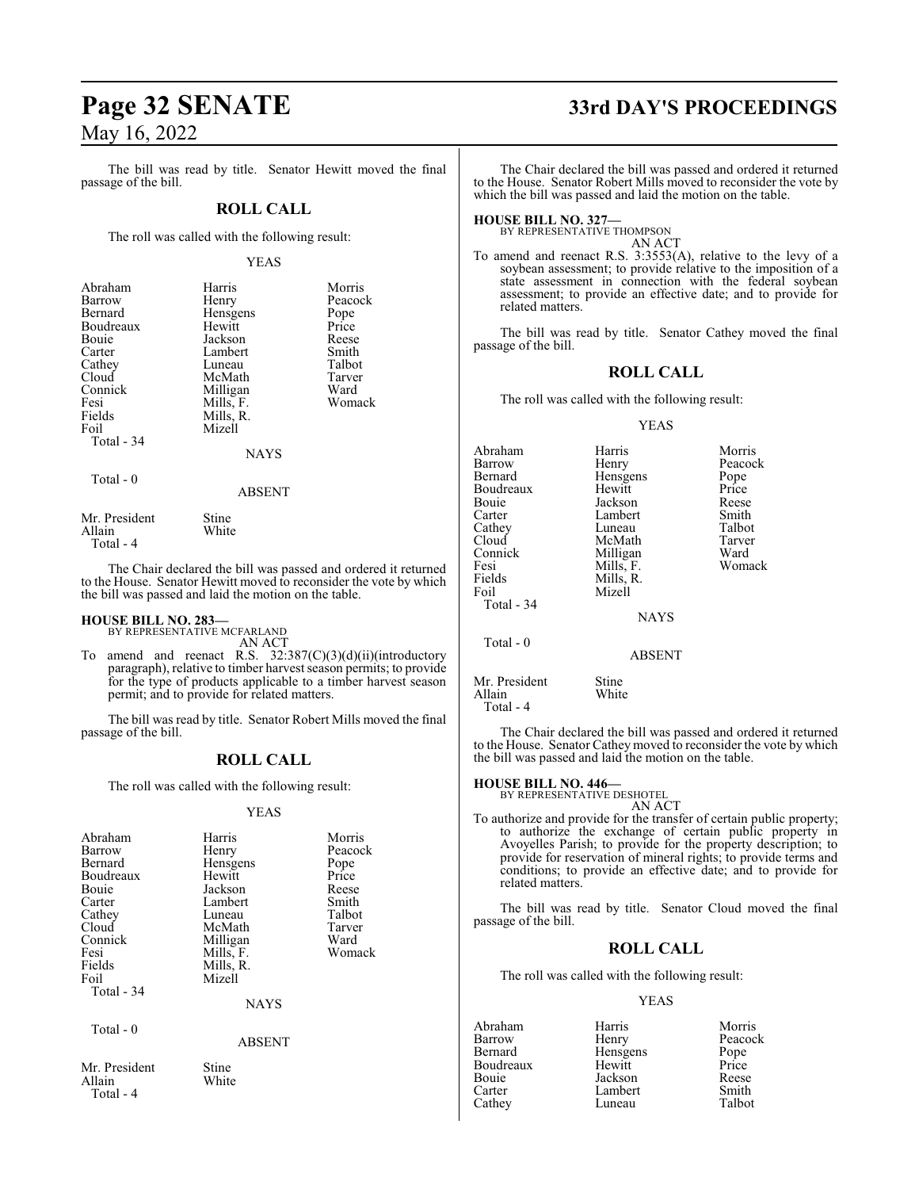The bill was read by title. Senator Hewitt moved the final passage of the bill.

## ROLL CALL

The roll was called with the following result:

YEAS

| | | |
|---|---|---|
| Abraham | Harris | Morris |
| Barrow | Henry | Peacock |
| Bernard | Hensgens | Pope |
| Boudreaux | Hewitt | Price |
| Bouie | Jackson | Reese |
| Carter | Lambert | Smith |
| Cathey | Luneau | Talbot |
| Cloud | McMath | Tarver |
| Connick | Milligan | Ward |
| Fesi | Mills, F. | Womack |
| Fields | Mills, R. | |
| Foil | Mizell | |

Total - 34

NAYS

Total - 0

ABSENT

| | |
|---|---|
| Mr. President | Stine |
| Allain | White |

Total - 4

The Chair declared the bill was passed and ordered it returned to the House. Senator Hewitt moved to reconsider the vote by which the bill was passed and laid the motion on the table.

**HOUSE BILL NO. 283—**
BY REPRESENTATIVE MCFARLAND
AN ACT

To amend and reenact R.S. 32:387(C)(3)(d)(ii)(introductory paragraph), relative to timber harvest season permits; to provide for the type of products applicable to a timber harvest season permit; and to provide for related matters.

The bill was read by title. Senator Robert Mills moved the final passage of the bill.

## ROLL CALL

The roll was called with the following result:

YEAS

| | | |
|---|---|---|
| Abraham | Harris | Morris |
| Barrow | Henry | Peacock |
| Bernard | Hensgens | Pope |
| Boudreaux | Hewitt | Price |
| Bouie | Jackson | Reese |
| Carter | Lambert | Smith |
| Cathey | Luneau | Talbot |
| Cloud | McMath | Tarver |
| Connick | Milligan | Ward |
| Fesi | Mills, F. | Womack |
| Fields | Mills, R. | |
| Foil | Mizell | |

Total - 34

NAYS

Total - 0

ABSENT

| | |
|---|---|
| Mr. President | Stine |
| Allain | White |

Total - 4

The Chair declared the bill was passed and ordered it returned to the House. Senator Robert Mills moved to reconsider the vote by which the bill was passed and laid the motion on the table.

**HOUSE BILL NO. 327—**
BY REPRESENTATIVE THOMPSON
AN ACT

To amend and reenact R.S. 3:3553(A), relative to the levy of a soybean assessment; to provide relative to the imposition of a state assessment in connection with the federal soybean assessment; to provide an effective date; and to provide for related matters.

The bill was read by title. Senator Cathey moved the final passage of the bill.

## ROLL CALL

The roll was called with the following result:

YEAS

| | | |
|---|---|---|
| Abraham | Harris | Morris |
| Barrow | Henry | Peacock |
| Bernard | Hensgens | Pope |
| Boudreaux | Hewitt | Price |
| Bouie | Jackson | Reese |
| Carter | Lambert | Smith |
| Cathey | Luneau | Talbot |
| Cloud | McMath | Tarver |
| Connick | Milligan | Ward |
| Fesi | Mills, F. | Womack |
| Fields | Mills, R. | |
| Foil | Mizell | |

Total - 34

NAYS

Total - 0

ABSENT

| | |
|---|---|
| Mr. President | Stine |
| Allain | White |

Total - 4

The Chair declared the bill was passed and ordered it returned to the House. Senator Cathey moved to reconsider the vote by which the bill was passed and laid the motion on the table.

**HOUSE BILL NO. 446—**
BY REPRESENTATIVE DESHOTEL
AN ACT

To authorize and provide for the transfer of certain public property; to authorize the exchange of certain public property in Avoyelles Parish; to provide for the property description; to provide for reservation of mineral rights; to provide terms and conditions; to provide an effective date; and to provide for related matters.

The bill was read by title. Senator Cloud moved the final passage of the bill.

## ROLL CALL

The roll was called with the following result:

YEAS

| | | |
|---|---|---|
| Abraham | Harris | Morris |
| Barrow | Henry | Peacock |
| Bernard | Hensgens | Pope |
| Boudreaux | Hewitt | Price |
| Bouie | Jackson | Reese |
| Carter | Lambert | Smith |
| Cathey | Luneau | Talbot |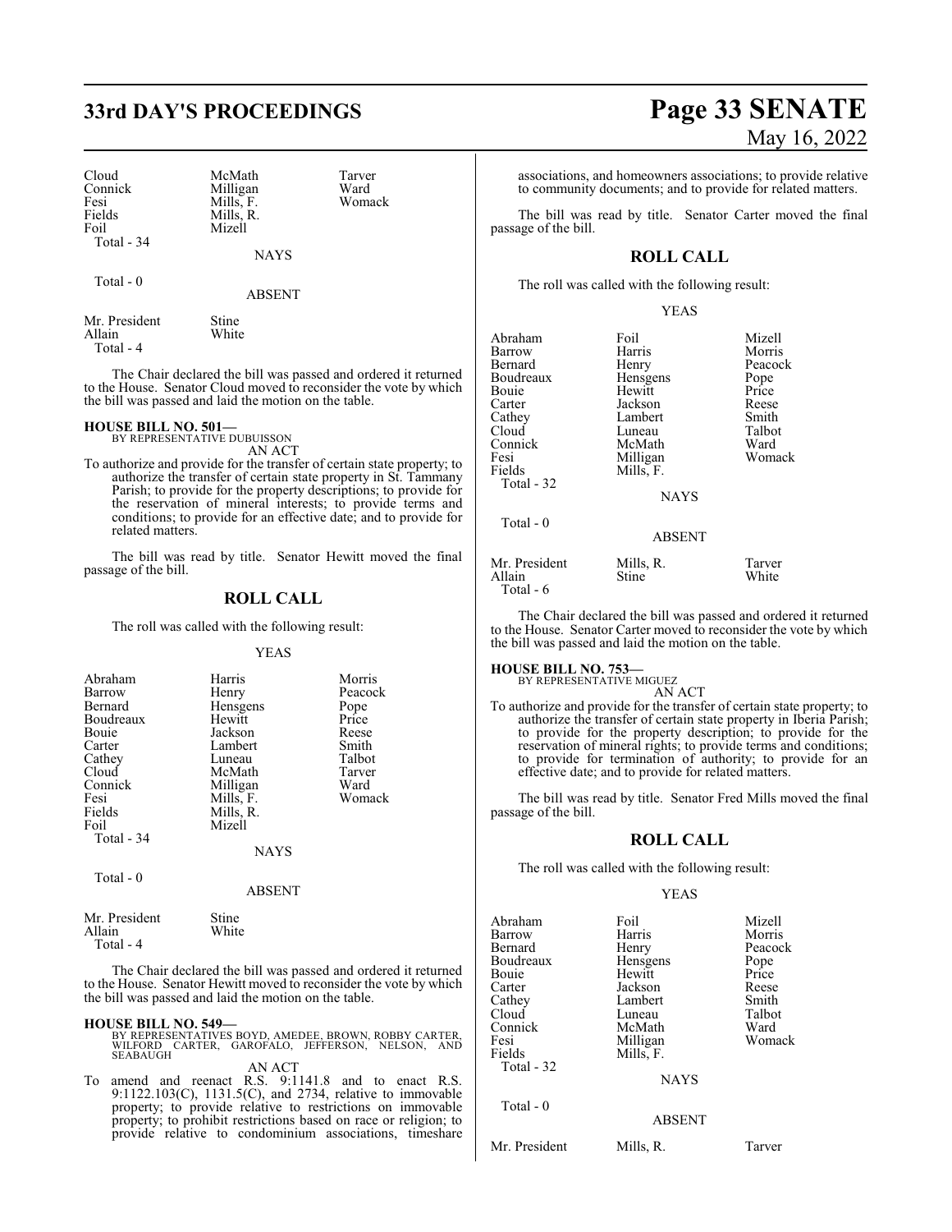| Cloud | McMath | Tarver |
|---|---|---|
| Connick | Milligan | Ward |
| Fesi | Mills, F. | Womack |
| Fields | Mills, R. | |
| Foil | Mizell | |
| Total - 34 | | |

NAYS

Total - 0

ABSENT

| Mr. President | Stine |
|---|---|
| Allain | White |
| Total - 4 | |

The Chair declared the bill was passed and ordered it returned to the House. Senator Cloud moved to reconsider the vote by which the bill was passed and laid the motion on the table.

**HOUSE BILL NO. 501—**
BY REPRESENTATIVE DUBUISSON

AN ACT

To authorize and provide for the transfer of certain state property; to authorize the transfer of certain state property in St. Tammany Parish; to provide for the property descriptions; to provide for the reservation of mineral interests; to provide terms and conditions; to provide for an effective date; and to provide for related matters.

The bill was read by title. Senator Hewitt moved the final passage of the bill.

## ROLL CALL

The roll was called with the following result:

YEAS

| Abraham | Harris | Morris |
|---|---|---|
| Barrow | Henry | Peacock |
| Bernard | Hensgens | Pope |
| Boudreaux | Hewitt | Price |
| Bouie | Jackson | Reese |
| Carter | Lambert | Smith |
| Cathey | Luneau | Talbot |
| Cloud | McMath | Tarver |
| Connick | Milligan | Ward |
| Fesi | Mills, F. | Womack |
| Fields | Mills, R. | |
| Foil | Mizell | |
| Total - 34 | | |

NAYS

Total - 0

ABSENT

| Mr. President | Stine |
|---|---|
| Allain | White |
| Total - 4 | |

The Chair declared the bill was passed and ordered it returned to the House. Senator Hewitt moved to reconsider the vote by which the bill was passed and laid the motion on the table.

**HOUSE BILL NO. 549—**
BY REPRESENTATIVES BOYD, AMEDEE, BROWN, ROBBY CARTER, WILFORD CARTER, GAROFALO, JEFFERSON, NELSON, AND SEABAUGH

AN ACT

To amend and reenact R.S. 9:1141.8 and to enact R.S. 9:1122.103(C), 1131.5(C), and 2734, relative to immovable property; to provide relative to restrictions on immovable property; to prohibit restrictions based on race or religion; to provide relative to condominium associations, timeshare associations, and homeowners associations; to provide relative to community documents; and to provide for related matters.

The bill was read by title. Senator Carter moved the final passage of the bill.

## ROLL CALL

The roll was called with the following result:

YEAS

| Abraham | Foil | Mizell |
|---|---|---|
| Barrow | Harris | Morris |
| Bernard | Henry | Peacock |
| Boudreaux | Hensgens | Pope |
| Bouie | Hewitt | Price |
| Carter | Jackson | Reese |
| Cathey | Lambert | Smith |
| Cloud | Luneau | Talbot |
| Connick | McMath | Ward |
| Fesi | Milligan | Womack |
| Fields | Mills, F. | |
| Total - 32 | | |

NAYS

Total - 0

ABSENT

| Mr. President | Mills, R. | Tarver |
|---|---|---|
| Allain | Stine | White |
| Total - 6 | | |

The Chair declared the bill was passed and ordered it returned to the House. Senator Carter moved to reconsider the vote by which the bill was passed and laid the motion on the table.

**HOUSE BILL NO. 753—**
BY REPRESENTATIVE MIGUEZ

AN ACT

To authorize and provide for the transfer of certain state property; to authorize the transfer of certain state property in Iberia Parish; to provide for the property description; to provide for the reservation of mineral rights; to provide terms and conditions; to provide for termination of authority; to provide for an effective date; and to provide for related matters.

The bill was read by title. Senator Fred Mills moved the final passage of the bill.

## ROLL CALL

The roll was called with the following result:

YEAS

| Abraham | Foil | Mizell |
|---|---|---|
| Barrow | Harris | Morris |
| Bernard | Henry | Peacock |
| Boudreaux | Hensgens | Pope |
| Bouie | Hewitt | Price |
| Carter | Jackson | Reese |
| Cathey | Lambert | Smith |
| Cloud | Luneau | Talbot |
| Connick | McMath | Ward |
| Fesi | Milligan | Womack |
| Fields | Mills, F. | |
| Total - 32 | | |

NAYS

Total - 0

ABSENT

| Mr. President | Mills, R. | Tarver |
|---|---|---|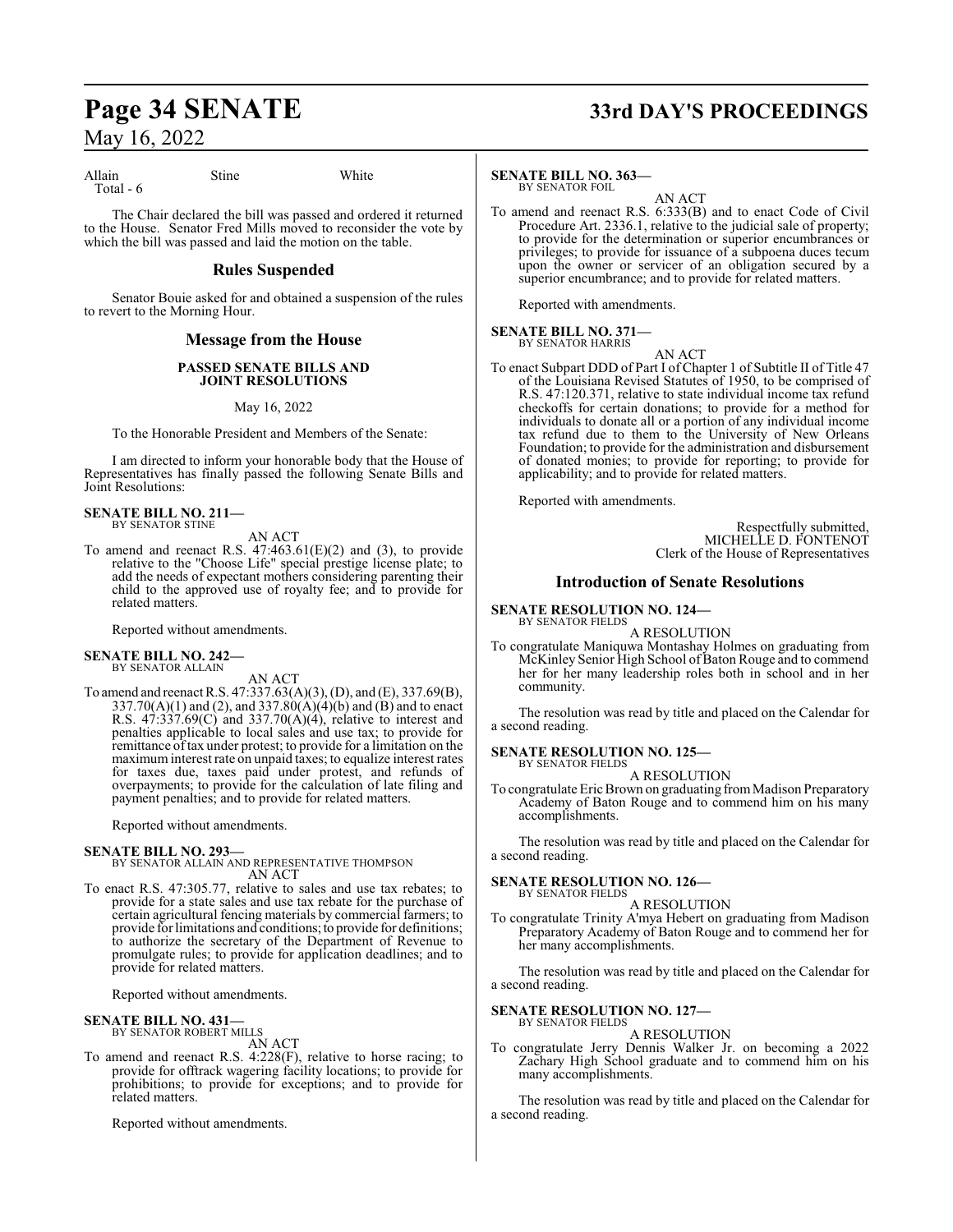Allain Stine White
Total - 6

The Chair declared the bill was passed and ordered it returned to the House. Senator Fred Mills moved to reconsider the vote by which the bill was passed and laid the motion on the table.

## Rules Suspended

Senator Bouie asked for and obtained a suspension of the rules to revert to the Morning Hour.

## Message from the House

**PASSED SENATE BILLS AND JOINT RESOLUTIONS**

May 16, 2022

To the Honorable President and Members of the Senate:

I am directed to inform your honorable body that the House of Representatives has finally passed the following Senate Bills and Joint Resolutions:

**SENATE BILL NO. 211—**
BY SENATOR STINE

AN ACT

To amend and reenact R.S. 47:463.61(E)(2) and (3), to provide relative to the "Choose Life" special prestige license plate; to add the needs of expectant mothers considering parenting their child to the approved use of royalty fee; and to provide for related matters.

Reported without amendments.

**SENATE BILL NO. 242—**
BY SENATOR ALLAIN

AN ACT

To amend and reenact R.S. 47:337.63(A)(3), (D), and (E), 337.69(B), 337.70(A)(1) and (2), and 337.80(A)(4)(b) and (B) and to enact R.S. 47:337.69(C) and 337.70(A)(4), relative to interest and penalties applicable to local sales and use tax; to provide for remittance of tax under protest; to provide for a limitation on the maximum interest rate on unpaid taxes; to equalize interest rates for taxes due, taxes paid under protest, and refunds of overpayments; to provide for the calculation of late filing and payment penalties; and to provide for related matters.

Reported without amendments.

**SENATE BILL NO. 293—**
BY SENATOR ALLAIN AND REPRESENTATIVE THOMPSON

AN ACT

To enact R.S. 47:305.77, relative to sales and use tax rebates; to provide for a state sales and use tax rebate for the purchase of certain agricultural fencing materials by commercial farmers; to provide for limitations and conditions; to provide for definitions; to authorize the secretary of the Department of Revenue to promulgate rules; to provide for application deadlines; and to provide for related matters.

Reported without amendments.

**SENATE BILL NO. 431—**
BY SENATOR ROBERT MILLS

AN ACT

To amend and reenact R.S. 4:228(F), relative to horse racing; to provide for offtrack wagering facility locations; to provide for prohibitions; to provide for exceptions; and to provide for related matters.

Reported without amendments.

**SENATE BILL NO. 363—**
BY SENATOR FOIL

AN ACT

To amend and reenact R.S. 6:333(B) and to enact Code of Civil Procedure Art. 2336.1, relative to the judicial sale of property; to provide for the determination or superior encumbrances or privileges; to provide for issuance of a subpoena duces tecum upon the owner or servicer of an obligation secured by a superior encumbrance; and to provide for related matters.

Reported with amendments.

**SENATE BILL NO. 371—**
BY SENATOR HARRIS

AN ACT

To enact Subpart DDD of Part I of Chapter 1 of Subtitle II of Title 47 of the Louisiana Revised Statutes of 1950, to be comprised of R.S. 47:120.371, relative to state individual income tax refund checkoffs for certain donations; to provide for a method for individuals to donate all or a portion of any individual income tax refund due to them to the University of New Orleans Foundation; to provide for the administration and disbursement of donated monies; to provide for reporting; to provide for applicability; and to provide for related matters.

Reported with amendments.

Respectfully submitted,
MICHELLE D. FONTENOT
Clerk of the House of Representatives

## Introduction of Senate Resolutions

**SENATE RESOLUTION NO. 124—**
BY SENATOR FIELDS

A RESOLUTION

To congratulate Maniquwa Montashay Holmes on graduating from McKinley Senior High School of Baton Rouge and to commend her for her many leadership roles both in school and in her community.

The resolution was read by title and placed on the Calendar for a second reading.

**SENATE RESOLUTION NO. 125—**
BY SENATOR FIELDS

A RESOLUTION

To congratulate Eric Brown on graduating from Madison Preparatory Academy of Baton Rouge and to commend him on his many accomplishments.

The resolution was read by title and placed on the Calendar for a second reading.

**SENATE RESOLUTION NO. 126—**
BY SENATOR FIELDS

A RESOLUTION

To congratulate Trinity A'mya Hebert on graduating from Madison Preparatory Academy of Baton Rouge and to commend her for her many accomplishments.

The resolution was read by title and placed on the Calendar for a second reading.

**SENATE RESOLUTION NO. 127—**
BY SENATOR FIELDS

A RESOLUTION

To congratulate Jerry Dennis Walker Jr. on becoming a 2022 Zachary High School graduate and to commend him on his many accomplishments.

The resolution was read by title and placed on the Calendar for a second reading.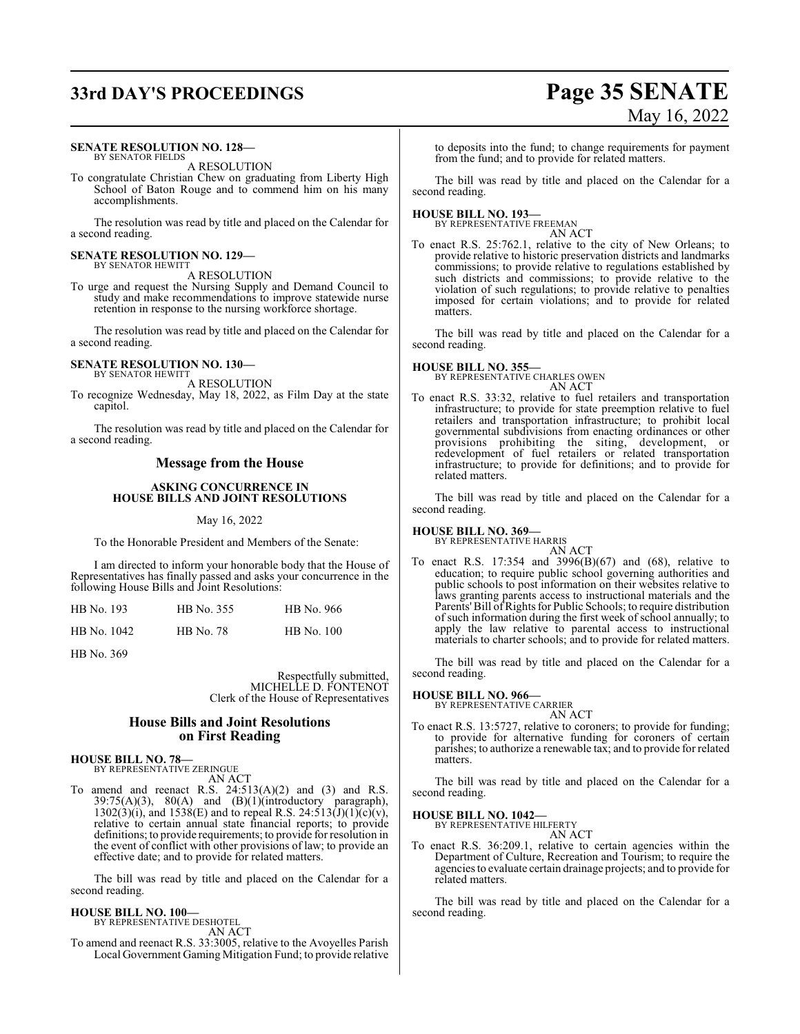**SENATE RESOLUTION NO. 128—**
BY SENATOR FIELDS

A RESOLUTION

To congratulate Christian Chew on graduating from Liberty High School of Baton Rouge and to commend him on his many accomplishments.

The resolution was read by title and placed on the Calendar for a second reading.

**SENATE RESOLUTION NO. 129—**
BY SENATOR HEWITT

A RESOLUTION

To urge and request the Nursing Supply and Demand Council to study and make recommendations to improve statewide nurse retention in response to the nursing workforce shortage.

The resolution was read by title and placed on the Calendar for a second reading.

**SENATE RESOLUTION NO. 130—**
BY SENATOR HEWITT

A RESOLUTION

To recognize Wednesday, May 18, 2022, as Film Day at the state capitol.

The resolution was read by title and placed on the Calendar for a second reading.

## Message from the House

### ASKING CONCURRENCE IN HOUSE BILLS AND JOINT RESOLUTIONS

May 16, 2022

To the Honorable President and Members of the Senate:

I am directed to inform your honorable body that the House of Representatives has finally passed and asks your concurrence in the following House Bills and Joint Resolutions:

| | | |
|---|---|---|
| HB No. 193 | HB No. 355 | HB No. 966 |
| HB No. 1042 | HB No. 78 | HB No. 100 |
| HB No. 369 | | |

Respectfully submitted,
MICHELLE D. FONTENOT
Clerk of the House of Representatives

## House Bills and Joint Resolutions on First Reading

**HOUSE BILL NO. 78—**
BY REPRESENTATIVE ZERINGUE

AN ACT

To amend and reenact R.S. 24:513(A)(2) and (3) and R.S. 39:75(A)(3), 80(A) and (B)(1)(introductory paragraph), 1302(3)(i), and 1538(E) and to repeal R.S. 24:513(J)(1)(c)(v), relative to certain annual state financial reports; to provide definitions; to provide requirements; to provide for resolution in the event of conflict with other provisions of law; to provide an effective date; and to provide for related matters.

The bill was read by title and placed on the Calendar for a second reading.

**HOUSE BILL NO. 100—**
BY REPRESENTATIVE DESHOTEL

AN ACT

To amend and reenact R.S. 33:3005, relative to the Avoyelles Parish Local Government Gaming Mitigation Fund; to provide relative to deposits into the fund; to change requirements for payment from the fund; and to provide for related matters.

The bill was read by title and placed on the Calendar for a second reading.

**HOUSE BILL NO. 193—**
BY REPRESENTATIVE FREEMAN

AN ACT

To enact R.S. 25:762.1, relative to the city of New Orleans; to provide relative to historic preservation districts and landmarks commissions; to provide relative to regulations established by such districts and commissions; to provide relative to the violation of such regulations; to provide relative to penalties imposed for certain violations; and to provide for related matters.

The bill was read by title and placed on the Calendar for a second reading.

**HOUSE BILL NO. 355—**
BY REPRESENTATIVE CHARLES OWEN

AN ACT

To enact R.S. 33:32, relative to fuel retailers and transportation infrastructure; to provide for state preemption relative to fuel retailers and transportation infrastructure; to prohibit local governmental subdivisions from enacting ordinances or other provisions prohibiting the siting, development, or redevelopment of fuel retailers or related transportation infrastructure; to provide for definitions; and to provide for related matters.

The bill was read by title and placed on the Calendar for a second reading.

**HOUSE BILL NO. 369—**
BY REPRESENTATIVE HARRIS

AN ACT

To enact R.S. 17:354 and 3996(B)(67) and (68), relative to education; to require public school governing authorities and public schools to post information on their websites relative to laws granting parents access to instructional materials and the Parents' Bill of Rights for Public Schools; to require distribution of such information during the first week of school annually; to apply the law relative to parental access to instructional materials to charter schools; and to provide for related matters.

The bill was read by title and placed on the Calendar for a second reading.

**HOUSE BILL NO. 966—**
BY REPRESENTATIVE CARRIER

AN ACT

To enact R.S. 13:5727, relative to coroners; to provide for funding; to provide for alternative funding for coroners of certain parishes; to authorize a renewable tax; and to provide for related matters.

The bill was read by title and placed on the Calendar for a second reading.

**HOUSE BILL NO. 1042—**
BY REPRESENTATIVE HILFERTY

AN ACT

To enact R.S. 36:209.1, relative to certain agencies within the Department of Culture, Recreation and Tourism; to require the agencies to evaluate certain drainage projects; and to provide for related matters.

The bill was read by title and placed on the Calendar for a second reading.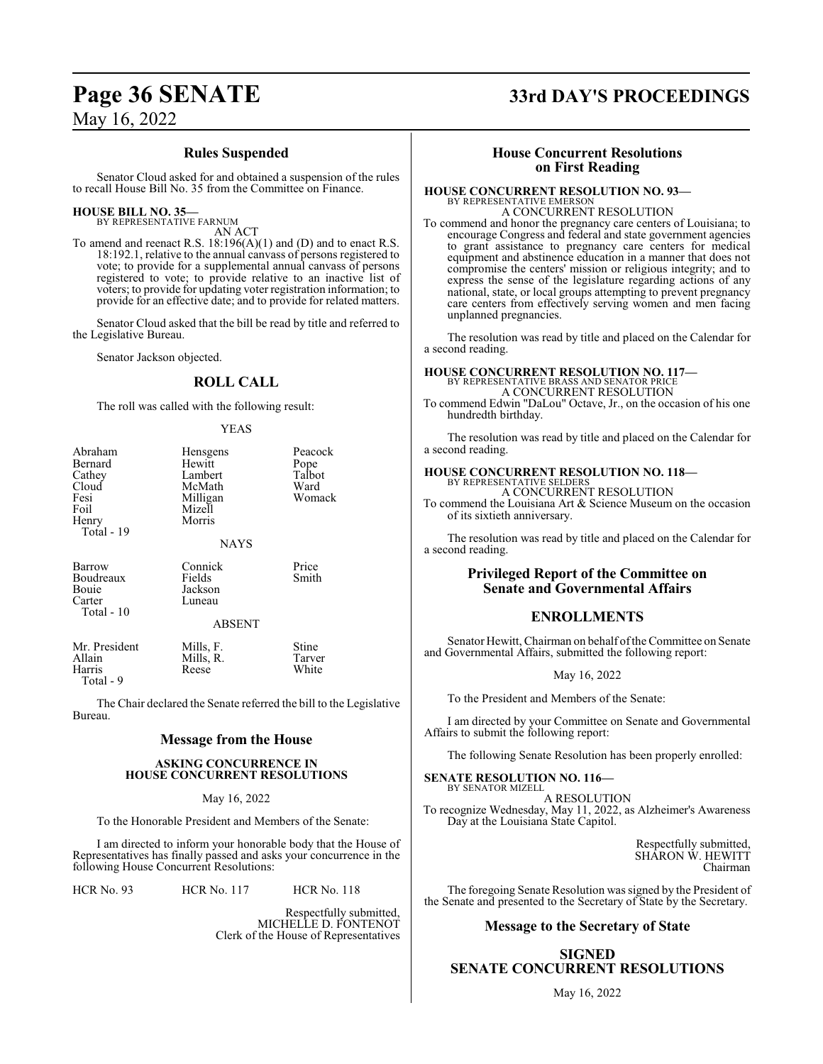## Rules Suspended

Senator Cloud asked for and obtained a suspension of the rules to recall House Bill No. 35 from the Committee on Finance.

**HOUSE BILL NO. 35—**
BY REPRESENTATIVE FARNUM
AN ACT

To amend and reenact R.S. 18:196(A)(1) and (D) and to enact R.S. 18:192.1, relative to the annual canvass of persons registered to vote; to provide for a supplemental annual canvass of persons registered to vote; to provide relative to an inactive list of voters; to provide for updating voter registration information; to provide for an effective date; and to provide for related matters.

Senator Cloud asked that the bill be read by title and referred to the Legislative Bureau.

Senator Jackson objected.

## ROLL CALL

The roll was called with the following result:

YEAS

| | | |
|---|---|---|
| Abraham | Hensgens | Peacock |
| Bernard | Hewitt | Pope |
| Cathey | Lambert | Talbot |
| Cloud | McMath | Ward |
| Fesi | Milligan | Womack |
| Foil | Mizell | |
| Henry | Morris | |

Total - 19

NAYS

| | | |
|---|---|---|
| Barrow | Connick | Price |
| Boudreaux | Fields | Smith |
| Bouie | Jackson | |
| Carter | Luneau | |

Total - 10

ABSENT

| | | |
|---|---|---|
| Mr. President | Mills, F. | Stine |
| Allain | Mills, R. | Tarver |
| Harris | Reese | White |

Total - 9

The Chair declared the Senate referred the bill to the Legislative Bureau.

## Message from the House

**ASKING CONCURRENCE IN HOUSE CONCURRENT RESOLUTIONS**

May 16, 2022

To the Honorable President and Members of the Senate:

I am directed to inform your honorable body that the House of Representatives has finally passed and asks your concurrence in the following House Concurrent Resolutions:

HCR No. 93 HCR No. 117 HCR No. 118

Respectfully submitted,
MICHELLE D. FONTENOT
Clerk of the House of Representatives

## House Concurrent Resolutions on First Reading

**HOUSE CONCURRENT RESOLUTION NO. 93—**
BY REPRESENTATIVE EMERSON
A CONCURRENT RESOLUTION

To commend and honor the pregnancy care centers of Louisiana; to encourage Congress and federal and state government agencies to grant assistance to pregnancy care centers for medical equipment and abstinence education in a manner that does not compromise the centers' mission or religious integrity; and to express the sense of the legislature regarding actions of any national, state, or local groups attempting to prevent pregnancy care centers from effectively serving women and men facing unplanned pregnancies.

The resolution was read by title and placed on the Calendar for a second reading.

**HOUSE CONCURRENT RESOLUTION NO. 117—**
BY REPRESENTATIVE BRASS AND SENATOR PRICE
A CONCURRENT RESOLUTION

To commend Edwin "DaLou" Octave, Jr., on the occasion of his one hundredth birthday.

The resolution was read by title and placed on the Calendar for a second reading.

**HOUSE CONCURRENT RESOLUTION NO. 118—**
BY REPRESENTATIVE SELDERS
A CONCURRENT RESOLUTION

To commend the Louisiana Art & Science Museum on the occasion of its sixtieth anniversary.

The resolution was read by title and placed on the Calendar for a second reading.

## Privileged Report of the Committee on Senate and Governmental Affairs

## ENROLLMENTS

Senator Hewitt, Chairman on behalf of the Committee on Senate and Governmental Affairs, submitted the following report:

May 16, 2022

To the President and Members of the Senate:

I am directed by your Committee on Senate and Governmental Affairs to submit the following report:

The following Senate Resolution has been properly enrolled:

**SENATE RESOLUTION NO. 116—**
BY SENATOR MIZELL
A RESOLUTION

To recognize Wednesday, May 11, 2022, as Alzheimer's Awareness Day at the Louisiana State Capitol.

Respectfully submitted,
SHARON W. HEWITT
Chairman

The foregoing Senate Resolution was signed by the President of the Senate and presented to the Secretary of State by the Secretary.

## Message to the Secretary of State

**SIGNED SENATE CONCURRENT RESOLUTIONS**

May 16, 2022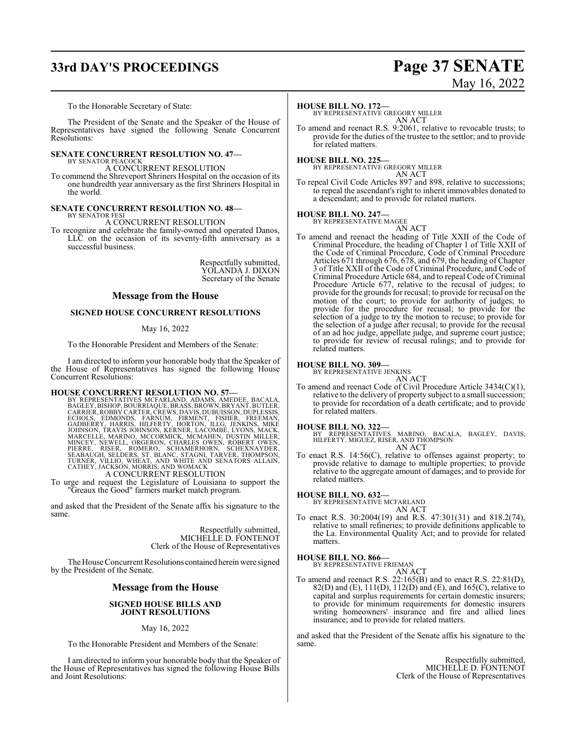To the Honorable Secretary of State:

The President of the Senate and the Speaker of the House of Representatives have signed the following Senate Concurrent Resolutions:

**SENATE CONCURRENT RESOLUTION NO. 47—**
BY SENATOR PEACOCK
A CONCURRENT RESOLUTION
To commend the Shreveport Shriners Hospital on the occasion of its one hundredth year anniversary as the first Shriners Hospital in the world.

**SENATE CONCURRENT RESOLUTION NO. 48—**
BY SENATOR FESI
A CONCURRENT RESOLUTION
To recognize and celebrate the family-owned and operated Danos, LLC on the occasion of its seventy-fifth anniversary as a successful business.

Respectfully submitted,
YOLANDA J. DIXON
Secretary of the Senate

## Message from the House

### SIGNED HOUSE CONCURRENT RESOLUTIONS

May 16, 2022

To the Honorable President and Members of the Senate:

I am directed to inform your honorable body that the Speaker of the House of Representatives has signed the following House Concurrent Resolutions:

**HOUSE CONCURRENT RESOLUTION NO. 57—**
BY REPRESENTATIVES MCFARLAND, ADAMS, AMEDEE, BACALA, BAGLEY, BISHOP, BOURRIAQUE, BRASS, BROWN, BRYANT, BUTLER, CARRIER, ROBBY CARTER, CREWS, DAVIS, DUBUISSON, DUPLESSIS, ECHOLS, EDMONDS, FARNUM, FIRMENT, FISHER, FREEMAN, GADBERRY, HARRIS, HILFERTY, HORTON, ILLG, JENKINS, MIKE JOHNSON, TRAVIS JOHNSON, KERNER, LACOMBE, LYONS, MACK, MARCELLE, MARINO, MCCORMICK, MCMAHEN, DUSTIN MILLER, MINCEY, NEWELL, ORGERON, CHARLES OWEN, ROBERT OWEN, PIERRE, RISER, ROMERO, SCHAMERHORN, SCHEXNAYDER, SEABAUGH, SELDERS, ST. BLANC, STAGNI, TARVER, THOMPSON, TURNER, VILLIO, WHEAT, AND WHITE AND SENATORS ALLAIN, CATHEY, JACKSON, MORRIS, AND WOMACK
A CONCURRENT RESOLUTION
To urge and request the Legislature of Louisiana to support the "Greaux the Good" farmers market match program.

and asked that the President of the Senate affix his signature to the same.

Respectfully submitted,
MICHELLE D. FONTENOT
Clerk of the House of Representatives

The House Concurrent Resolutions contained herein were signed by the President of the Senate.

## Message from the House

### SIGNED HOUSE BILLS AND JOINT RESOLUTIONS

May 16, 2022

To the Honorable President and Members of the Senate:

I am directed to inform your honorable body that the Speaker of the House of Representatives has signed the following House Bills and Joint Resolutions:

**HOUSE BILL NO. 172—**
BY REPRESENTATIVE GREGORY MILLER
AN ACT
To amend and reenact R.S. 9:2061, relative to revocable trusts; to provide for the duties of the trustee to the settlor; and to provide for related matters.

**HOUSE BILL NO. 225—**
BY REPRESENTATIVE GREGORY MILLER
AN ACT
To repeal Civil Code Articles 897 and 898, relative to successions; to repeal the ascendant's right to inherit immovables donated to a descendant; and to provide for related matters.

**HOUSE BILL NO. 247—**
BY REPRESENTATIVE MAGEE
AN ACT
To amend and reenact the heading of Title XXII of the Code of Criminal Procedure, the heading of Chapter 1 of Title XXII of the Code of Criminal Procedure, Code of Criminal Procedure Articles 671 through 676, 678, and 679, the heading of Chapter 3 of Title XXII of the Code of Criminal Procedure, and Code of Criminal Procedure Article 684, and to repeal Code of Criminal Procedure Article 677, relative to the recusal of judges; to provide for the grounds for recusal; to provide for recusal on the motion of the court; to provide for authority of judges; to provide for the procedure for recusal; to provide for the selection of a judge to try the motion to recuse; to provide for the selection of a judge after recusal; to provide for the recusal of an ad hoc judge, appellate judge, and supreme court justice; to provide for review of recusal rulings; and to provide for related matters.

**HOUSE BILL NO. 309—**
BY REPRESENTATIVE JENKINS
AN ACT
To amend and reenact Code of Civil Procedure Article 3434(C)(1), relative to the delivery of property subject to a small succession; to provide for recordation of a death certificate; and to provide for related matters.

**HOUSE BILL NO. 322—**
BY REPRESENTATIVES MARINO, BACALA, BAGLEY, DAVIS, HILFERTY, MIGUEZ, RISER, AND THOMPSON
AN ACT
To enact R.S. 14:56(C), relative to offenses against property; to provide relative to damage to multiple properties; to provide relative to the aggregate amount of damages; and to provide for related matters.

**HOUSE BILL NO. 632—**
BY REPRESENTATIVE MCFARLAND
AN ACT
To enact R.S. 30:2004(19) and R.S. 47:301(31) and 818.2(74), relative to small refineries; to provide definitions applicable to the La. Environmental Quality Act; and to provide for related matters.

**HOUSE BILL NO. 866—**
BY REPRESENTATIVE FRIEMAN
AN ACT
To amend and reenact R.S. 22:165(B) and to enact R.S. 22:81(D), 82(D) and (E), 111(D), 112(D) and (E), and 165(C), relative to capital and surplus requirements for certain domestic insurers; to provide for minimum requirements for domestic insurers writing homeowners' insurance and fire and allied lines insurance; and to provide for related matters.

and asked that the President of the Senate affix his signature to the same.

Respectfully submitted,
MICHELLE D. FONTENOT
Clerk of the House of Representatives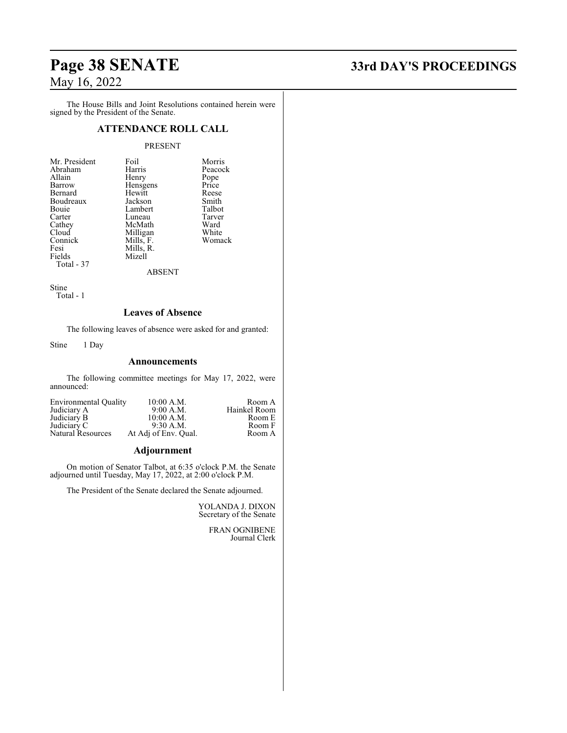The House Bills and Joint Resolutions contained herein were signed by the President of the Senate.

## ATTENDANCE ROLL CALL

PRESENT

| | | |
|---|---|---|
| Mr. President | Foil | Morris |
| Abraham | Harris | Peacock |
| Allain | Henry | Pope |
| Barrow | Hensgens | Price |
| Bernard | Hewitt | Reese |
| Boudreaux | Jackson | Smith |
| Bouie | Lambert | Talbot |
| Carter | Luneau | Tarver |
| Cathey | McMath | Ward |
| Cloud | Milligan | White |
| Connick | Mills, F. | Womack |
| Fesi | Mills, R. | |
| Fields | Mizell | |

Total - 37

ABSENT

Stine

Total - 1

## Leaves of Absence

The following leaves of absence were asked for and granted:

Stine 1 Day

## Announcements

The following committee meetings for May 17, 2022, were announced:

| | | |
|---|---|---|
| Environmental Quality | 10:00 A.M. | Room A |
| Judiciary A | 9:00 A.M. | Hainkel Room |
| Judiciary B | 10:00 A.M. | Room E |
| Judiciary C | 9:30 A.M. | Room F |
| Natural Resources | At Adj of Env. Qual. | Room A |

## Adjournment

On motion of Senator Talbot, at 6:35 o'clock P.M. the Senate adjourned until Tuesday, May 17, 2022, at 2:00 o'clock P.M.

The President of the Senate declared the Senate adjourned.

YOLANDA J. DIXON
Secretary of the Senate

FRAN OGNIBENE
Journal Clerk